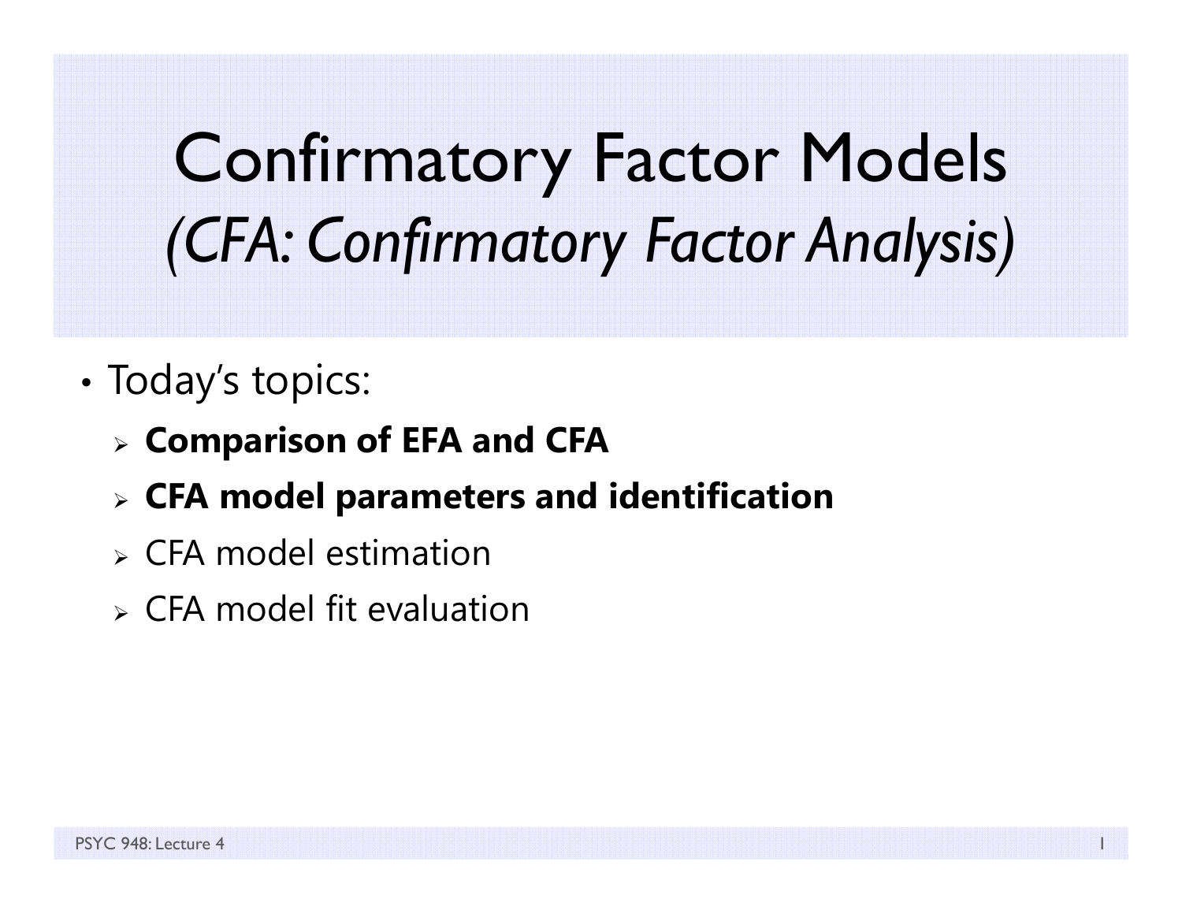# Confirmatory Factor Models
## *(CFA: Confirmatory Factor Analysis)*

- Today's topics:
  - **Comparison of EFA and CFA**
  - **CFA model parameters and identification**
  - CFA model estimation
  - CFA model fit evaluation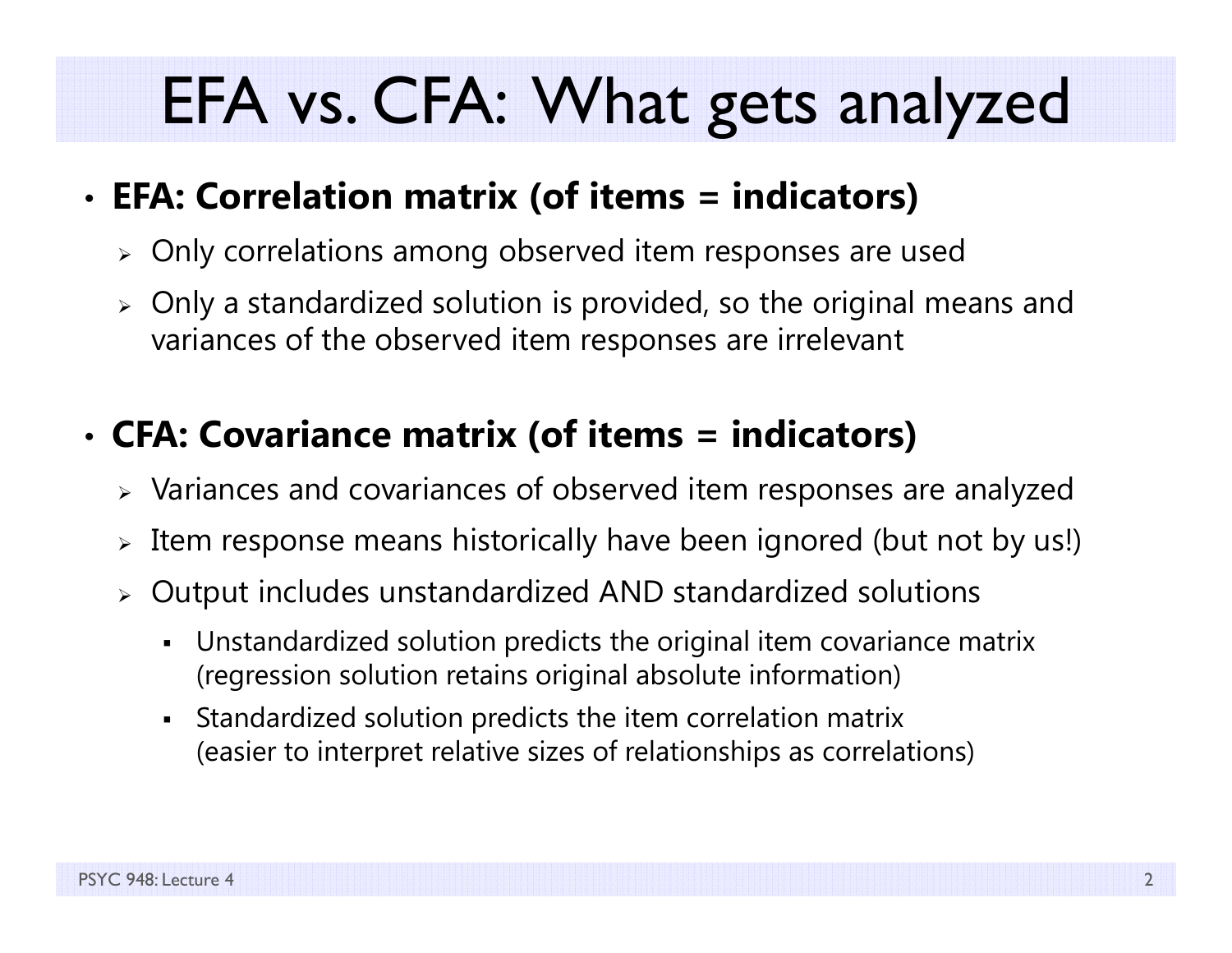# EFA vs. CFA: What gets analyzed

- **EFA: Correlation matrix (of items = indicators)**
  - Only correlations among observed item responses are used
  - Only a standardized solution is provided, so the original means and variances of the observed item responses are irrelevant

- **CFA: Covariance matrix (of items = indicators)**
  - Variances and covariances of observed item responses are analyzed
  - Item response means historically have been ignored (but not by us!)
  - Output includes unstandardized AND standardized solutions
    - Unstandardized solution predicts the original item covariance matrix (regression solution retains original absolute information)
    - Standardized solution predicts the item correlation matrix (easier to interpret relative sizes of relationships as correlations)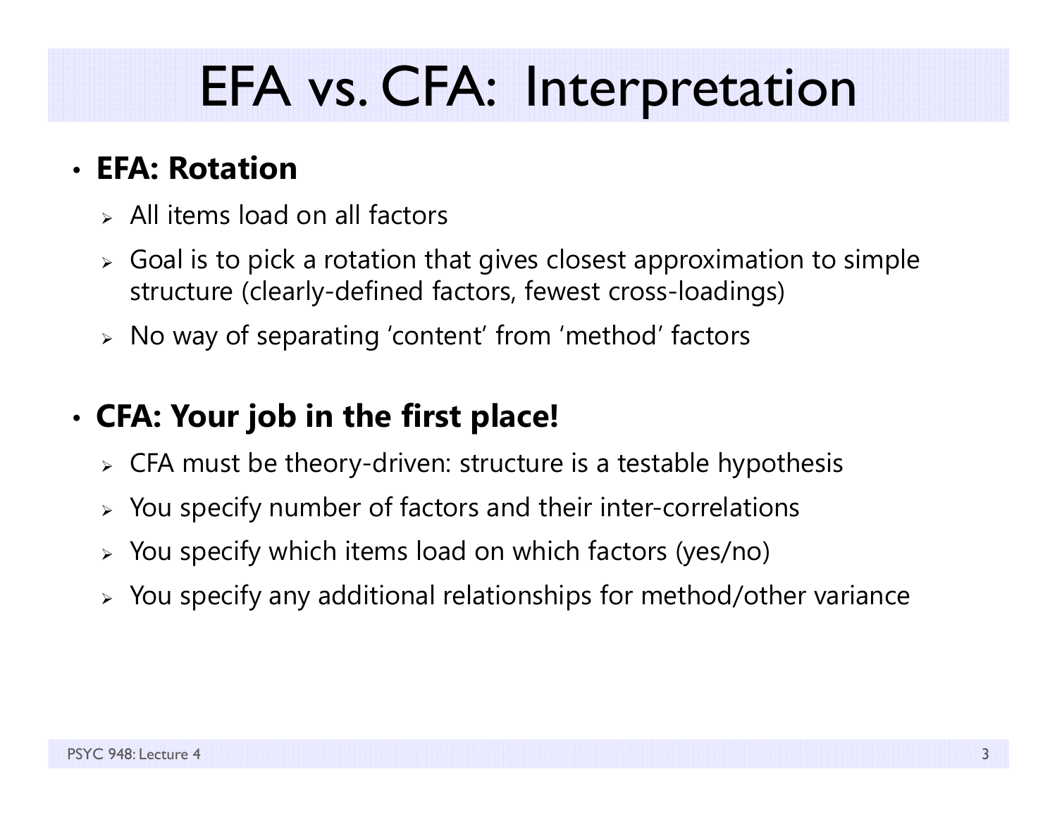# EFA vs. CFA: Interpretation

- **EFA: Rotation**
  - All items load on all factors
  - Goal is to pick a rotation that gives closest approximation to simple structure (clearly-defined factors, fewest cross-loadings)
  - No way of separating 'content' from 'method' factors

- **CFA: Your job in the first place!**
  - CFA must be theory-driven: structure is a testable hypothesis
  - You specify number of factors and their inter-correlations
  - You specify which items load on which factors (yes/no)
  - You specify any additional relationships for method/other variance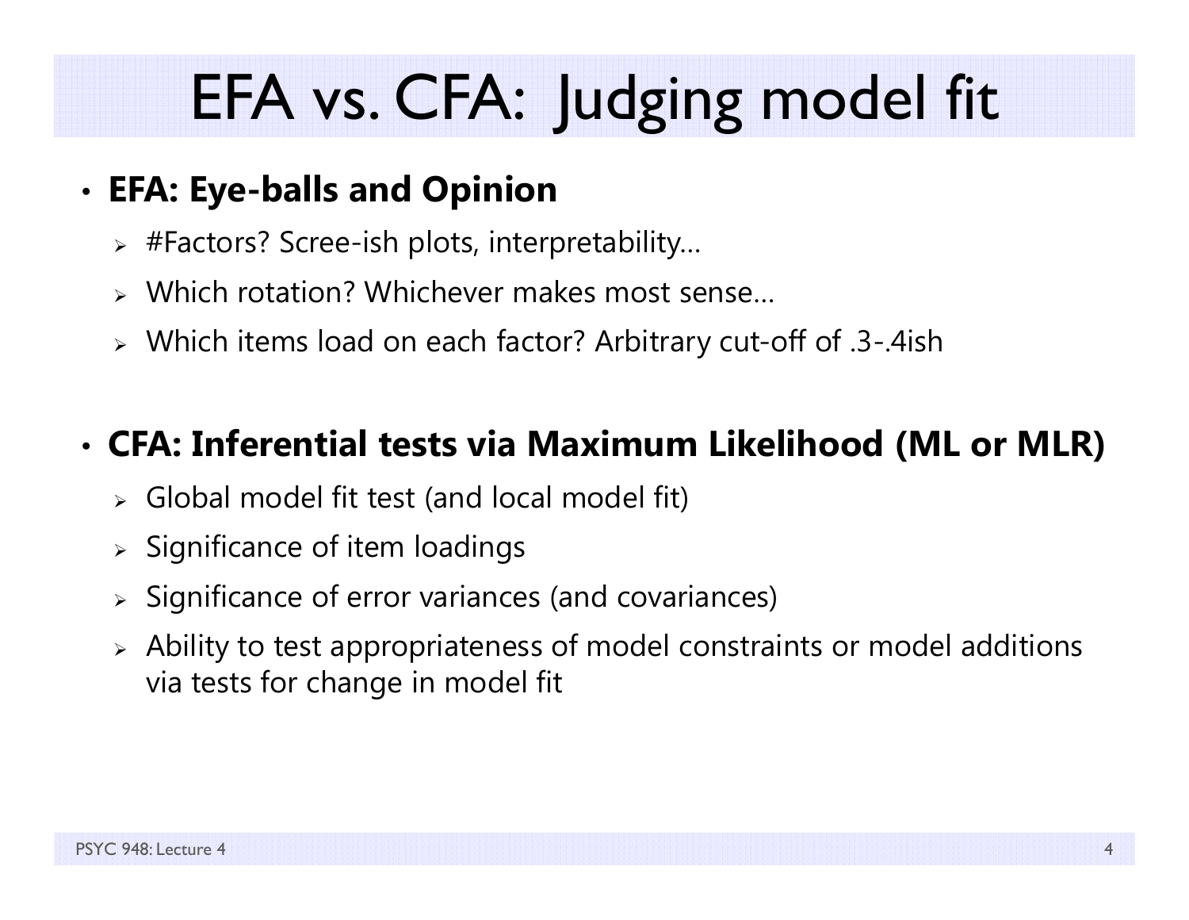# EFA vs. CFA: Judging model fit

- **EFA: Eye-balls and Opinion**
  - #Factors? Scree-ish plots, interpretability…
  - Which rotation? Whichever makes most sense…
  - Which items load on each factor? Arbitrary cut-off of .3-.4ish

- **CFA: Inferential tests via Maximum Likelihood (ML or MLR)**
  - Global model fit test (and local model fit)
  - Significance of item loadings
  - Significance of error variances (and covariances)
  - Ability to test appropriateness of model constraints or model additions via tests for change in model fit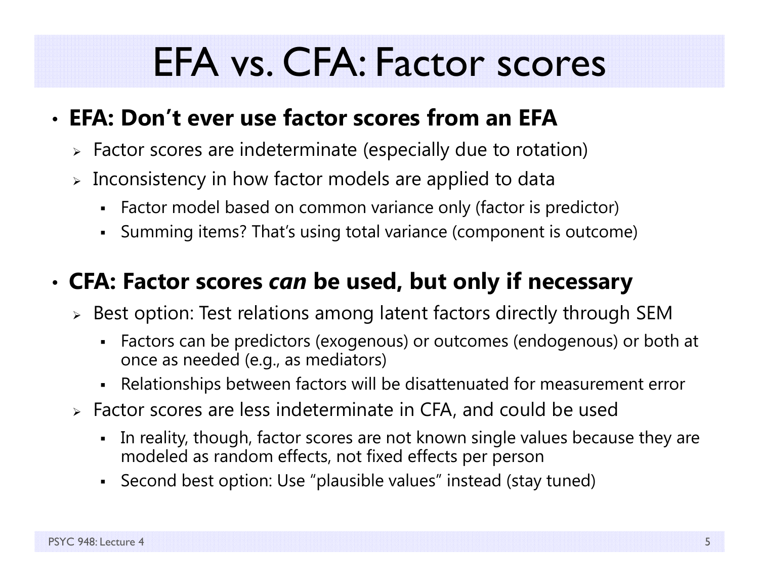# EFA vs. CFA: Factor scores

- **EFA: Don't ever use factor scores from an EFA**
  - Factor scores are indeterminate (especially due to rotation)
  - Inconsistency in how factor models are applied to data
    - Factor model based on common variance only (factor is predictor)
    - Summing items? That's using total variance (component is outcome)
- **CFA: Factor scores *can* be used, but only if necessary**
  - Best option: Test relations among latent factors directly through SEM
    - Factors can be predictors (exogenous) or outcomes (endogenous) or both at once as needed (e.g., as mediators)
    - Relationships between factors will be disattenuated for measurement error
  - Factor scores are less indeterminate in CFA, and could be used
    - In reality, though, factor scores are not known single values because they are modeled as random effects, not fixed effects per person
    - Second best option: Use "plausible values" instead (stay tuned)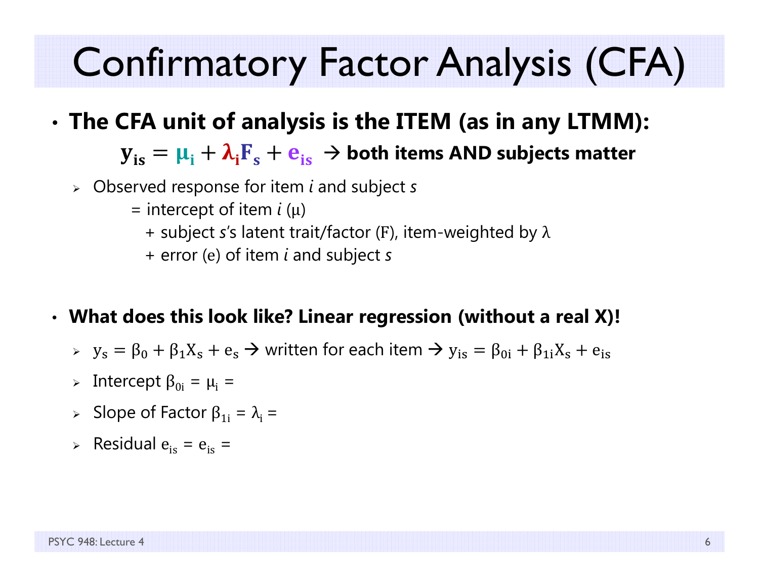# Confirmatory Factor Analysis (CFA)

- **The CFA unit of analysis is the ITEM (as in any LTMM):**

  $\mathbf{y_{is} = \mu_i + \lambda_i F_s + e_{is}}$ → **both items AND subjects matter**

  - Observed response for item *i* and subject *s*
    - = intercept of item $i$ ($\mu$)
    - + subject $s$'s latent trait/factor (F), item-weighted by $\lambda$
    - + error (e) of item $i$ and subject $s$

- **What does this look like? Linear regression (without a real X)!**
  - $y_s = \beta_0 + \beta_1 X_s + e_s$ → written for each item → $y_{is} = \beta_{0i} + \beta_{1i} X_s + e_{is}$
  - Intercept $\beta_{0i} = \mu_i =$
  - Slope of Factor $\beta_{1i} = \lambda_i =$
  - Residual $e_{is} = e_{is} =$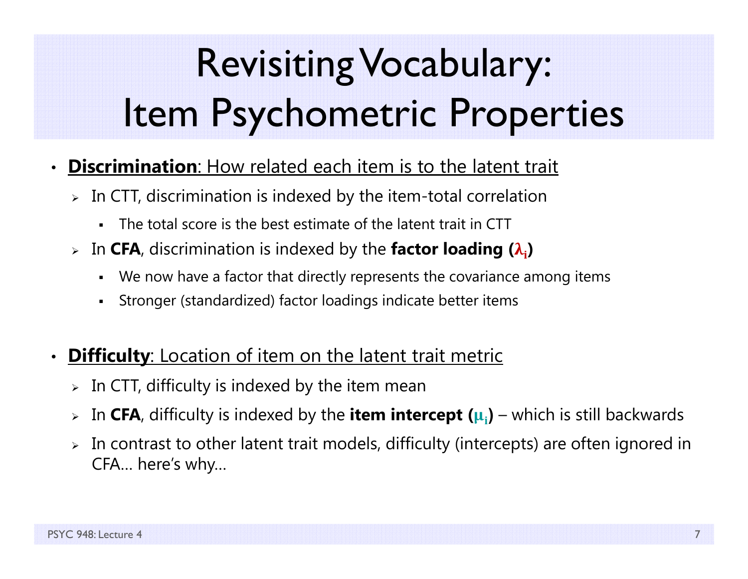# Revisiting Vocabulary: Item Psychometric Properties

- **Discrimination**: How related each item is to the latent trait
  - In CTT, discrimination is indexed by the item-total correlation
    - The total score is the best estimate of the latent trait in CTT
  - In **CFA**, discrimination is indexed by the **factor loading ($\lambda_i$)**
    - We now have a factor that directly represents the covariance among items
    - Stronger (standardized) factor loadings indicate better items

- **Difficulty**: Location of item on the latent trait metric
  - In CTT, difficulty is indexed by the item mean
  - In **CFA**, difficulty is indexed by the **item intercept ($\mu_i$)** – which is still backwards
  - In contrast to other latent trait models, difficulty (intercepts) are often ignored in CFA… here's why…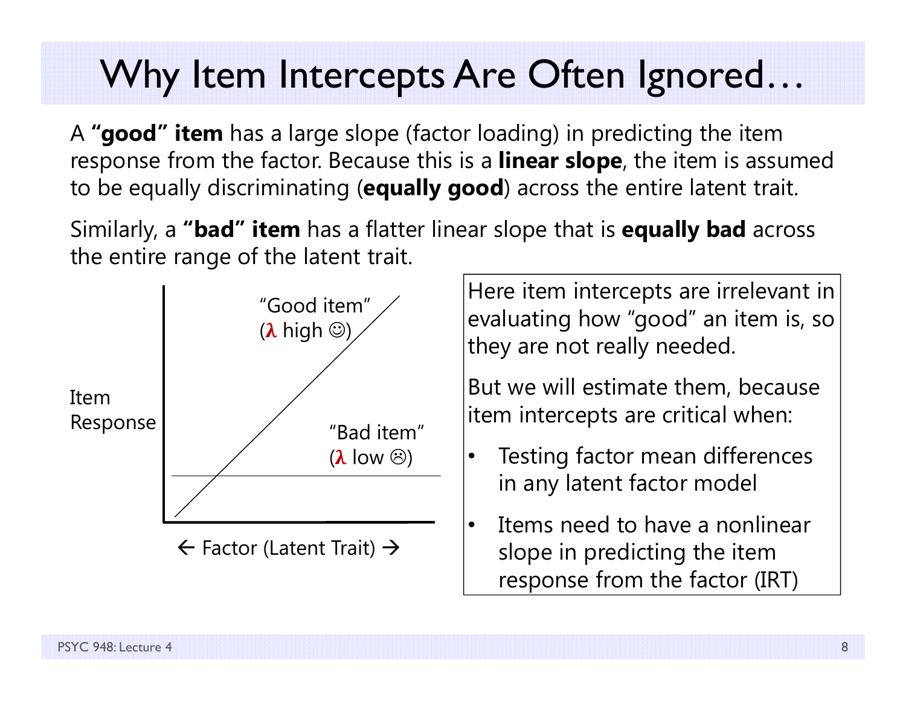# Why Item Intercepts Are Often Ignored…

A **"good" item** has a large slope (factor loading) in predicting the item response from the factor. Because this is a **linear slope**, the item is assumed to be equally discriminating (**equally good**) across the entire latent trait.

Similarly, a **"bad" item** has a flatter linear slope that is **equally bad** across the entire range of the latent trait.

Item Response

"Good item" ($\lambda$ high ☺)

"Bad item" ($\lambda$ low ☹)

← Factor (Latent Trait) →

Here item intercepts are irrelevant in evaluating how "good" an item is, so they are not really needed.

But we will estimate them, because item intercepts are critical when:

- Testing factor mean differences in any latent factor model
- Items need to have a nonlinear slope in predicting the item response from the factor (IRT)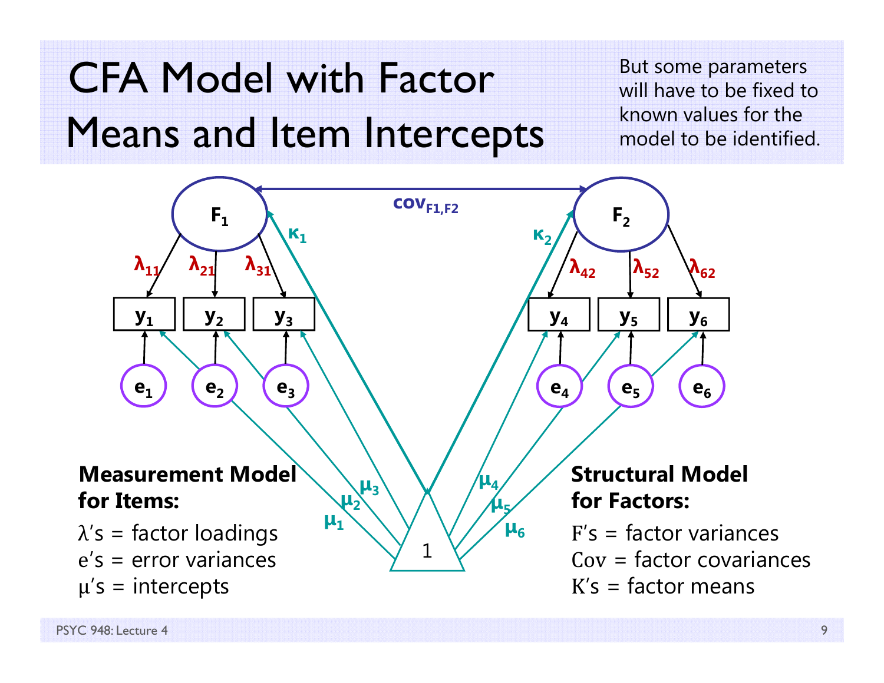# CFA Model with Factor Means and Item Intercepts

But some parameters will have to be fixed to known values for the model to be identified.

**Measurement Model for Items:**

$\lambda$'s = factor loadings

e's = error variances

$\mu$'s = intercepts

**Structural Model for Factors:**

F's = factor variances

Cov = factor covariances

K's = factor means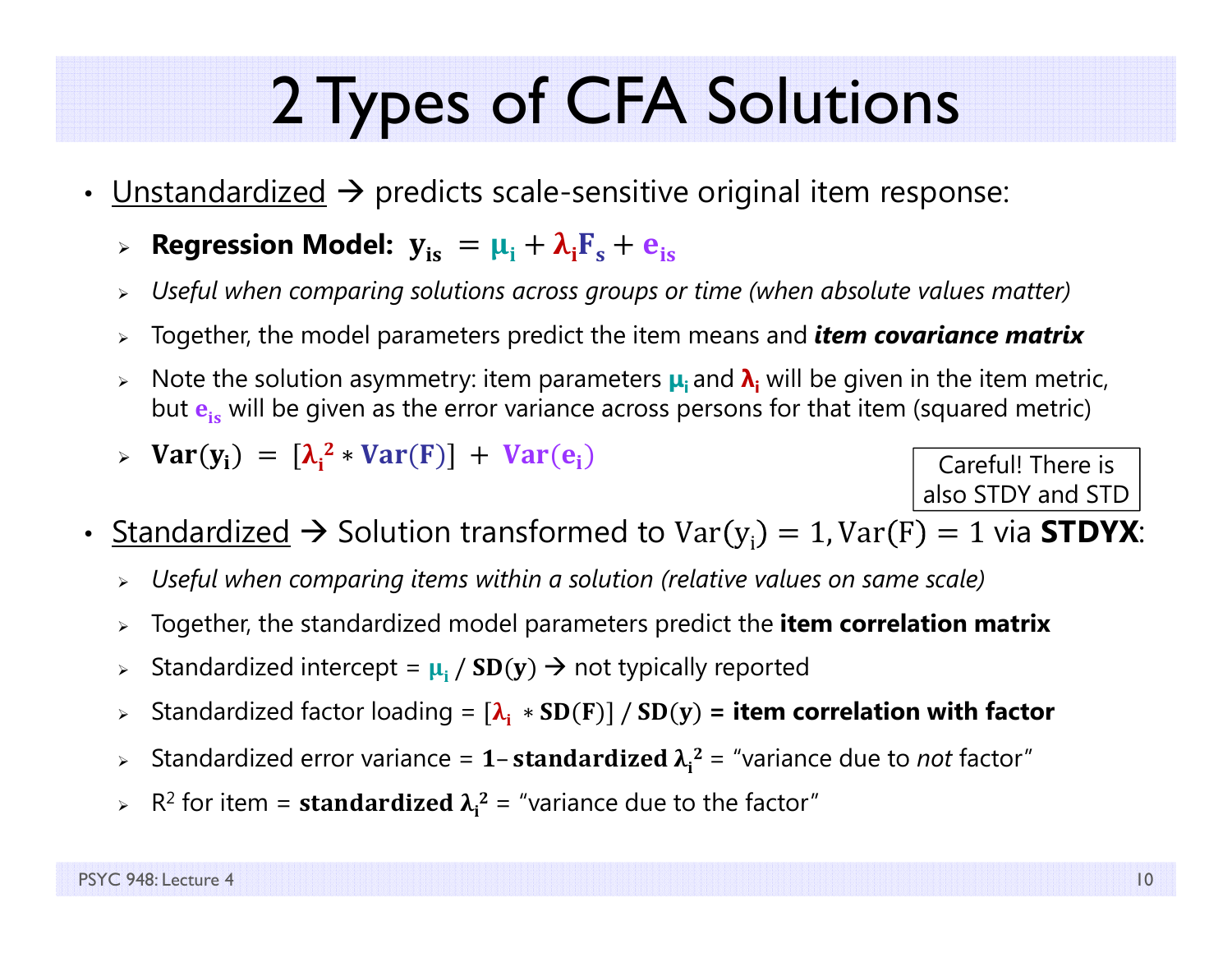# 2 Types of CFA Solutions

- Unstandardized → predicts scale-sensitive original item response:
  - **Regression Model:** $\mathbf{y_{is}} = \mu_i + \lambda_i F_s + e_{is}$
  - *Useful when comparing solutions across groups or time (when absolute values matter)*
  - Together, the model parameters predict the item means and ***item covariance matrix***
  - Note the solution asymmetry: item parameters $\mu_i$ and $\lambda_i$ will be given in the item metric, but $e_{is}$ will be given as the error variance across persons for that item (squared metric)
  - $\mathbf{Var(y_i)} = [\lambda_i^2 * \mathbf{Var(F)}] + \mathbf{Var(e_i)}$

Careful! There is also STDY and STD

- Standardized → Solution transformed to $\mathrm{Var}(y_i) = 1, \mathrm{Var}(F) = 1$ via **STDYX**:
  - *Useful when comparing items within a solution (relative values on same scale)*
  - Together, the standardized model parameters predict the **item correlation matrix**
  - Standardized intercept = $\mu_i$ / $\mathbf{SD(y)}$ → not typically reported
  - Standardized factor loading = $[\lambda_i * \mathbf{SD(F)}]$ / $\mathbf{SD(y)}$ **= item correlation with factor**
  - Standardized error variance = $\mathbf{1 - standardized\ \lambda_i^2}$ = "variance due to *not* factor"
  - $R^2$ for item = $\mathbf{standardized\ \lambda_i^2}$ = "variance due to the factor"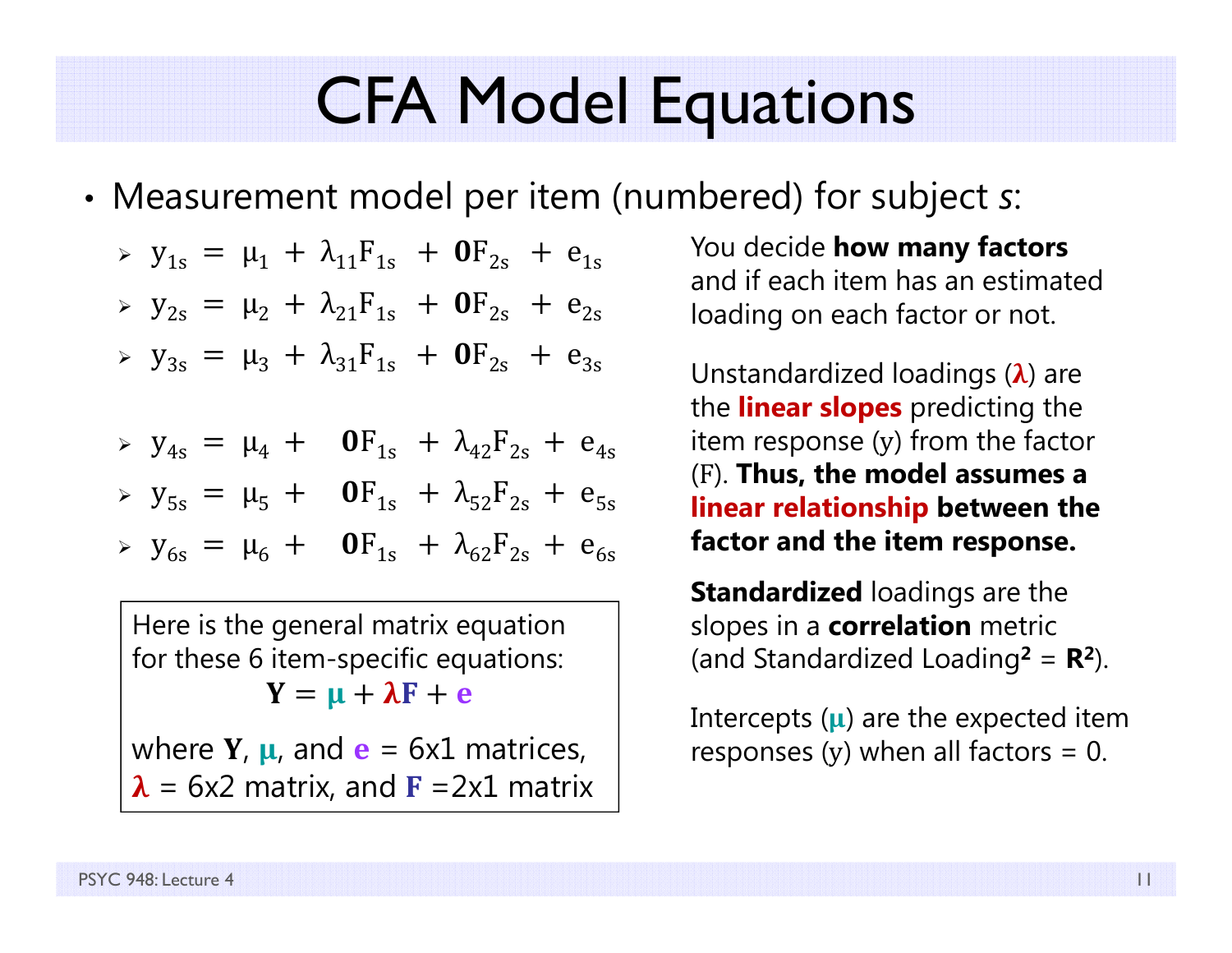# CFA Model Equations

- Measurement model per item (numbered) for subject *s*:
  - $y_{1s} = \mu_1 + \lambda_{11}F_{1s} + \mathbf{0}F_{2s} + e_{1s}$
  - $y_{2s} = \mu_2 + \lambda_{21}F_{1s} + \mathbf{0}F_{2s} + e_{2s}$
  - $y_{3s} = \mu_3 + \lambda_{31}F_{1s} + \mathbf{0}F_{2s} + e_{3s}$
  - $y_{4s} = \mu_4 + \mathbf{0}F_{1s} + \lambda_{42}F_{2s} + e_{4s}$
  - $y_{5s} = \mu_5 + \mathbf{0}F_{1s} + \lambda_{52}F_{2s} + e_{5s}$
  - $y_{6s} = \mu_6 + \mathbf{0}F_{1s} + \lambda_{62}F_{2s} + e_{6s}$

Here is the general matrix equation for these 6 item-specific equations:

$$\mathbf{Y} = \boldsymbol{\mu} + \boldsymbol{\lambda}\mathbf{F} + \mathbf{e}$$

where $\mathbf{Y}$, $\boldsymbol{\mu}$, and $\mathbf{e}$ = 6x1 matrices, $\boldsymbol{\lambda}$ = 6x2 matrix, and $\mathbf{F}$ =2x1 matrix

You decide **how many factors** and if each item has an estimated loading on each factor or not.

Unstandardized loadings (**λ**) are the **linear slopes** predicting the item response (y) from the factor (F). **Thus, the model assumes a linear relationship between the factor and the item response.**

**Standardized** loadings are the slopes in a **correlation** metric (and Standardized Loading$^2$ = $R^2$).

Intercepts ($\mu$) are the expected item responses (y) when all factors = 0.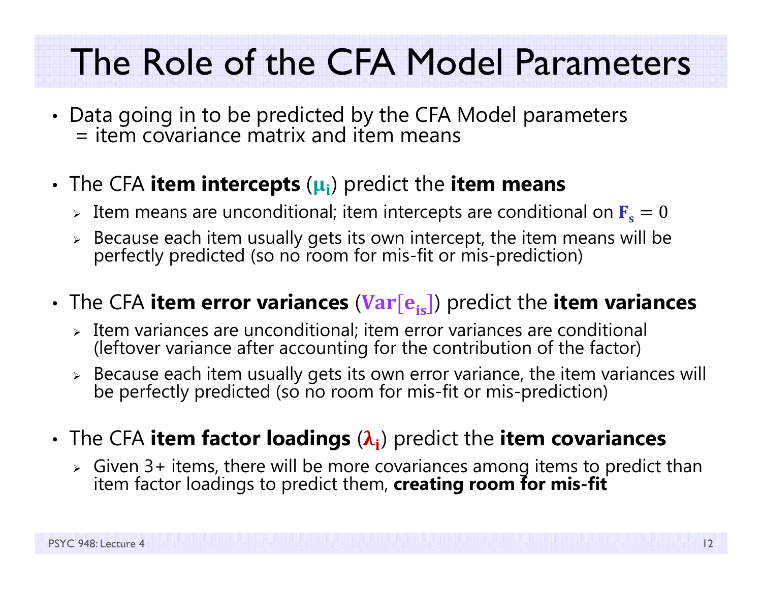# The Role of the CFA Model Parameters

- Data going in to be predicted by the CFA Model parameters = item covariance matrix and item means
- The CFA **item intercepts** ($\mu_i$) predict the **item means**
  - Item means are unconditional; item intercepts are conditional on $F_s = 0$
  - Because each item usually gets its own intercept, the item means will be perfectly predicted (so no room for mis-fit or mis-prediction)
- The CFA **item error variances** ($Var[e_{is}]$) predict the **item variances**
  - Item variances are unconditional; item error variances are conditional (leftover variance after accounting for the contribution of the factor)
  - Because each item usually gets its own error variance, the item variances will be perfectly predicted (so no room for mis-fit or mis-prediction)
- The CFA **item factor loadings** ($\lambda_i$) predict the **item covariances**
  - Given 3+ items, there will be more covariances among items to predict than item factor loadings to predict them, **creating room for mis-fit**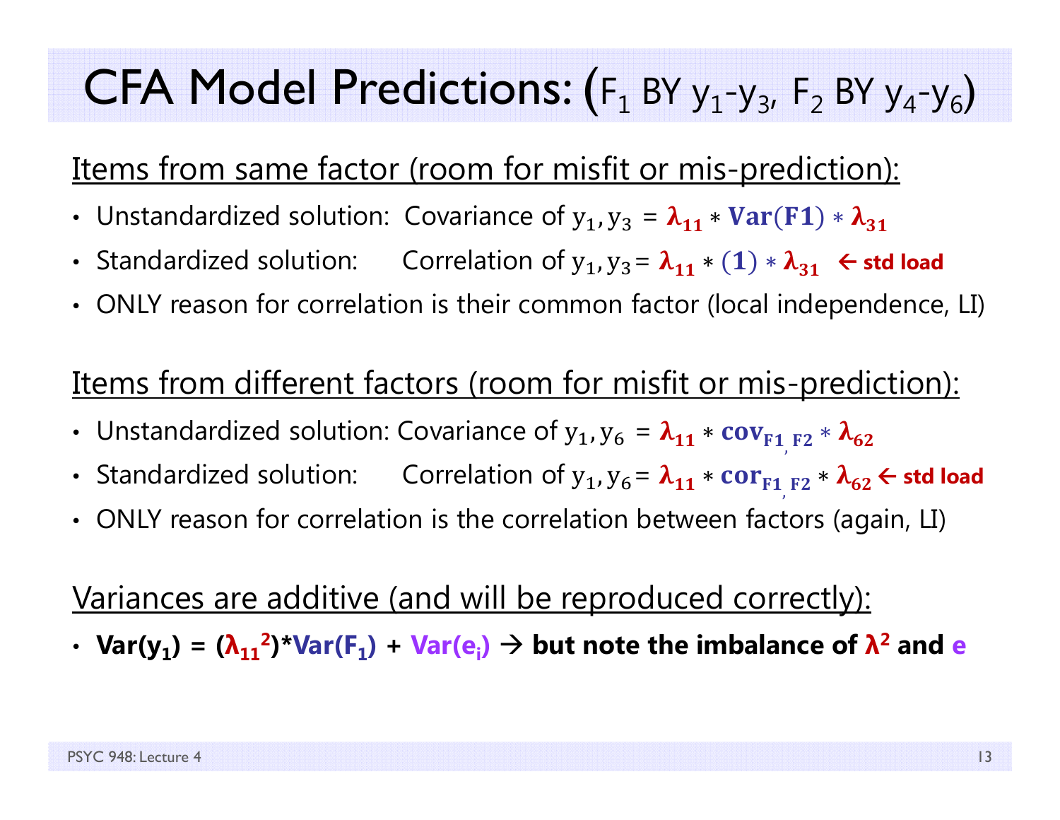# CFA Model Predictions: ($F_1$ BY $y_1$-$y_3$, $F_2$ BY $y_4$-$y_6$)

Items from same factor (room for misfit or mis-prediction):

- Unstandardized solution: Covariance of $y_1, y_3$ = $\lambda_{11} * \mathbf{Var(F1)} * \lambda_{31}$
- Standardized solution: Correlation of $y_1, y_3$ = $\lambda_{11} * (1) * \lambda_{31}$ ← **std load**
- ONLY reason for correlation is their common factor (local independence, LI)

Items from different factors (room for misfit or mis-prediction):

- Unstandardized solution: Covariance of $y_1, y_6$ = $\lambda_{11} * \mathbf{cov}_{F1,F2} * \lambda_{62}$
- Standardized solution: Correlation of $y_1, y_6$ = $\lambda_{11} * \mathbf{cor}_{F1,F2} * \lambda_{62}$ ← **std load**
- ONLY reason for correlation is the correlation between factors (again, LI)

Variances are additive (and will be reproduced correctly):

- **$Var(y_1)$ = $(\lambda_{11}^2)$\*$Var(F_1)$ + $Var(e_i)$ → but note the imbalance of $\lambda^2$ and $e$**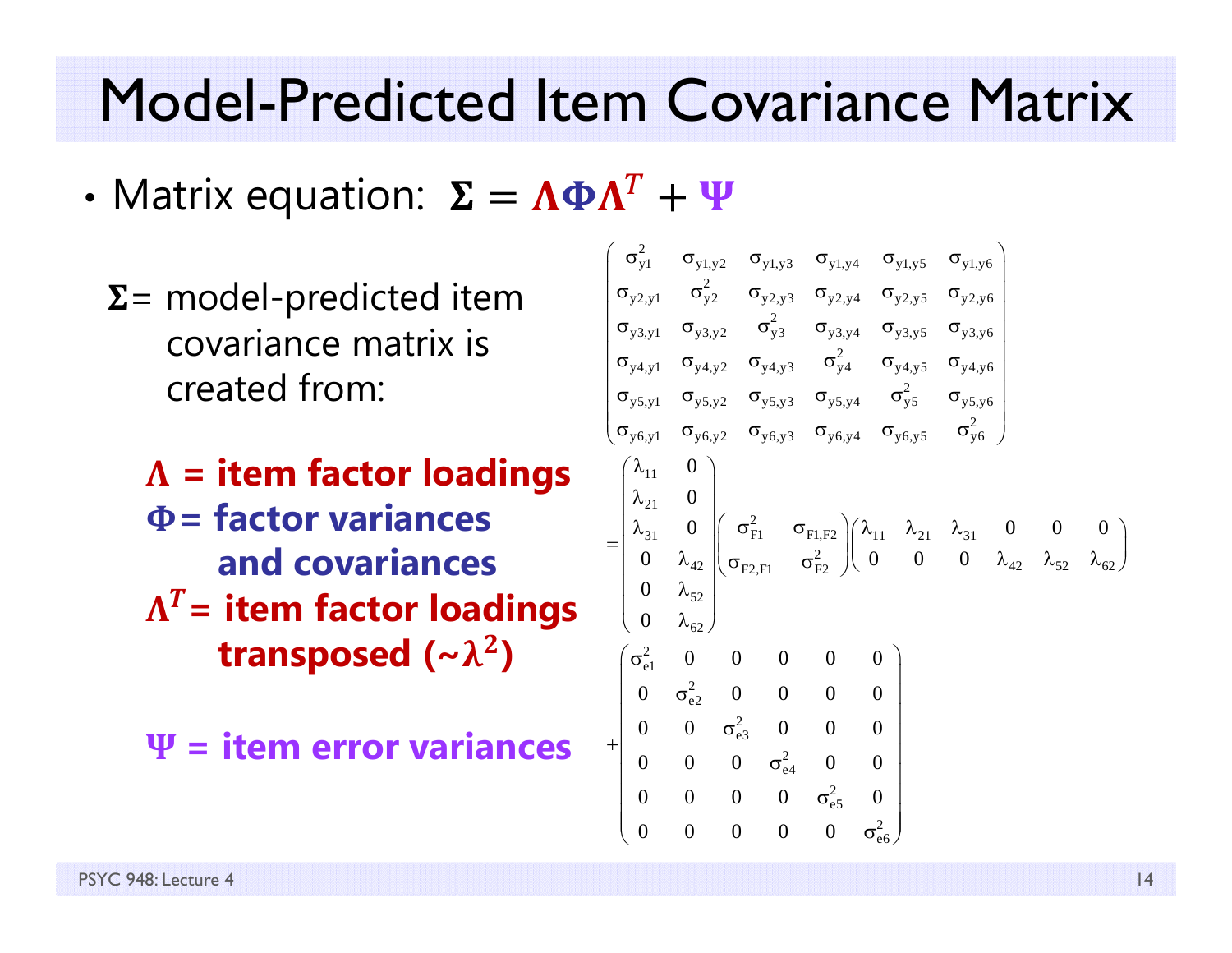# Model-Predicted Item Covariance Matrix

- Matrix equation: $\boldsymbol{\Sigma} = \boldsymbol{\Lambda\Phi\Lambda}^T + \boldsymbol{\Psi}$

  $\boldsymbol{\Sigma}$= model-predicted item covariance matrix is created from:

  **$\boldsymbol{\Lambda}$ = item factor loadings**
  **$\boldsymbol{\Phi}$= factor variances and covariances**
  **$\boldsymbol{\Lambda}^T$= item factor loadings transposed (~$\boldsymbol{\lambda}^2$)**

  **$\boldsymbol{\Psi}$ = item error variances**

$$
\begin{pmatrix}
\sigma^2_{y1} & \sigma_{y1,y2} & \sigma_{y1,y3} & \sigma_{y1,y4} & \sigma_{y1,y5} & \sigma_{y1,y6} \\
\sigma_{y2,y1} & \sigma^2_{y2} & \sigma_{y2,y3} & \sigma_{y2,y4} & \sigma_{y2,y5} & \sigma_{y2,y6} \\
\sigma_{y3,y1} & \sigma_{y3,y2} & \sigma^2_{y3} & \sigma_{y3,y4} & \sigma_{y3,y5} & \sigma_{y3,y6} \\
\sigma_{y4,y1} & \sigma_{y4,y2} & \sigma_{y4,y3} & \sigma^2_{y4} & \sigma_{y4,y5} & \sigma_{y4,y6} \\
\sigma_{y5,y1} & \sigma_{y5,y2} & \sigma_{y5,y3} & \sigma_{y5,y4} & \sigma^2_{y5} & \sigma_{y5,y6} \\
\sigma_{y6,y1} & \sigma_{y6,y2} & \sigma_{y6,y3} & \sigma_{y6,y4} & \sigma_{y6,y5} & \sigma^2_{y6}
\end{pmatrix}
$$

$$
= \begin{pmatrix}
\lambda_{11} & 0 \\
\lambda_{21} & 0 \\
\lambda_{31} & 0 \\
0 & \lambda_{42} \\
0 & \lambda_{52} \\
0 & \lambda_{62}
\end{pmatrix}
\begin{pmatrix}
\sigma^2_{F1} & \sigma_{F1,F2} \\
\sigma_{F2,F1} & \sigma^2_{F2}
\end{pmatrix}
\begin{pmatrix}
\lambda_{11} & \lambda_{21} & \lambda_{31} & 0 & 0 & 0 \\
0 & 0 & 0 & \lambda_{42} & \lambda_{52} & \lambda_{62}
\end{pmatrix}
$$

$$
+ \begin{pmatrix}
\sigma^2_{e1} & 0 & 0 & 0 & 0 & 0 \\
0 & \sigma^2_{e2} & 0 & 0 & 0 & 0 \\
0 & 0 & \sigma^2_{e3} & 0 & 0 & 0 \\
0 & 0 & 0 & \sigma^2_{e4} & 0 & 0 \\
0 & 0 & 0 & 0 & \sigma^2_{e5} & 0 \\
0 & 0 & 0 & 0 & 0 & \sigma^2_{e6}
\end{pmatrix}
$$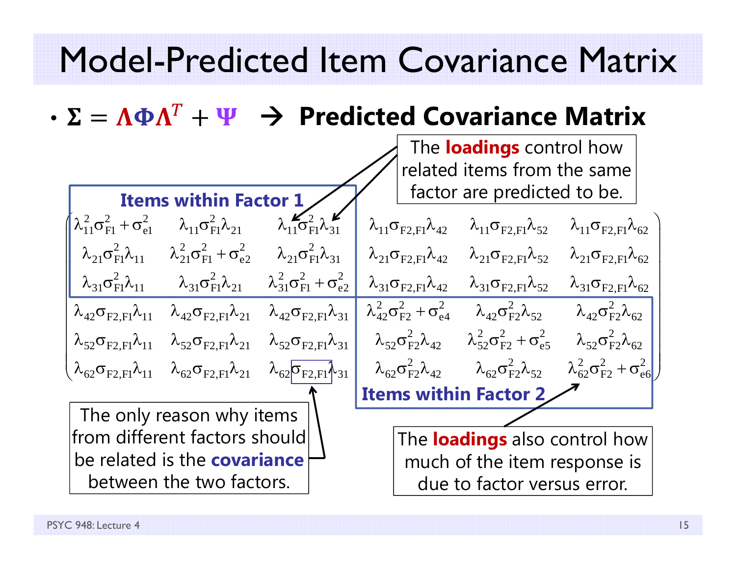# Model-Predicted Item Covariance Matrix

- $\mathbf{\Sigma} = \mathbf{\Lambda}\mathbf{\Phi}\mathbf{\Lambda}^T + \mathbf{\Psi}$ → **Predicted Covariance Matrix**

**Items within Factor 1**

$$
\begin{pmatrix}
\lambda_{11}^2\sigma_{F1}^2 + \sigma_{e1}^2 & \lambda_{11}\sigma_{F1}^2\lambda_{21} & \lambda_{11}\sigma_{F1}^2\lambda_{31} & \lambda_{11}\sigma_{F2,F1}\lambda_{42} & \lambda_{11}\sigma_{F2,F1}\lambda_{52} & \lambda_{11}\sigma_{F2,F1}\lambda_{62} \\
\lambda_{21}\sigma_{F1}^2\lambda_{11} & \lambda_{21}^2\sigma_{F1}^2 + \sigma_{e2}^2 & \lambda_{21}\sigma_{F1}^2\lambda_{31} & \lambda_{21}\sigma_{F2,F1}\lambda_{42} & \lambda_{21}\sigma_{F2,F1}\lambda_{52} & \lambda_{21}\sigma_{F2,F1}\lambda_{62} \\
\lambda_{31}\sigma_{F1}^2\lambda_{11} & \lambda_{31}\sigma_{F1}^2\lambda_{21} & \lambda_{31}^2\sigma_{F1}^2 + \sigma_{e2}^2 & \lambda_{31}\sigma_{F2,F1}\lambda_{42} & \lambda_{31}\sigma_{F2,F1}\lambda_{52} & \lambda_{31}\sigma_{F2,F1}\lambda_{62} \\
\lambda_{42}\sigma_{F2,F1}\lambda_{11} & \lambda_{42}\sigma_{F2,F1}\lambda_{21} & \lambda_{42}\sigma_{F2,F1}\lambda_{31} & \lambda_{42}^2\sigma_{F2}^2 + \sigma_{e4}^2 & \lambda_{42}\sigma_{F2}^2\lambda_{52} & \lambda_{42}\sigma_{F2}^2\lambda_{62} \\
\lambda_{52}\sigma_{F2,F1}\lambda_{11} & \lambda_{52}\sigma_{F2,F1}\lambda_{21} & \lambda_{52}\sigma_{F2,F1}\lambda_{31} & \lambda_{52}\sigma_{F2}^2\lambda_{42} & \lambda_{52}^2\sigma_{F2}^2 + \sigma_{e5}^2 & \lambda_{52}\sigma_{F2}^2\lambda_{62} \\
\lambda_{62}\sigma_{F2,F1}\lambda_{11} & \lambda_{62}\sigma_{F2,F1}\lambda_{21} & \lambda_{62}\sigma_{F2,F1}\lambda_{31} & \lambda_{62}\sigma_{F2}^2\lambda_{42} & \lambda_{62}\sigma_{F2}^2\lambda_{52} & \lambda_{62}^2\sigma_{F2}^2 + \sigma_{e6}^2
\end{pmatrix}
$$

**Items within Factor 2**

The **loadings** control how related items from the same factor are predicted to be.

The only reason why items from different factors should be related is the **covariance** between the two factors.

The **loadings** also control how much of the item response is due to factor versus error.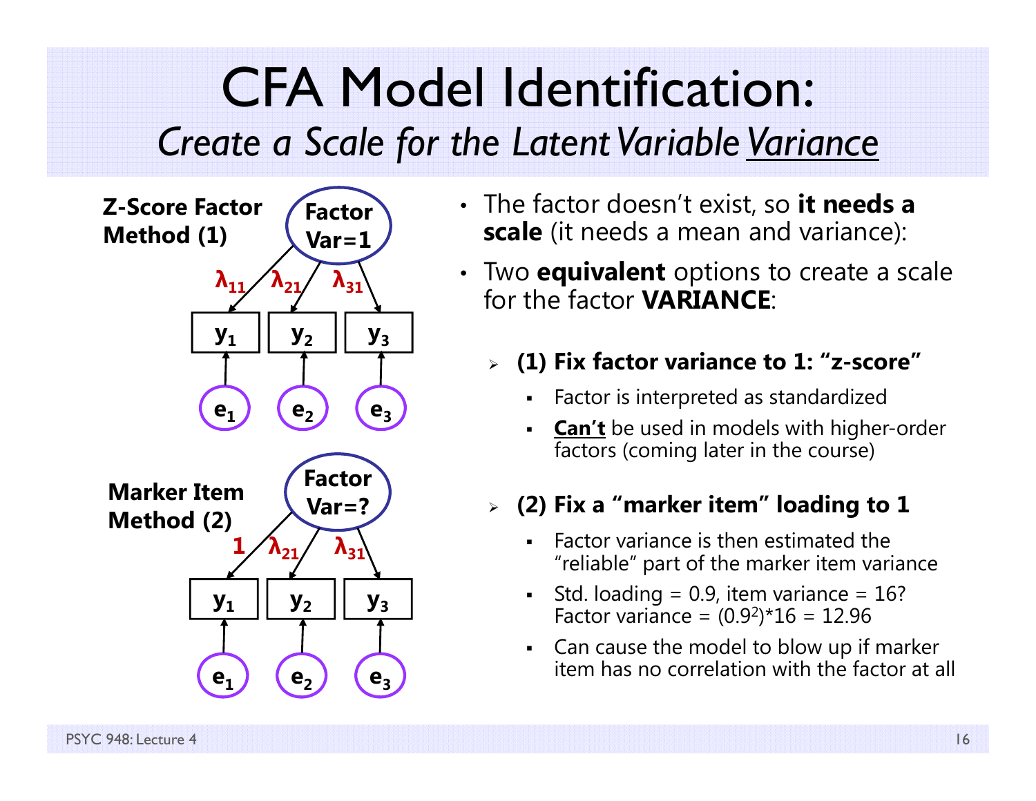# CFA Model Identification:

## *Create a Scale for the Latent Variable Variance*

**Z-Score Factor Method (1)**

Factor Var=1

$\lambda_{11}$, $\lambda_{21}$, $\lambda_{31}$

$y_1$, $y_2$, $y_3$

$e_1$, $e_2$, $e_3$

**Marker Item Method (2)**

Factor Var=?

1, $\lambda_{21}$, $\lambda_{31}$

$y_1$, $y_2$, $y_3$

$e_1$, $e_2$, $e_3$

- The factor doesn't exist, so **it needs a scale** (it needs a mean and variance):
- Two **equivalent** options to create a scale for the factor **VARIANCE**:
  - **(1) Fix factor variance to 1: "z-score"**
    - Factor is interpreted as standardized
    - **Can't** be used in models with higher-order factors (coming later in the course)
  - **(2) Fix a "marker item" loading to 1**
    - Factor variance is then estimated the "reliable" part of the marker item variance
    - Std. loading = 0.9, item variance = 16? Factor variance = $(0.9^2)*16 = 12.96$
    - Can cause the model to blow up if marker item has no correlation with the factor at all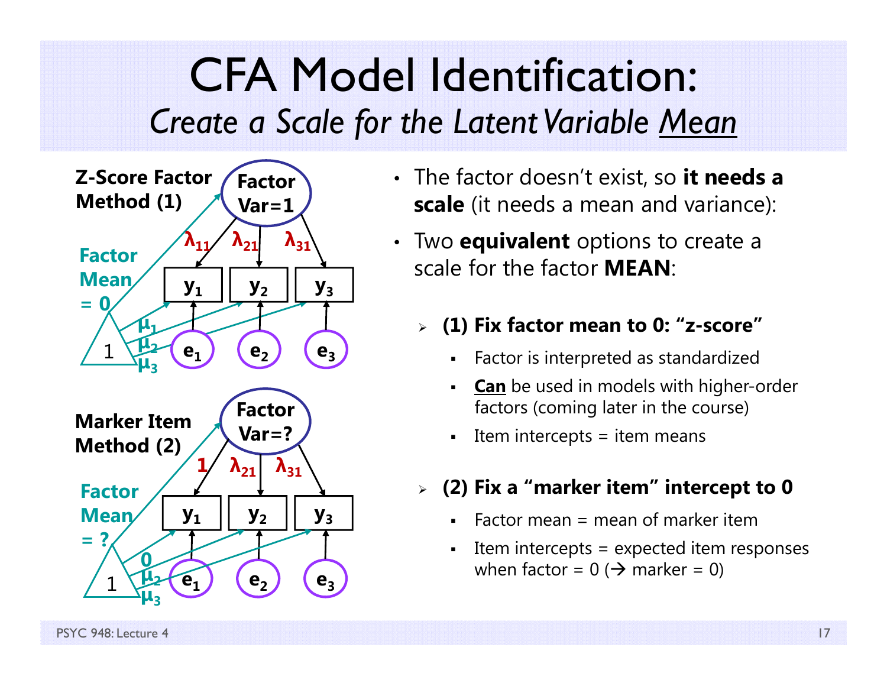# CFA Model Identification:

## *Create a Scale for the Latent Variable Mean*

**Z-Score Factor Method (1)**

Factor Var=1; $\lambda_{11}$, $\lambda_{21}$, $\lambda_{31}$; $y_1$, $y_2$, $y_3$; $e_1$, $e_2$, $e_3$; Factor Mean = 0; 1; $\mu_1$, $\mu_2$, $\mu_3$

**Marker Item Method (2)**

Factor Var=?; 1, $\lambda_{21}$, $\lambda_{31}$; $y_1$, $y_2$, $y_3$; $e_1$, $e_2$, $e_3$; Factor Mean = ?; 1; 0, $\mu_2$, $\mu_3$

- The factor doesn't exist, so **it needs a scale** (it needs a mean and variance):
- Two **equivalent** options to create a scale for the factor **MEAN**:
  - **(1) Fix factor mean to 0: "z-score"**
    - Factor is interpreted as standardized
    - **<u>Can</u>** be used in models with higher-order factors (coming later in the course)
    - Item intercepts = item means
  - **(2) Fix a "marker item" intercept to 0**
    - Factor mean = mean of marker item
    - Item intercepts = expected item responses when factor = 0 (→ marker = 0)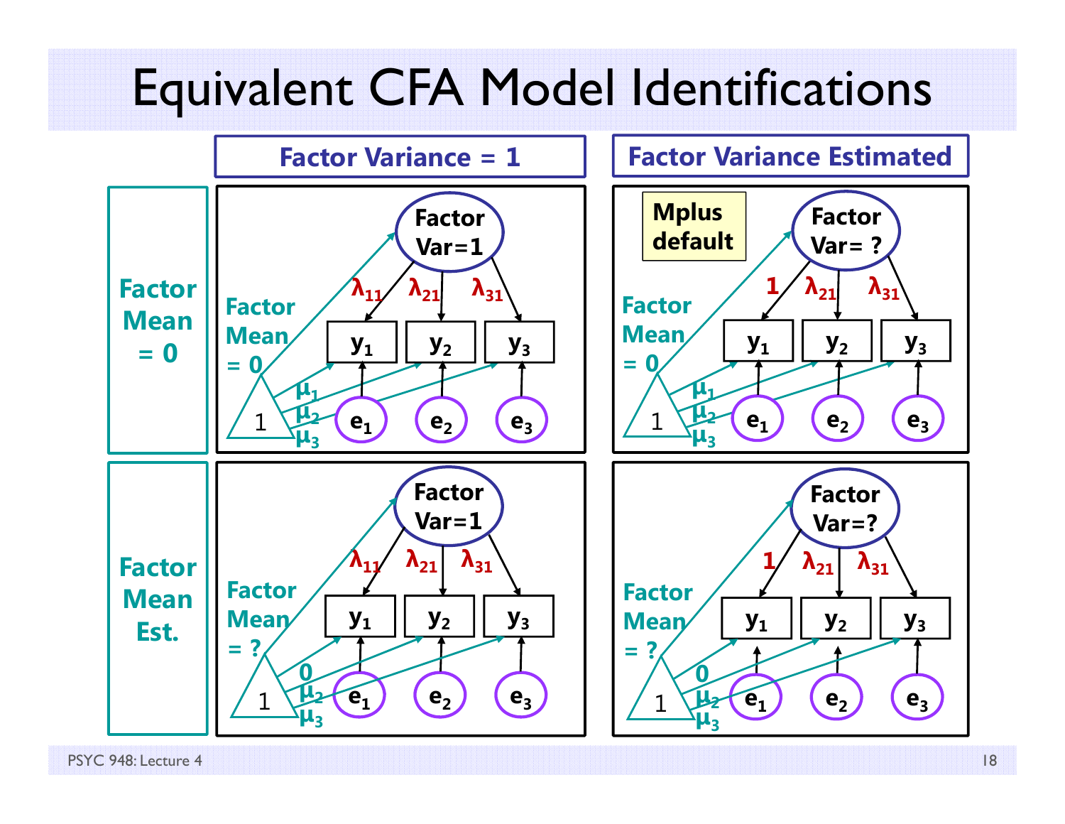# Equivalent CFA Model Identifications

| | Factor Variance = 1 | Factor Variance Estimated |
|---|---|---|
| Factor Mean = 0 | Factor Var=1; Loadings: $\lambda_{11}$, $\lambda_{21}$, $\lambda_{31}$; Factor Mean = 0; Intercepts: $\mu_1$, $\mu_2$, $\mu_3$; Residuals: $e_1$, $e_2$, $e_3$ | **Mplus default**; Factor Var= ?; Loadings: 1, $\lambda_{21}$, $\lambda_{31}$; Factor Mean = 0; Intercepts: $\mu_1$, $\mu_2$, $\mu_3$; Residuals: $e_1$, $e_2$, $e_3$ |
| Factor Mean Est. | Factor Var=1; Loadings: $\lambda_{11}$, $\lambda_{21}$, $\lambda_{31}$; Factor Mean = ?; Intercepts: 0, $\mu_2$, $\mu_3$; Residuals: $e_1$, $e_2$, $e_3$ | Factor Var=?; Loadings: 1, $\lambda_{21}$, $\lambda_{31}$; Factor Mean = ?; Intercepts: 0, $\mu_2$, $\mu_3$; Residuals: $e_1$, $e_2$, $e_3$ |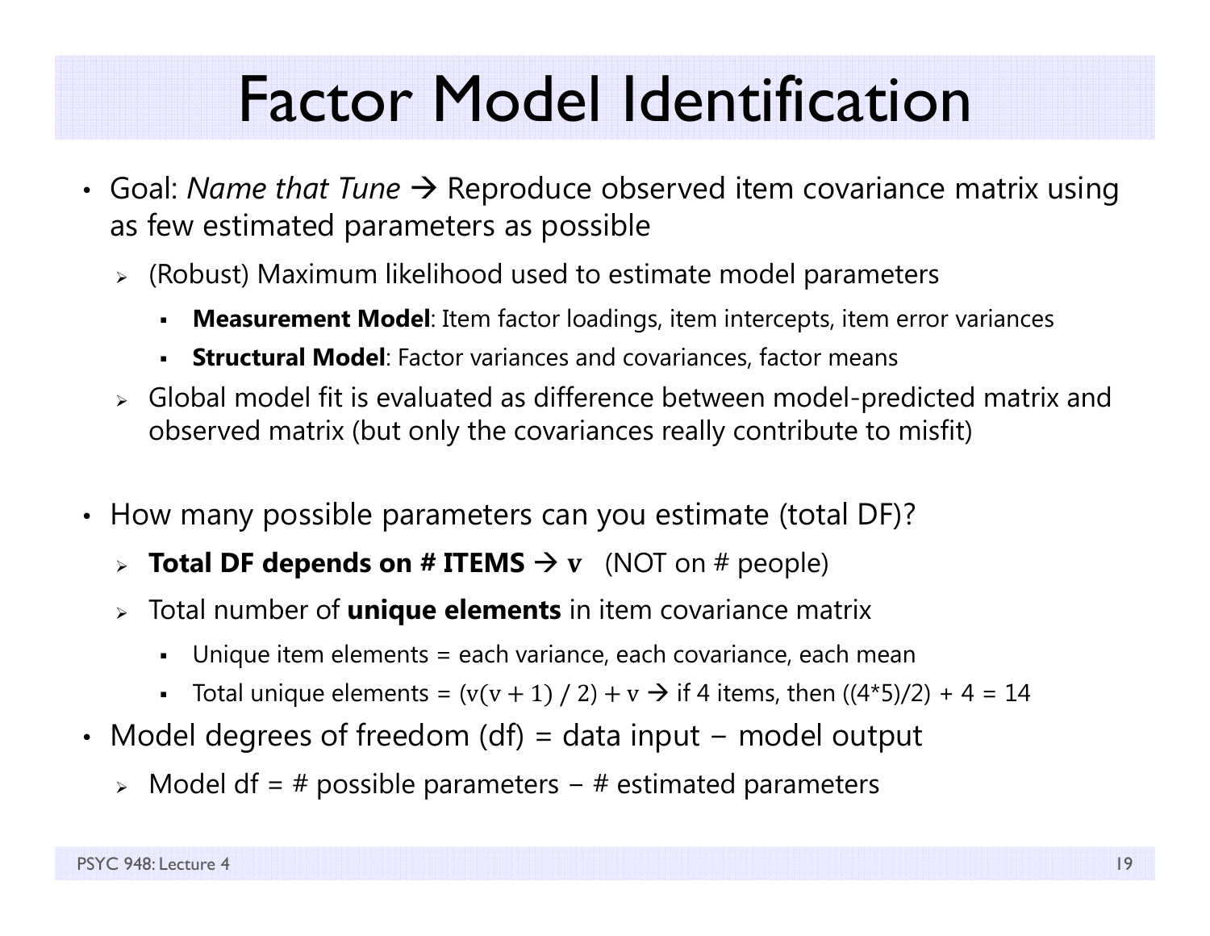# Factor Model Identification

- Goal: *Name that Tune* → Reproduce observed item covariance matrix using as few estimated parameters as possible
  - (Robust) Maximum likelihood used to estimate model parameters
    - **Measurement Model**: Item factor loadings, item intercepts, item error variances
    - **Structural Model**: Factor variances and covariances, factor means
  - Global model fit is evaluated as difference between model-predicted matrix and observed matrix (but only the covariances really contribute to misfit)

- How many possible parameters can you estimate (total DF)?
  - **Total DF depends on # ITEMS → $\mathbf{v}$** (NOT on # people)
  - Total number of **unique elements** in item covariance matrix
    - Unique item elements = each variance, each covariance, each mean
    - Total unique elements = $(v(v+1)/2) + v$ → if 4 items, then ((4*5)/2) + 4 = 14
- Model degrees of freedom (df) = data input − model output
  - Model df = # possible parameters − # estimated parameters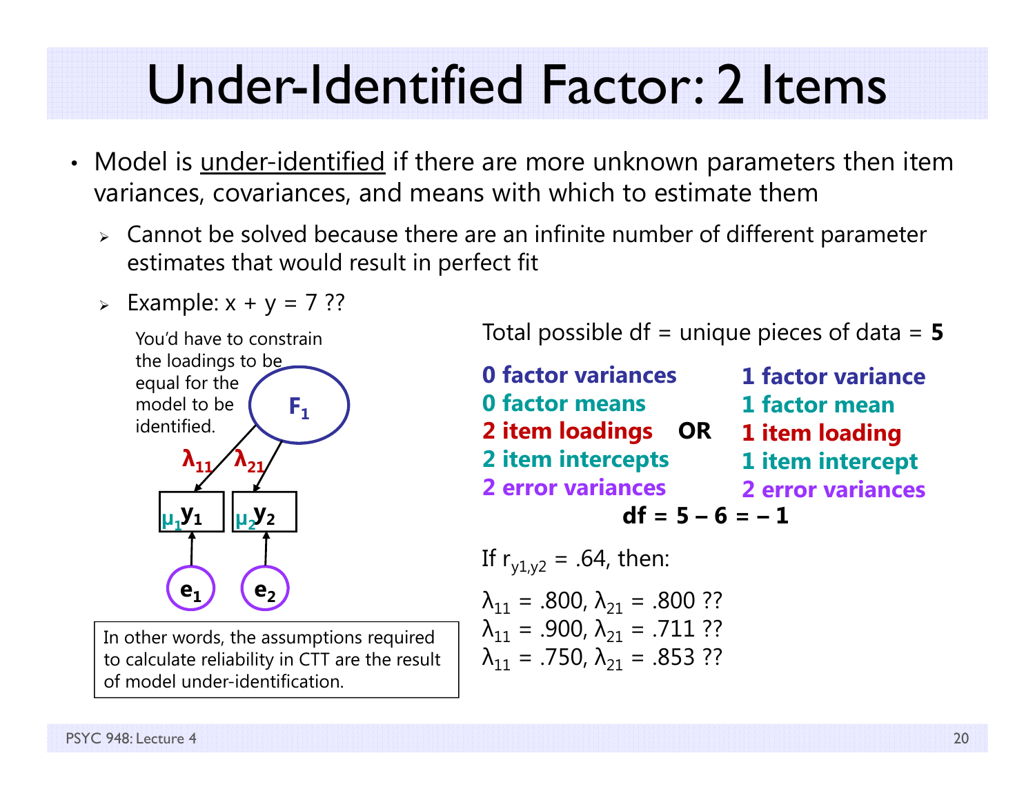# Under-Identified Factor: 2 Items

- Model is under-identified if there are more unknown parameters then item variances, covariances, and means with which to estimate them
  - Cannot be solved because there are an infinite number of different parameter estimates that would result in perfect fit
  - Example: x + y = 7 ??

You'd have to constrain the loadings to be equal for the model to be identified.

$F_1$, $\lambda_{11}$, $\lambda_{21}$, $\mu_1 y_1$, $\mu_2 y_2$, $e_1$, $e_2$

In other words, the assumptions required to calculate reliability in CTT are the result of model under-identification.

Total possible df = unique pieces of data = **5**

| | | |
|---|---|---|
| **0 factor variances** | | **1 factor variance** |
| **0 factor means** | | **1 factor mean** |
| **2 item loadings** | **OR** | **1 item loading** |
| **2 item intercepts** | | **1 item intercept** |
| **2 error variances** | | **2 error variances** |

**df = 5 – 6 = – 1**

If $r_{y1,y2} = .64$, then:

$\lambda_{11} = .800$, $\lambda_{21} = .800$ ??
$\lambda_{11} = .900$, $\lambda_{21} = .711$ ??
$\lambda_{11} = .750$, $\lambda_{21} = .853$ ??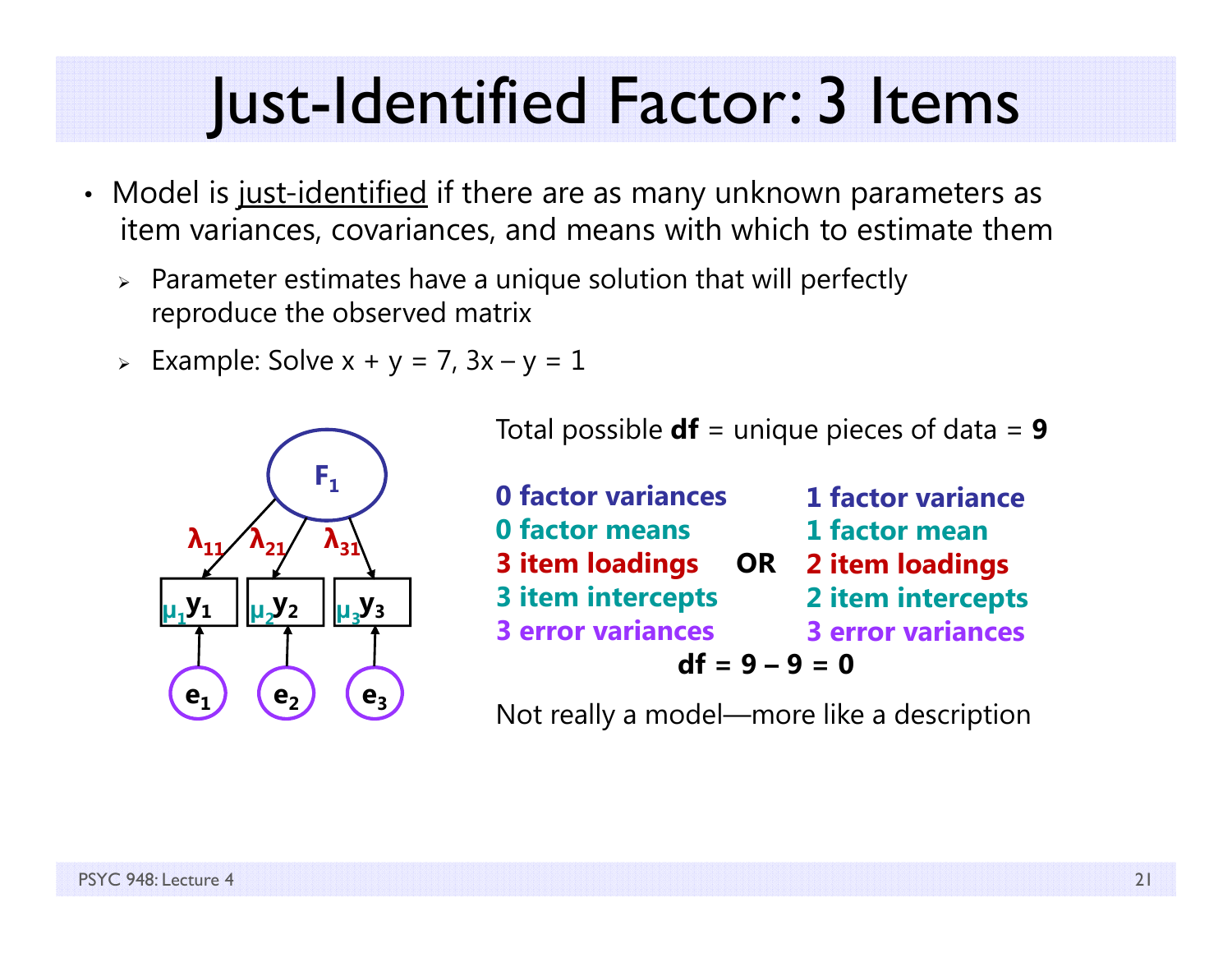# Just-Identified Factor: 3 Items

- Model is just-identified if there are as many unknown parameters as item variances, covariances, and means with which to estimate them
  - Parameter estimates have a unique solution that will perfectly reproduce the observed matrix
  - Example: Solve x + y = 7, 3x – y = 1

Total possible **df** = unique pieces of data = **9**

| | | |
|---|---|---|
| **0 factor variances** | | **1 factor variance** |
| **0 factor means** | | **1 factor mean** |
| **3 item loadings** | **OR** | **2 item loadings** |
| **3 item intercepts** | | **2 item intercepts** |
| **3 error variances** | | **3 error variances** |

**df = 9 – 9 = 0**

Not really a model—more like a description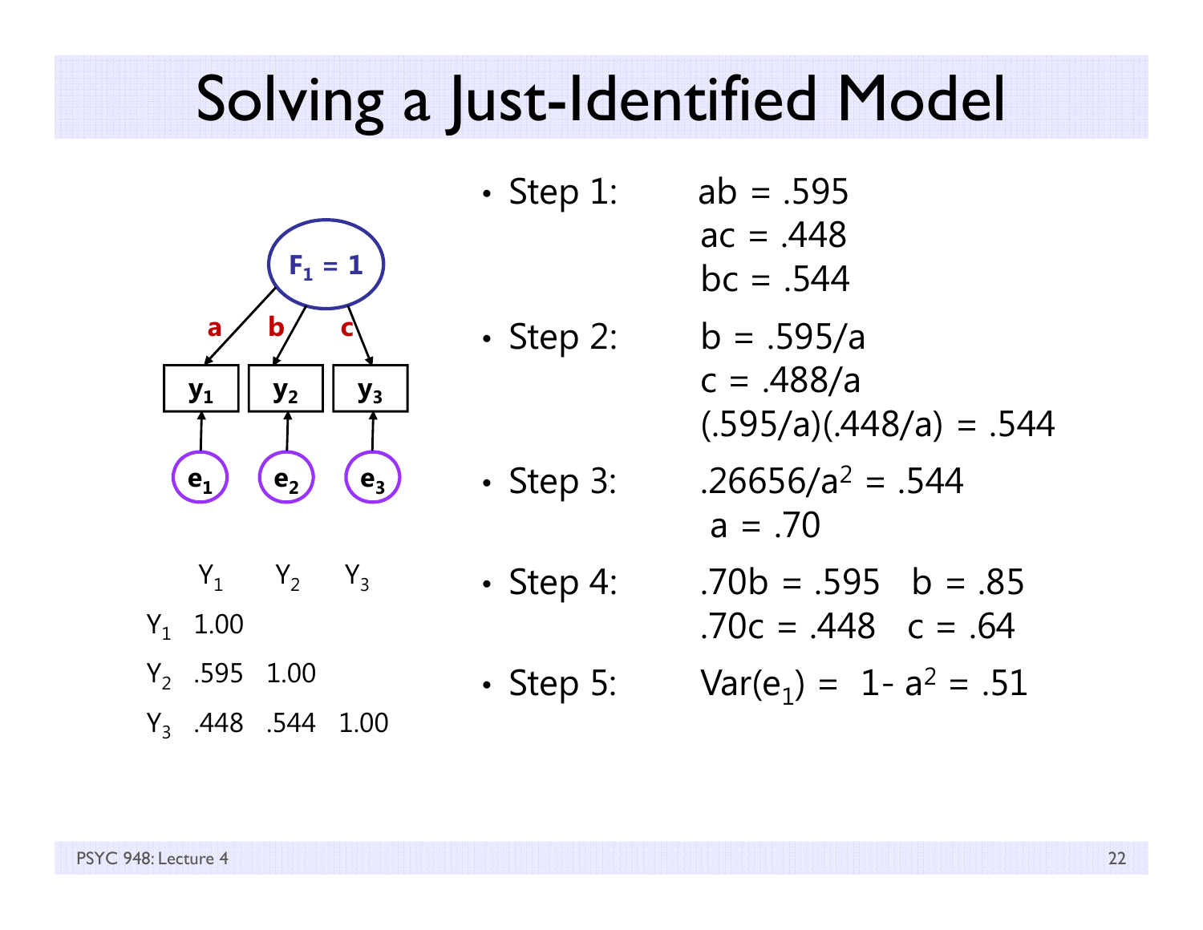# Solving a Just-Identified Model

$F_1 = 1$ → a → $y_1$ ← $e_1$; b → $y_2$ ← $e_2$; c → $y_3$ ← $e_3$

| | $Y_1$ | $Y_2$ | $Y_3$ |
|---|---|---|---|
| $Y_1$ | 1.00 | | |
| $Y_2$ | .595 | 1.00 | |
| $Y_3$ | .448 | .544 | 1.00 |

- Step 1: $ab = .595$
  $ac = .448$
  $bc = .544$
- Step 2: $b = .595/a$
  $c = .488/a$
  $(.595/a)(.448/a) = .544$
- Step 3: $.26656/a^2 = .544$
  $a = .70$
- Step 4: $.70b = .595 \quad b = .85$
  $.70c = .448 \quad c = .64$
- Step 5: $Var(e_1) = 1 - a^2 = .51$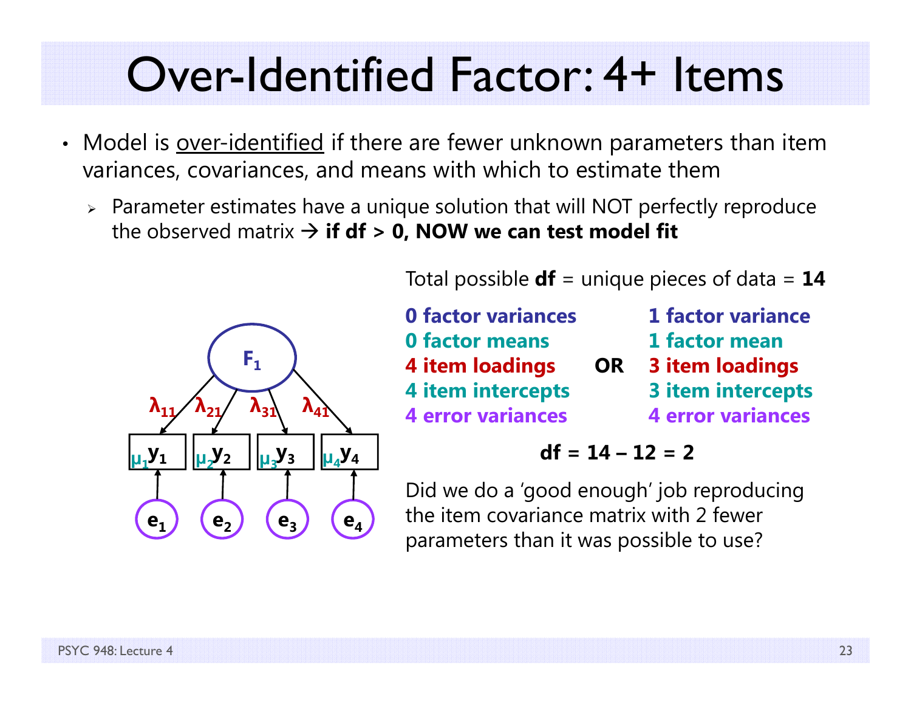# Over-Identified Factor: 4+ Items

- Model is <u>over-identified</u> if there are fewer unknown parameters than item variances, covariances, and means with which to estimate them
  - Parameter estimates have a unique solution that will NOT perfectly reproduce the observed matrix → **if df > 0, NOW we can test model fit**

Total possible **df** = unique pieces of data = **14**

| | | |
|---|---|---|
| **0 factor variances** | | **1 factor variance** |
| **0 factor means** | | **1 factor mean** |
| **4 item loadings** | **OR** | **3 item loadings** |
| **4 item intercepts** | | **3 item intercepts** |
| **4 error variances** | | **4 error variances** |

**df = 14 – 12 = 2**

Did we do a 'good enough' job reproducing the item covariance matrix with 2 fewer parameters than it was possible to use?

Diagram: $F_1$ → $y_1$ ($\lambda_{11}$), $y_2$ ($\lambda_{21}$), $y_3$ ($\lambda_{31}$), $y_4$ ($\lambda_{41}$); item intercepts $\mu_1$, $\mu_2$, $\mu_3$, $\mu_4$; errors $e_1$, $e_2$, $e_3$, $e_4$.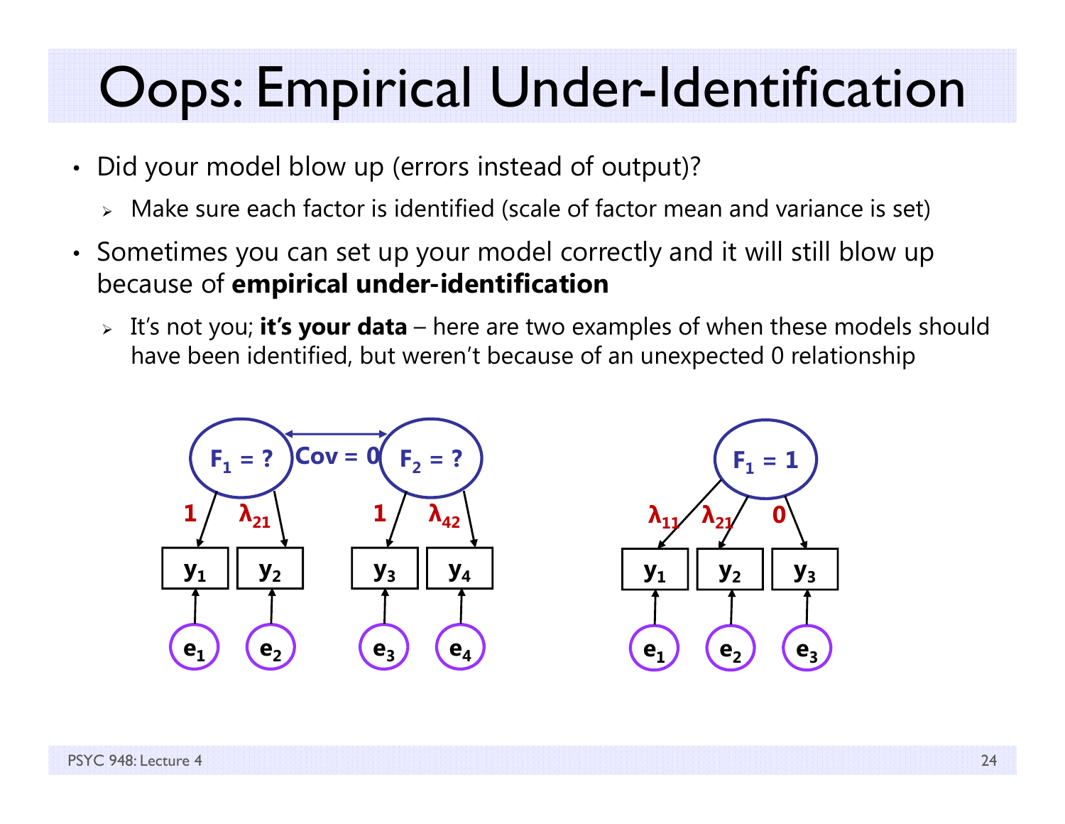# Oops: Empirical Under-Identification

- Did your model blow up (errors instead of output)?
  - Make sure each factor is identified (scale of factor mean and variance is set)
- Sometimes you can set up your model correctly and it will still blow up because of **empirical under-identification**
  - It's not you; **it's your data** – here are two examples of when these models should have been identified, but weren't because of an unexpected 0 relationship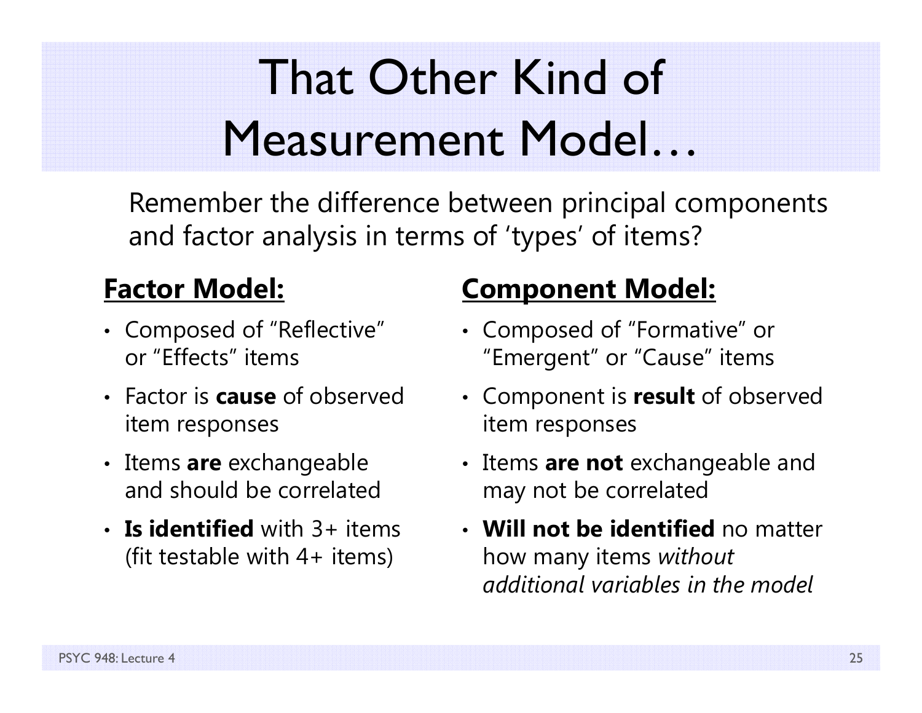# That Other Kind of Measurement Model…

Remember the difference between principal components and factor analysis in terms of 'types' of items?

**Factor Model:**

- Composed of "Reflective" or "Effects" items
- Factor is **cause** of observed item responses
- Items **are** exchangeable and should be correlated
- **Is identified** with 3+ items (fit testable with 4+ items)

**Component Model:**

- Composed of "Formative" or "Emergent" or "Cause" items
- Component is **result** of observed item responses
- Items **are not** exchangeable and may not be correlated
- **Will not be identified** no matter how many items *without additional variables in the model*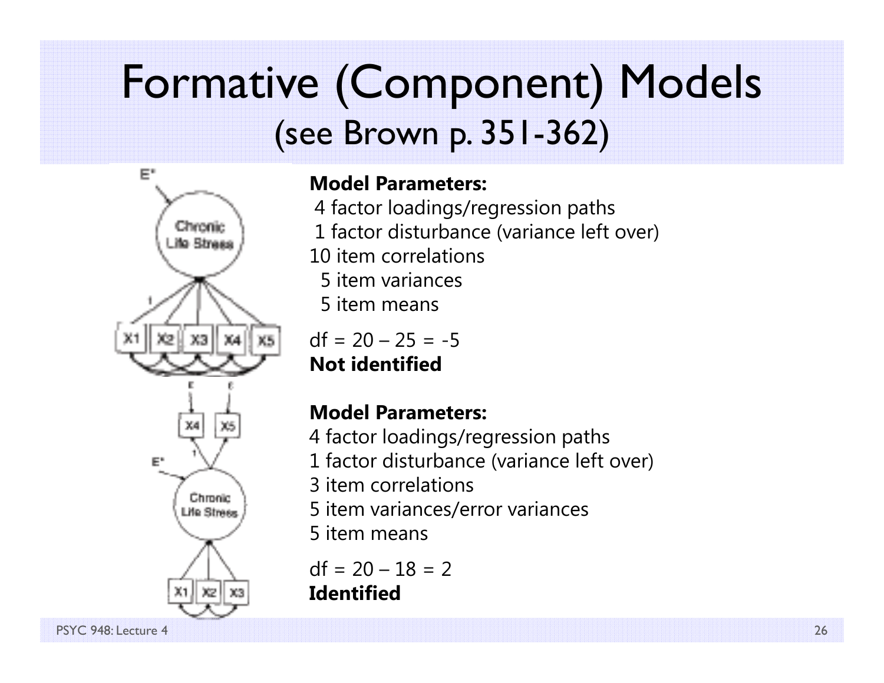# Formative (Component) Models
## (see Brown p. 351-362)

**Model Parameters:**

4 factor loadings/regression paths
1 factor disturbance (variance left over)
10 item correlations
5 item variances
5 item means

df = 20 – 25 = -5
**Not identified**

**Model Parameters:**

4 factor loadings/regression paths
1 factor disturbance (variance left over)
3 item correlations
5 item variances/error variances
5 item means

df = 20 – 18 = 2
**Identified**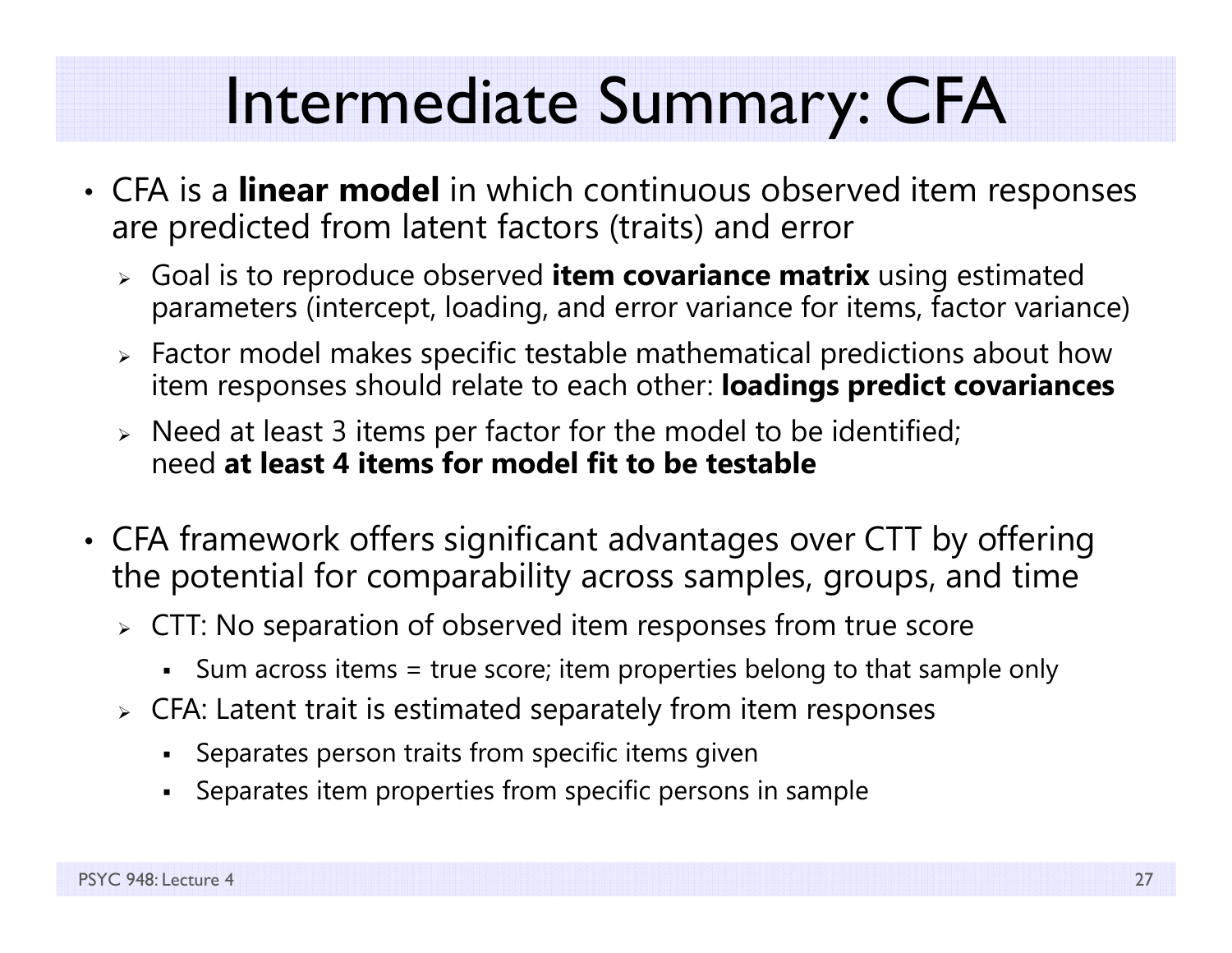# Intermediate Summary: CFA

- CFA is a **linear model** in which continuous observed item responses are predicted from latent factors (traits) and error
  - Goal is to reproduce observed **item covariance matrix** using estimated parameters (intercept, loading, and error variance for items, factor variance)
  - Factor model makes specific testable mathematical predictions about how item responses should relate to each other: **loadings predict covariances**
  - Need at least 3 items per factor for the model to be identified; need **at least 4 items for model fit to be testable**

- CFA framework offers significant advantages over CTT by offering the potential for comparability across samples, groups, and time
  - CTT: No separation of observed item responses from true score
    - Sum across items = true score; item properties belong to that sample only
  - CFA: Latent trait is estimated separately from item responses
    - Separates person traits from specific items given
    - Separates item properties from specific persons in sample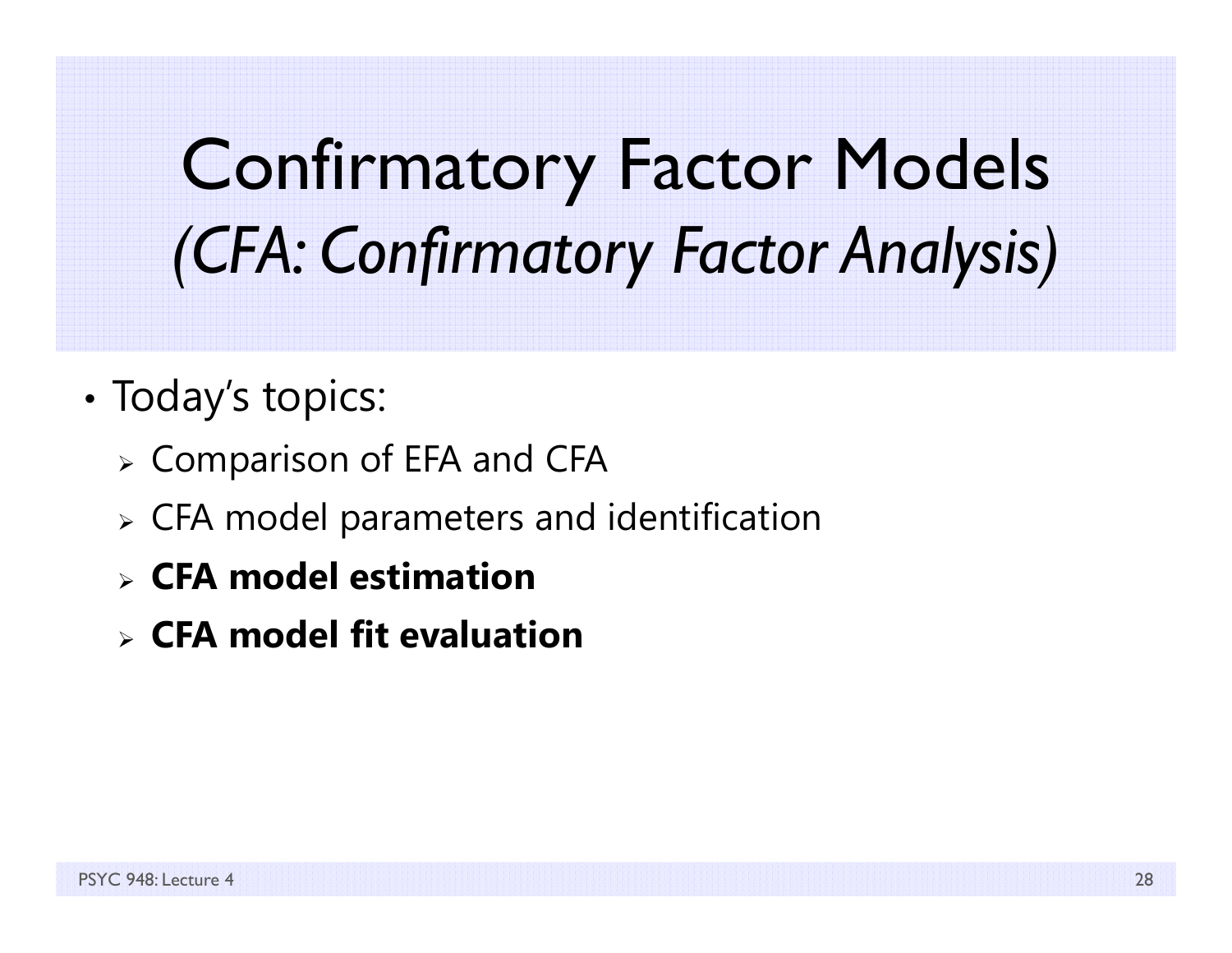# Confirmatory Factor Models
## *(CFA: Confirmatory Factor Analysis)*

- Today's topics:
  - Comparison of EFA and CFA
  - CFA model parameters and identification
  - **CFA model estimation**
  - **CFA model fit evaluation**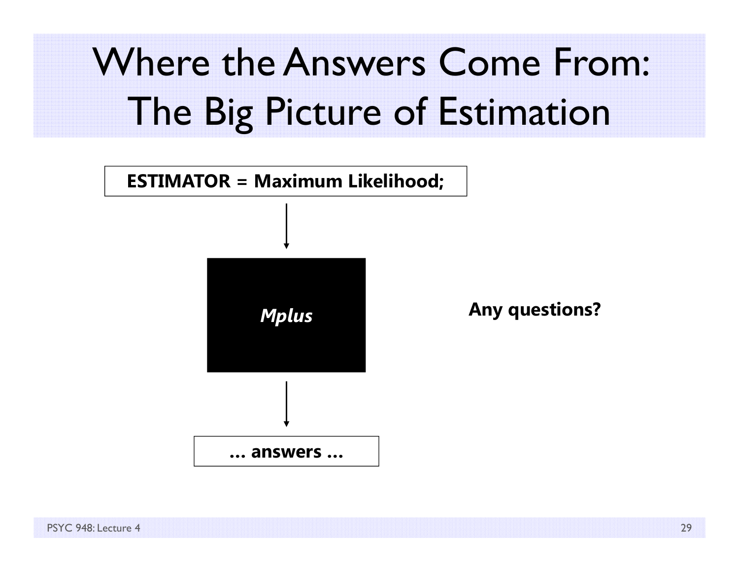# Where the Answers Come From: The Big Picture of Estimation

**ESTIMATOR = Maximum Likelihood;**

↓

***Mplus***

↓

**… answers …**

**Any questions?**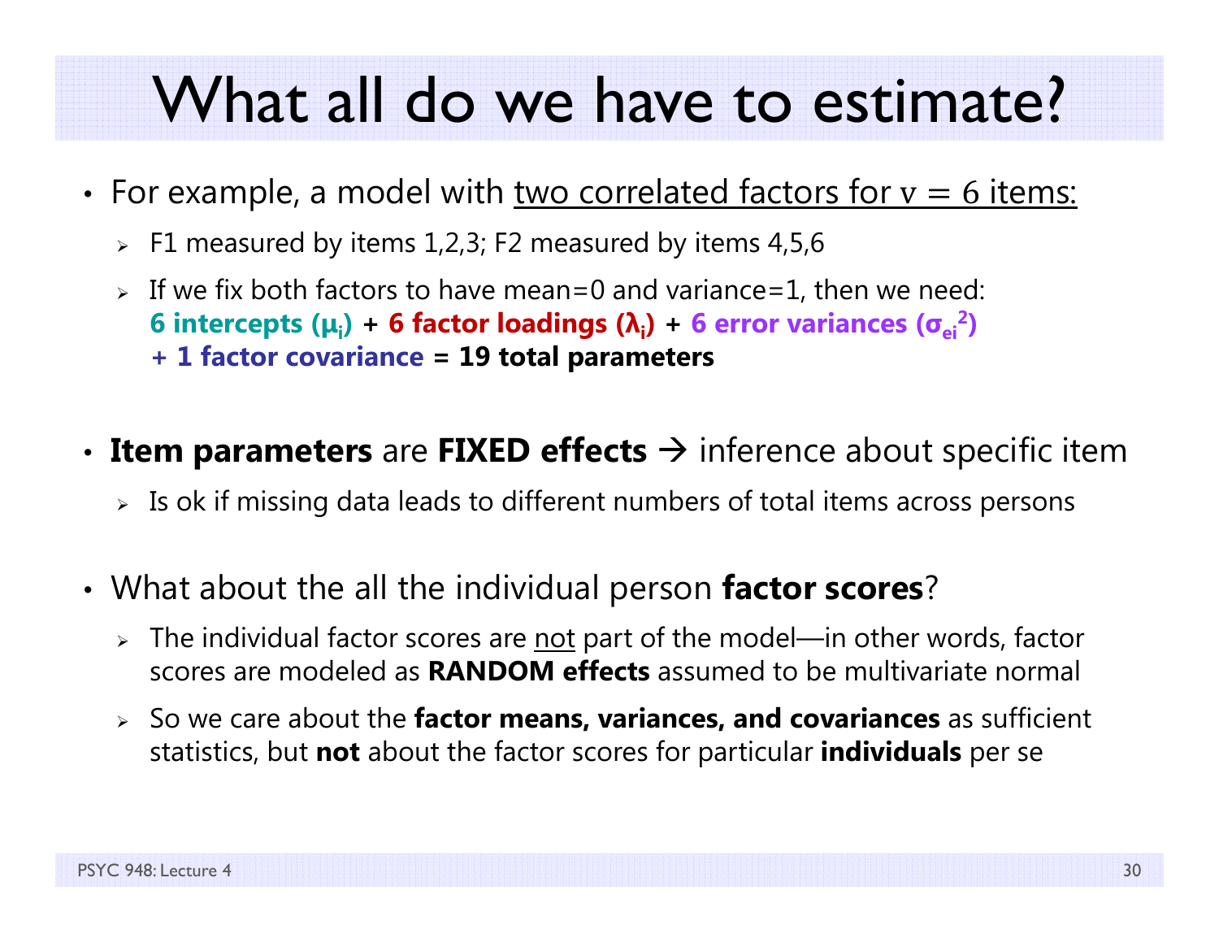# What all do we have to estimate?

- For example, a model with <u>two correlated factors for $v = 6$ items:</u>
  - F1 measured by items 1,2,3; F2 measured by items 4,5,6
  - If we fix both factors to have mean=0 and variance=1, then we need: **6 intercepts ($\mu_i$)** + **6 factor loadings ($\lambda_i$)** + **6 error variances ($\sigma_{ei}^2$)** **+ 1 factor covariance** = **19 total parameters**

- **Item parameters** are **FIXED effects** → inference about specific item
  - Is ok if missing data leads to different numbers of total items across persons

- What about the all the individual person **factor scores**?
  - The individual factor scores are <u>not</u> part of the model—in other words, factor scores are modeled as **RANDOM effects** assumed to be multivariate normal
  - So we care about the **factor means, variances, and covariances** as sufficient statistics, but **not** about the factor scores for particular **individuals** per se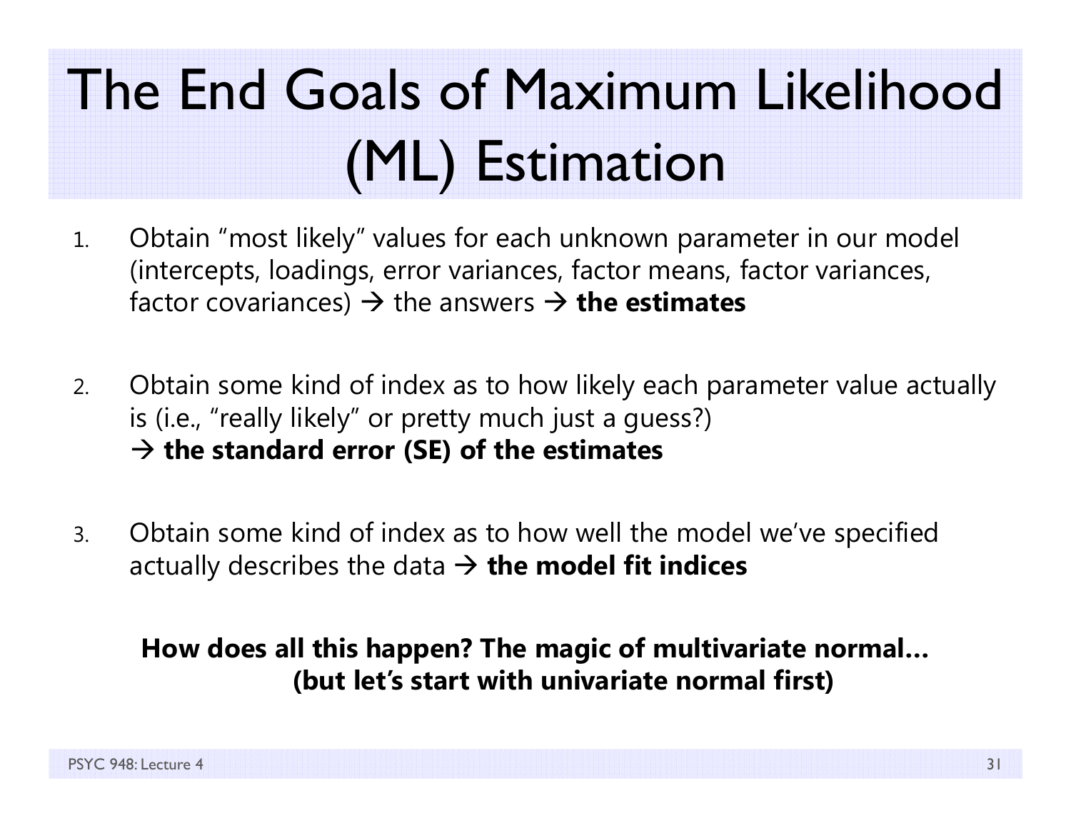# The End Goals of Maximum Likelihood (ML) Estimation

1. Obtain "most likely" values for each unknown parameter in our model (intercepts, loadings, error variances, factor means, factor variances, factor covariances) → the answers → **the estimates**

2. Obtain some kind of index as to how likely each parameter value actually is (i.e., "really likely" or pretty much just a guess?)
   → **the standard error (SE) of the estimates**

3. Obtain some kind of index as to how well the model we've specified actually describes the data → **the model fit indices**

**How does all this happen? The magic of multivariate normal… (but let's start with univariate normal first)**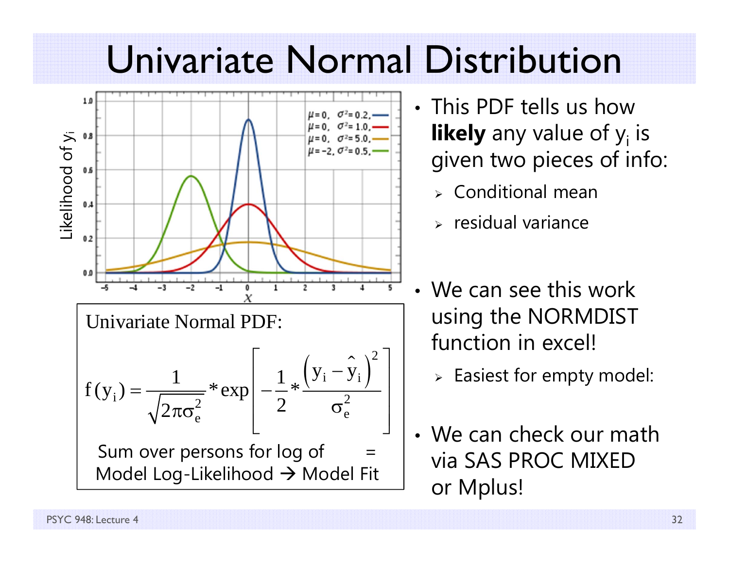# Univariate Normal Distribution

Univariate Normal PDF:

$$f(y_i) = \frac{1}{\sqrt{2\pi\sigma_e^2}} * \exp\left[-\frac{1}{2} * \frac{\left(y_i - \hat{y}_i\right)^2}{\sigma_e^2}\right]$$

Sum over persons for log of = Model Log-Likelihood → Model Fit

- This PDF tells us how **likely** any value of $y_i$ is given two pieces of info:
  - Conditional mean
  - residual variance
- We can see this work using the NORMDIST function in excel!
  - Easiest for empty model:
- We can check our math via SAS PROC MIXED or Mplus!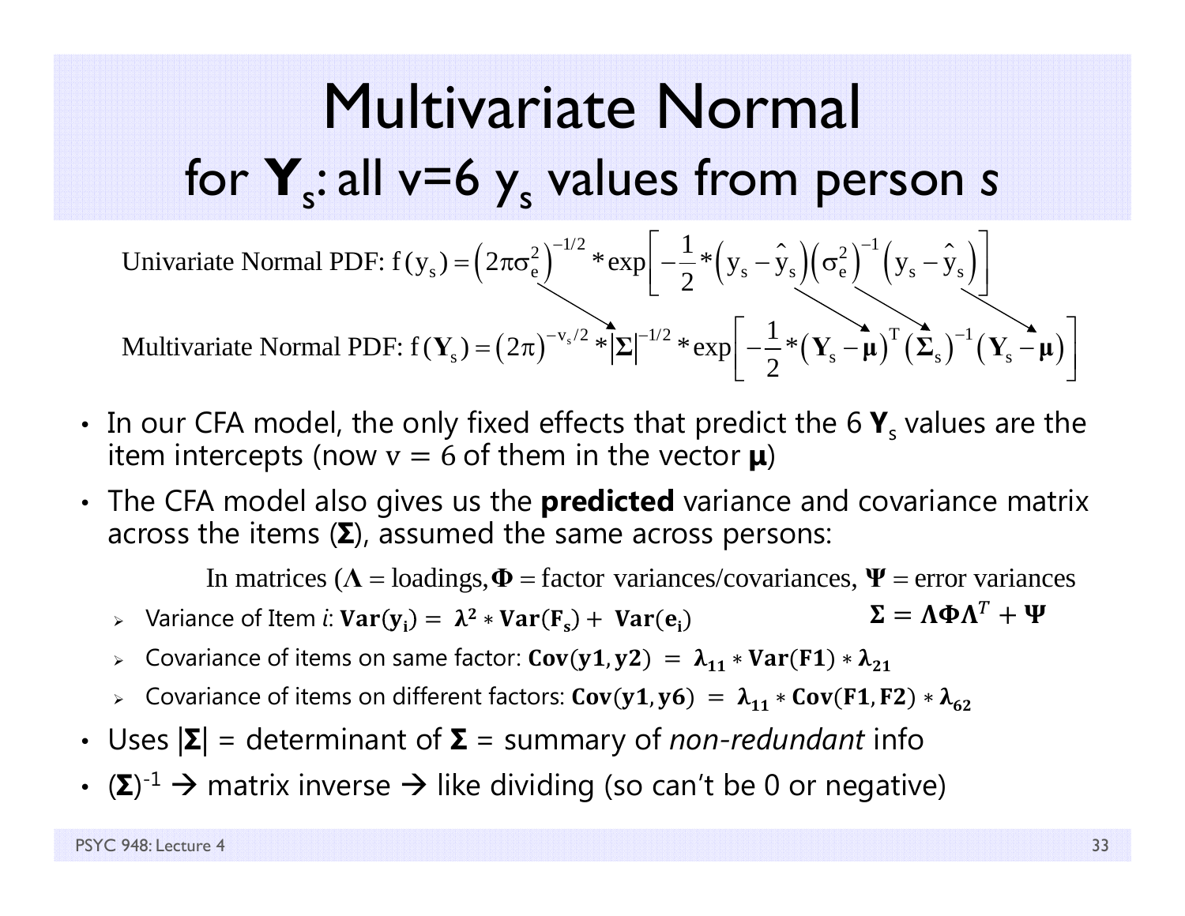# Multivariate Normal for $\mathbf{Y}_s$: all v=6 $y_s$ values from person *s*

$$\text{Univariate Normal PDF: } f(y_s) = \left(2\pi\sigma_e^2\right)^{-1/2} * \exp\left[-\frac{1}{2} * \left(y_s - \hat{y}_s\right)\left(\sigma_e^2\right)^{-1}\left(y_s - \hat{y}_s\right)\right]$$

$$\text{Multivariate Normal PDF: } f(\mathbf{Y}_s) = \left(2\pi\right)^{-v_s/2} * \left|\mathbf{\Sigma}\right|^{-1/2} * \exp\left[-\frac{1}{2} * \left(\mathbf{Y}_s - \boldsymbol{\mu}\right)^T \left(\mathbf{\Sigma}_s\right)^{-1}\left(\mathbf{Y}_s - \boldsymbol{\mu}\right)\right]$$

- In our CFA model, the only fixed effects that predict the 6 $\mathbf{Y}_s$ values are the item intercepts (now $v = 6$ of them in the vector $\boldsymbol{\mu}$)
- The CFA model also gives us the **predicted** variance and covariance matrix across the items ($\mathbf{\Sigma}$), assumed the same across persons:

  In matrices ($\mathbf{\Lambda}$ = loadings, $\mathbf{\Phi}$ = factor variances/covariances, $\mathbf{\Psi}$ = error variances

  $$\mathbf{\Sigma} = \mathbf{\Lambda}\mathbf{\Phi}\mathbf{\Lambda}^T + \mathbf{\Psi}$$

  - Variance of Item *i*: $\mathbf{Var}(\mathbf{y_i}) = \boldsymbol{\lambda}^2 * \mathbf{Var}(\mathbf{F_s}) + \mathbf{Var}(\mathbf{e_i})$
  - Covariance of items on same factor: $\mathbf{Cov}(\mathbf{y1}, \mathbf{y2}) = \boldsymbol{\lambda}_{11} * \mathbf{Var}(\mathbf{F1}) * \boldsymbol{\lambda}_{21}$
  - Covariance of items on different factors: $\mathbf{Cov}(\mathbf{y1}, \mathbf{y6}) = \boldsymbol{\lambda}_{11} * \mathbf{Cov}(\mathbf{F1}, \mathbf{F2}) * \boldsymbol{\lambda}_{62}$
- Uses $|\mathbf{\Sigma}|$ = determinant of $\mathbf{\Sigma}$ = summary of *non-redundant* info
- $(\mathbf{\Sigma})^{-1}$ → matrix inverse → like dividing (so can't be 0 or negative)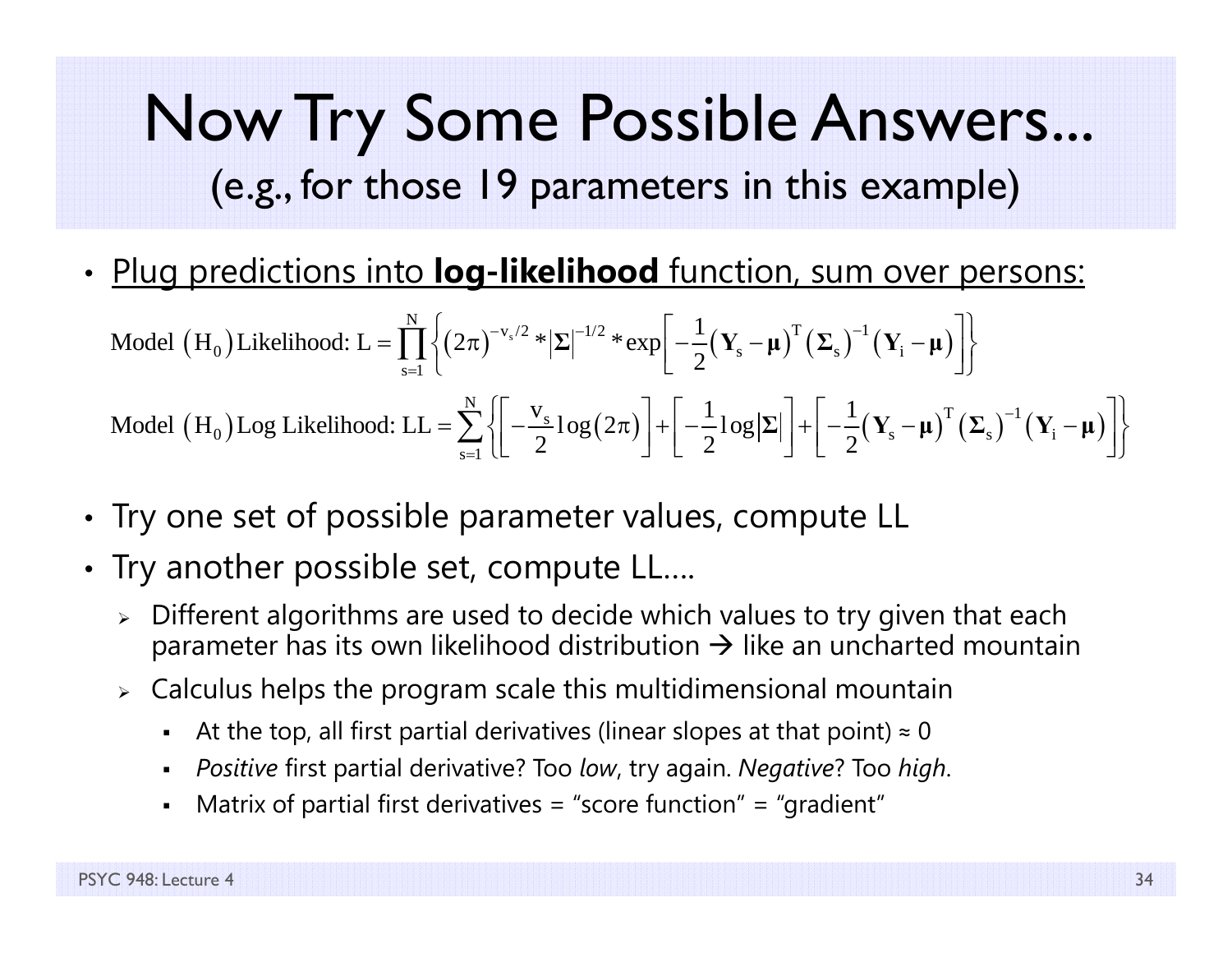# Now Try Some Possible Answers...

## (e.g., for those 19 parameters in this example)

- <u>Plug predictions into **log-likelihood** function, sum over persons:</u>

$$\text{Model }\left(\text{H}_0\right)\text{Likelihood: L} = \prod_{s=1}^{N}\left\{\left(2\pi\right)^{-v_s/2} * \left|\boldsymbol{\Sigma}\right|^{-1/2} * \exp\left[-\frac{1}{2}\left(\mathbf{Y}_s - \boldsymbol{\mu}\right)^T\left(\boldsymbol{\Sigma}_s\right)^{-1}\left(\mathbf{Y}_i - \boldsymbol{\mu}\right)\right]\right\}$$

$$\text{Model }\left(\text{H}_0\right)\text{Log Likelihood: LL} = \sum_{s=1}^{N}\left\{\left[-\frac{v_s}{2}\log\left(2\pi\right)\right] + \left[-\frac{1}{2}\log\left|\boldsymbol{\Sigma}\right|\right] + \left[-\frac{1}{2}\left(\mathbf{Y}_s - \boldsymbol{\mu}\right)^T\left(\boldsymbol{\Sigma}_s\right)^{-1}\left(\mathbf{Y}_i - \boldsymbol{\mu}\right)\right]\right\}$$

- Try one set of possible parameter values, compute LL
- Try another possible set, compute LL….
  - Different algorithms are used to decide which values to try given that each parameter has its own likelihood distribution → like an uncharted mountain
  - Calculus helps the program scale this multidimensional mountain
    - At the top, all first partial derivatives (linear slopes at that point) ≈ 0
    - *Positive* first partial derivative? Too *low*, try again. *Negative*? Too *high*.
    - Matrix of partial first derivatives = "score function" = "gradient"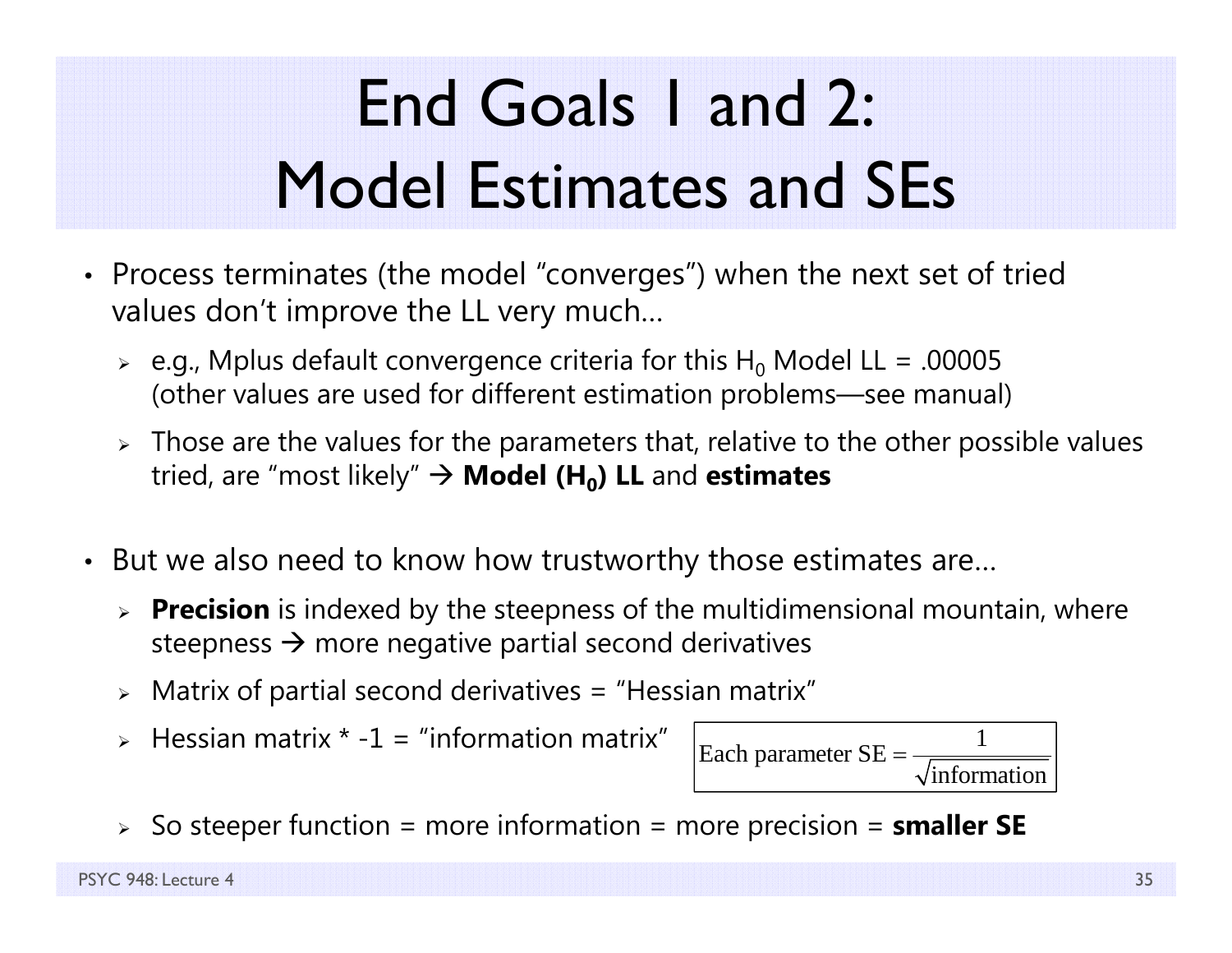# End Goals 1 and 2: Model Estimates and SEs

- Process terminates (the model "converges") when the next set of tried values don't improve the LL very much…
  - e.g., Mplus default convergence criteria for this $H_0$ Model LL = .00005 (other values are used for different estimation problems—see manual)
  - Those are the values for the parameters that, relative to the other possible values tried, are "most likely" → **Model ($H_0$) LL** and **estimates**

- But we also need to know how trustworthy those estimates are…
  - **Precision** is indexed by the steepness of the multidimensional mountain, where steepness → more negative partial second derivatives
  - Matrix of partial second derivatives = "Hessian matrix"
  - Hessian matrix * -1 = "information matrix"

$$\text{Each parameter SE} = \frac{1}{\sqrt{\text{information}}}$$

  - So steeper function = more information = more precision = **smaller SE**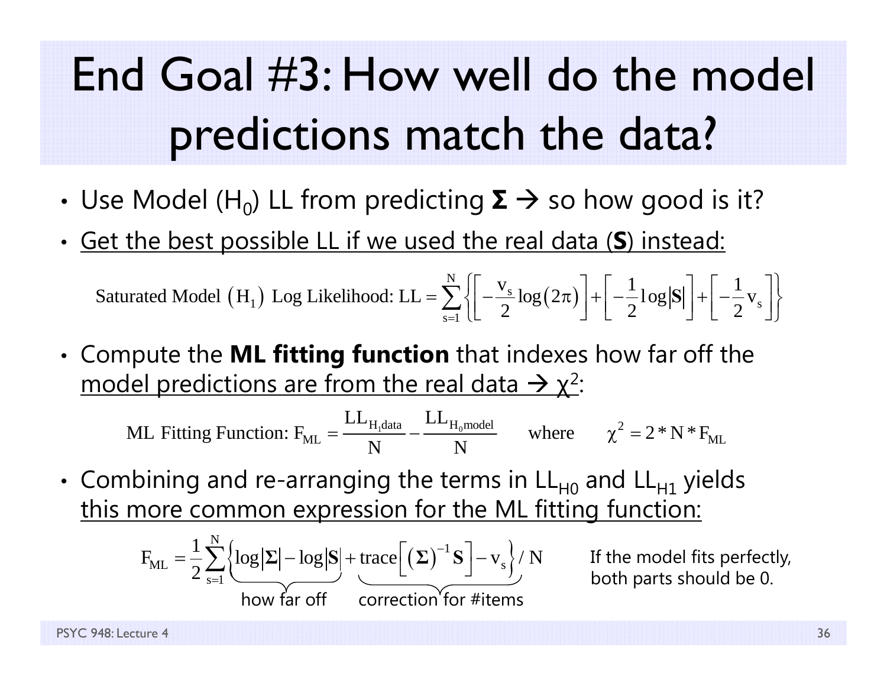# End Goal #3: How well do the model predictions match the data?

- Use Model ($H_0$) LL from predicting **Σ** → so how good is it?
- Get the best possible LL if we used the real data (**S**) instead:

$$\text{Saturated Model } \left(H_1\right) \text{ Log Likelihood: } LL = \sum_{s=1}^{N} \left\{ \left[ -\frac{v_s}{2} \log\left(2\pi\right) \right] + \left[ -\frac{1}{2} \log\left|\mathbf{S}\right| \right] + \left[ -\frac{1}{2} v_s \right] \right\}$$

- Compute the **ML fitting function** that indexes how far off the model predictions are from the real data → $\chi^2$:

$$\text{ML Fitting Function: } F_{ML} = \frac{LL_{H_1 \text{data}}}{N} - \frac{LL_{H_0 \text{model}}}{N} \qquad \text{where} \qquad \chi^2 = 2 * N * F_{ML}$$

- Combining and re-arranging the terms in $LL_{H0}$ and $LL_{H1}$ yields this more common expression for the ML fitting function:

$$F_{ML} = \frac{1}{2} \sum_{s=1}^{N} \left\{ \underbrace{\log\left|\mathbf{\Sigma}\right| - \log\left|\mathbf{S}\right|}_{\text{how far off}} + \underbrace{\text{trace}\left[ \left(\mathbf{\Sigma}\right)^{-1} \mathbf{S} \right] - v_s}_{\text{correction for \#items}} \right\} / N$$

If the model fits perfectly, both parts should be 0.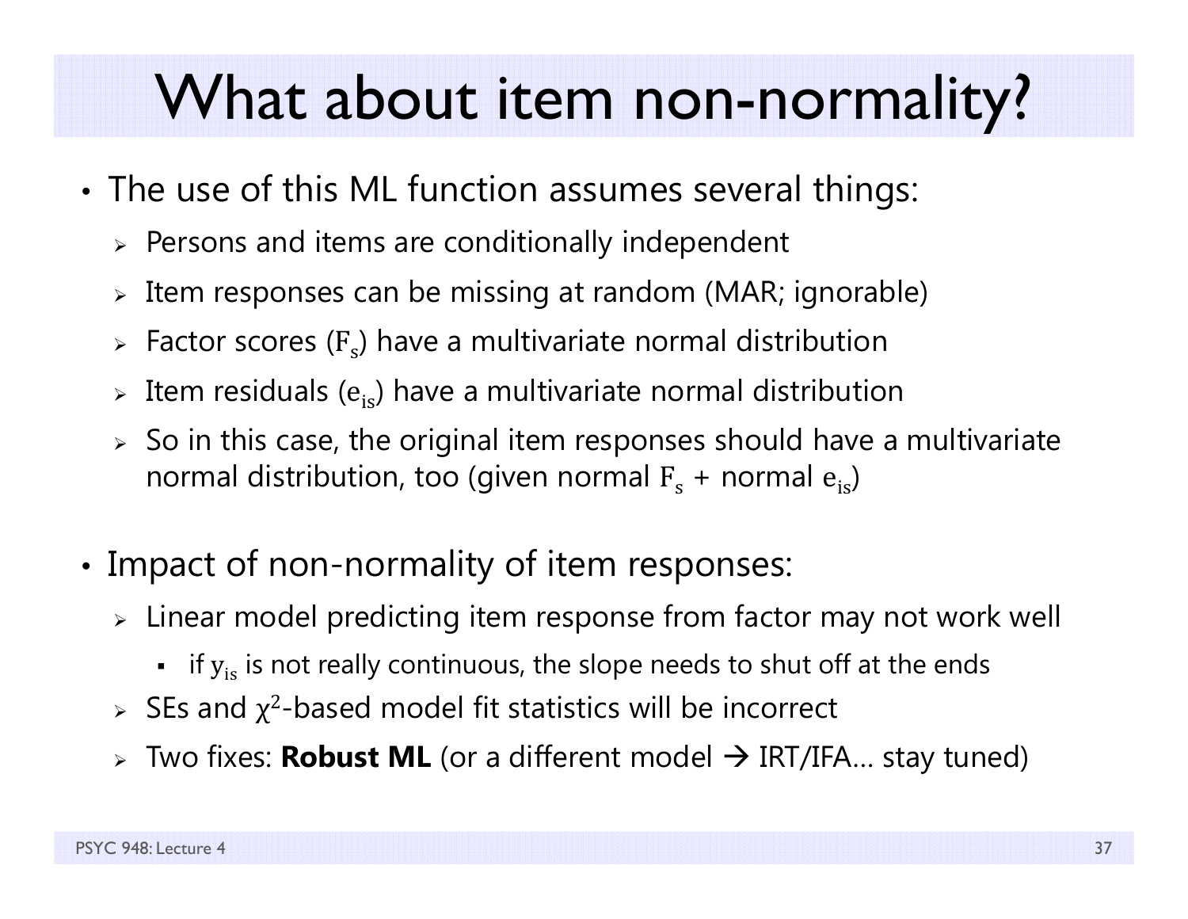# What about item non-normality?

- The use of this ML function assumes several things:
  - Persons and items are conditionally independent
  - Item responses can be missing at random (MAR; ignorable)
  - Factor scores ($F_s$) have a multivariate normal distribution
  - Item residuals ($e_{is}$) have a multivariate normal distribution
  - So in this case, the original item responses should have a multivariate normal distribution, too (given normal $F_s$ + normal $e_{is}$)

- Impact of non-normality of item responses:
  - Linear model predicting item response from factor may not work well
    - if $y_{is}$ is not really continuous, the slope needs to shut off at the ends
  - SEs and $\chi^2$-based model fit statistics will be incorrect
  - Two fixes: **Robust ML** (or a different model → IRT/IFA… stay tuned)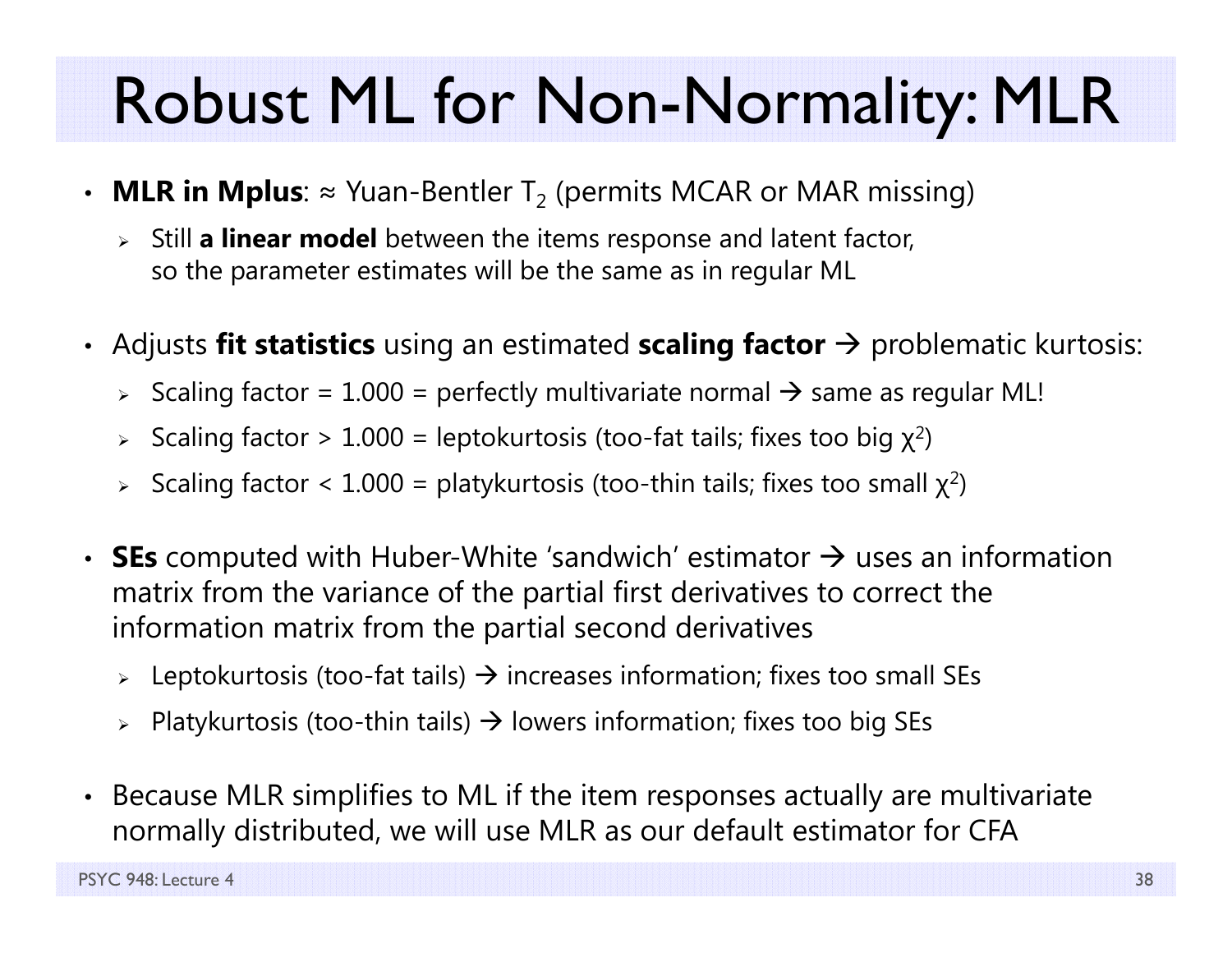# Robust ML for Non-Normality: MLR

- **MLR in Mplus**: ≈ Yuan-Bentler $T_2$ (permits MCAR or MAR missing)
  - Still **a linear model** between the items response and latent factor, so the parameter estimates will be the same as in regular ML
- Adjusts **fit statistics** using an estimated **scaling factor** → problematic kurtosis:
  - Scaling factor = 1.000 = perfectly multivariate normal → same as regular ML!
  - Scaling factor > 1.000 = leptokurtosis (too-fat tails; fixes too big $\chi^2$)
  - Scaling factor < 1.000 = platykurtosis (too-thin tails; fixes too small $\chi^2$)
- **SEs** computed with Huber-White 'sandwich' estimator → uses an information matrix from the variance of the partial first derivatives to correct the information matrix from the partial second derivatives
  - Leptokurtosis (too-fat tails) → increases information; fixes too small SEs
  - Platykurtosis (too-thin tails) → lowers information; fixes too big SEs
- Because MLR simplifies to ML if the item responses actually are multivariate normally distributed, we will use MLR as our default estimator for CFA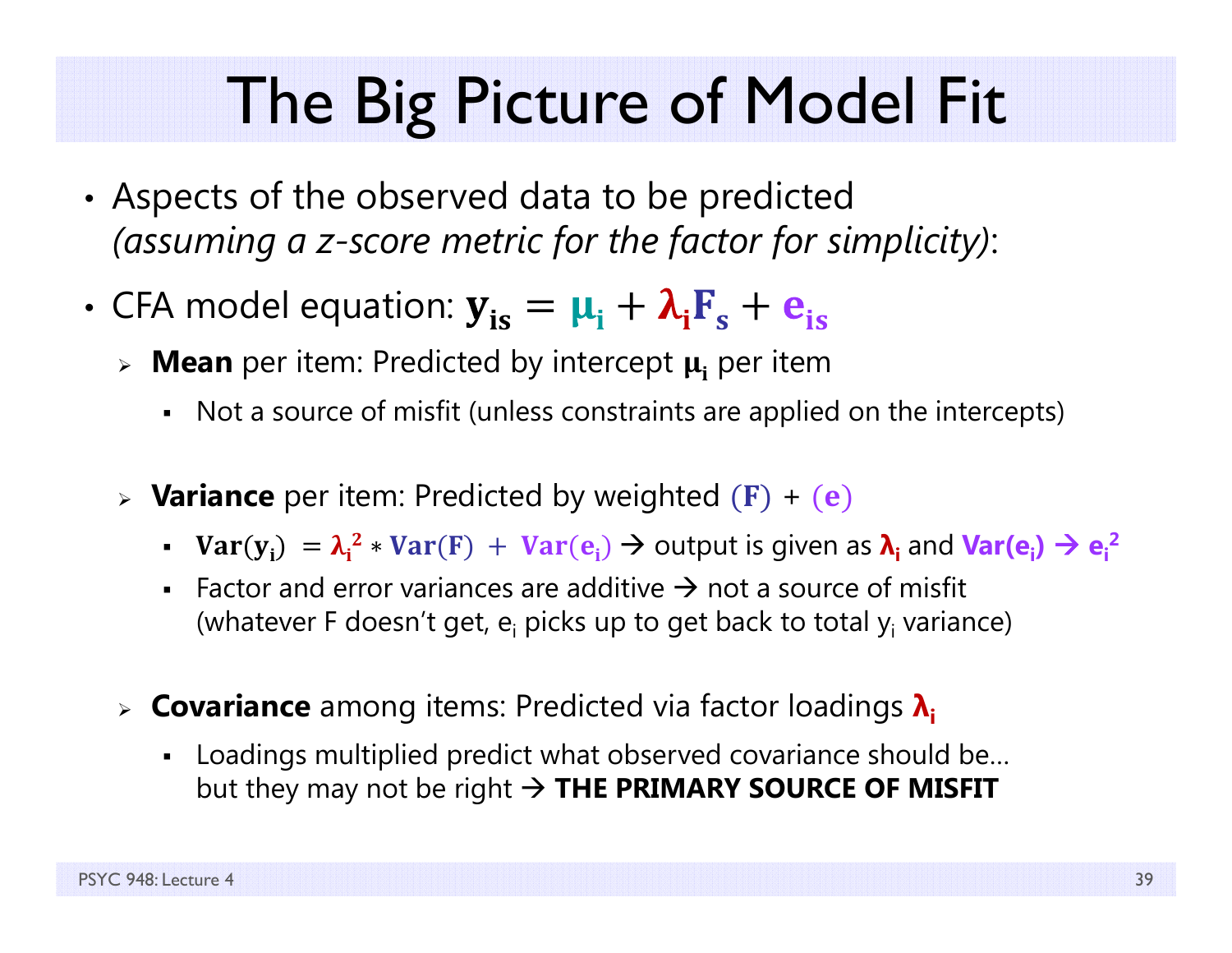# The Big Picture of Model Fit

- Aspects of the observed data to be predicted *(assuming a z-score metric for the factor for simplicity)*:
- CFA model equation: $\mathbf{y_{is}} = \mu_i + \lambda_i F_s + e_{is}$
  - **Mean** per item: Predicted by intercept $\mu_i$ per item
    - Not a source of misfit (unless constraints are applied on the intercepts)
  - **Variance** per item: Predicted by weighted $(F)$ + $(e)$
    - $\mathrm{Var}(y_i) = \lambda_i^2 * \mathrm{Var}(F) + \mathrm{Var}(e_i)$ → output is given as $\lambda_i$ and $\mathrm{Var}(e_i)$ → $e_i^2$
    - Factor and error variances are additive → not a source of misfit (whatever F doesn't get, $e_i$ picks up to get back to total $y_i$ variance)
  - **Covariance** among items: Predicted via factor loadings $\lambda_i$
    - Loadings multiplied predict what observed covariance should be… but they may not be right → **THE PRIMARY SOURCE OF MISFIT**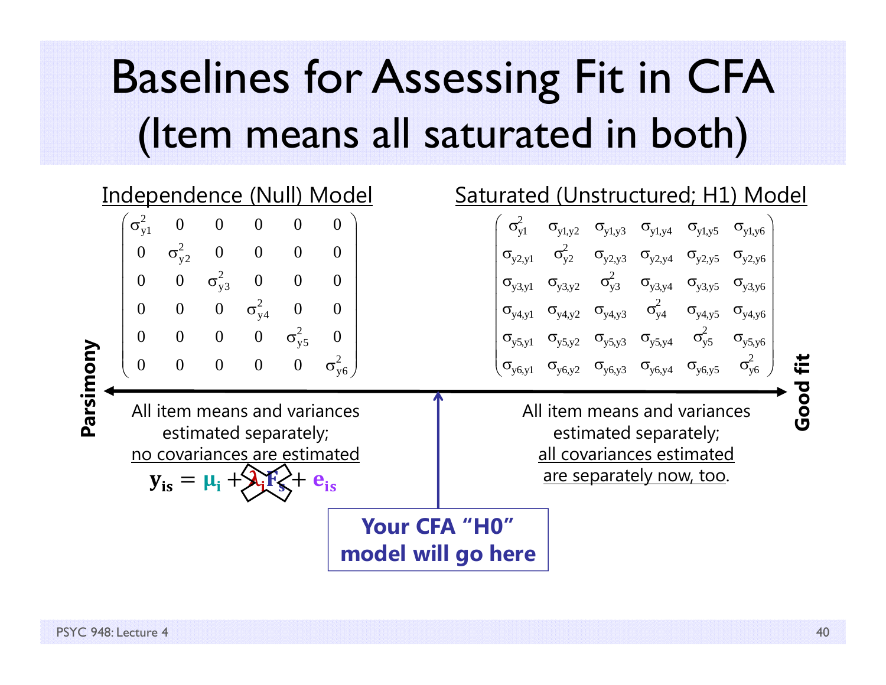# Baselines for Assessing Fit in CFA (Item means all saturated in both)

## Independence (Null) Model

$$\begin{pmatrix} \sigma^2_{y1} & 0 & 0 & 0 & 0 & 0 \\ 0 & \sigma^2_{y2} & 0 & 0 & 0 & 0 \\ 0 & 0 & \sigma^2_{y3} & 0 & 0 & 0 \\ 0 & 0 & 0 & \sigma^2_{y4} & 0 & 0 \\ 0 & 0 & 0 & 0 & \sigma^2_{y5} & 0 \\ 0 & 0 & 0 & 0 & 0 & \sigma^2_{y6} \end{pmatrix}$$

All item means and variances estimated separately; no covariances are estimated

$$\mathbf{y_{is}} = \mu_i + \lambda_i F_s + e_{is}$$

(with $\lambda_i F_s$ crossed out)

## Saturated (Unstructured; H1) Model

$$\begin{pmatrix} \sigma^2_{y1} & \sigma_{y1,y2} & \sigma_{y1,y3} & \sigma_{y1,y4} & \sigma_{y1,y5} & \sigma_{y1,y6} \\ \sigma_{y2,y1} & \sigma^2_{y2} & \sigma_{y2,y3} & \sigma_{y2,y4} & \sigma_{y2,y5} & \sigma_{y2,y6} \\ \sigma_{y3,y1} & \sigma_{y3,y2} & \sigma^2_{y3} & \sigma_{y3,y4} & \sigma_{y3,y5} & \sigma_{y3,y6} \\ \sigma_{y4,y1} & \sigma_{y4,y2} & \sigma_{y4,y3} & \sigma^2_{y4} & \sigma_{y4,y5} & \sigma_{y4,y6} \\ \sigma_{y5,y1} & \sigma_{y5,y2} & \sigma_{y5,y3} & \sigma_{y5,y4} & \sigma^2_{y5} & \sigma_{y5,y6} \\ \sigma_{y6,y1} & \sigma_{y6,y2} & \sigma_{y6,y3} & \sigma_{y6,y4} & \sigma_{y6,y5} & \sigma^2_{y6} \end{pmatrix}$$

All item means and variances estimated separately; all covariances estimated are separately now, too.

**Parsimony** ⟵⟶ **Good fit**

**Your CFA "H0" model will go here**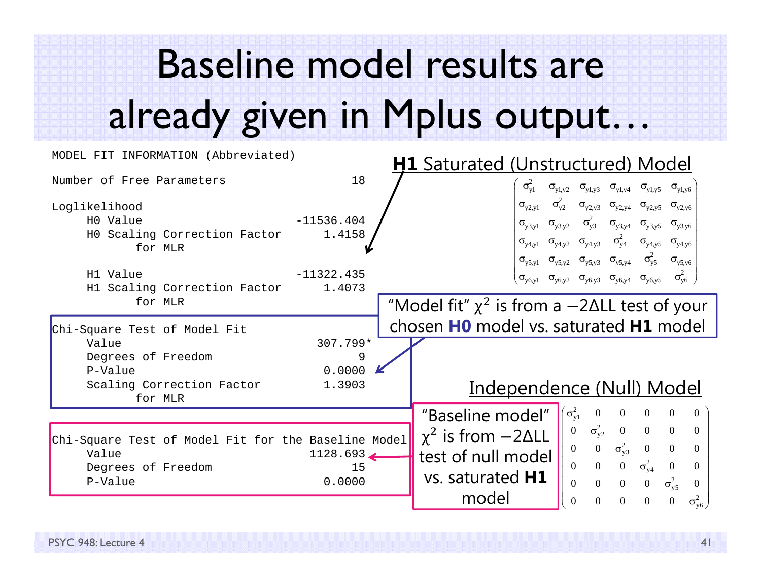# Baseline model results are already given in Mplus output…

```
MODEL FIT INFORMATION (Abbreviated)

Number of Free Parameters                       18

Loglikelihood
     H0 Value                           -11536.404
     H0 Scaling Correction Factor           1.4158
          for MLR

     H1 Value                           -11322.435
     H1 Scaling Correction Factor           1.4073
          for MLR

Chi-Square Test of Model Fit
     Value                                 307.799*
     Degrees of Freedom                          9
     P-Value                                0.0000
     Scaling Correction Factor              1.3903
          for MLR

Chi-Square Test of Model Fit for the Baseline Model
     Value                                1128.693
     Degrees of Freedom                         15
     P-Value                                0.0000
```

**H1** Saturated (Unstructured) Model

$$\begin{pmatrix} \sigma^2_{y1} & \sigma_{y1,y2} & \sigma_{y1,y3} & \sigma_{y1,y4} & \sigma_{y1,y5} & \sigma_{y1,y6} \\ \sigma_{y2,y1} & \sigma^2_{y2} & \sigma_{y2,y3} & \sigma_{y2,y4} & \sigma_{y2,y5} & \sigma_{y2,y6} \\ \sigma_{y3,y1} & \sigma_{y3,y2} & \sigma^2_{y3} & \sigma_{y3,y4} & \sigma_{y3,y5} & \sigma_{y3,y6} \\ \sigma_{y4,y1} & \sigma_{y4,y2} & \sigma_{y4,y3} & \sigma^2_{y4} & \sigma_{y4,y5} & \sigma_{y4,y6} \\ \sigma_{y5,y1} & \sigma_{y5,y2} & \sigma_{y5,y3} & \sigma_{y5,y4} & \sigma^2_{y5} & \sigma_{y5,y6} \\ \sigma_{y6,y1} & \sigma_{y6,y2} & \sigma_{y6,y3} & \sigma_{y6,y4} & \sigma_{y6,y5} & \sigma^2_{y6} \end{pmatrix}$$

"Model fit" $\chi^2$ is from a $-2\Delta LL$ test of your chosen **H0** model vs. saturated **H1** model

Independence (Null) Model

$$\begin{pmatrix} \sigma^2_{y1} & 0 & 0 & 0 & 0 & 0 \\ 0 & \sigma^2_{y2} & 0 & 0 & 0 & 0 \\ 0 & 0 & \sigma^2_{y3} & 0 & 0 & 0 \\ 0 & 0 & 0 & \sigma^2_{y4} & 0 & 0 \\ 0 & 0 & 0 & 0 & \sigma^2_{y5} & 0 \\ 0 & 0 & 0 & 0 & 0 & \sigma^2_{y6} \end{pmatrix}$$

"Baseline model" $\chi^2$ is from $-2\Delta LL$ test of null model vs. saturated **H1** model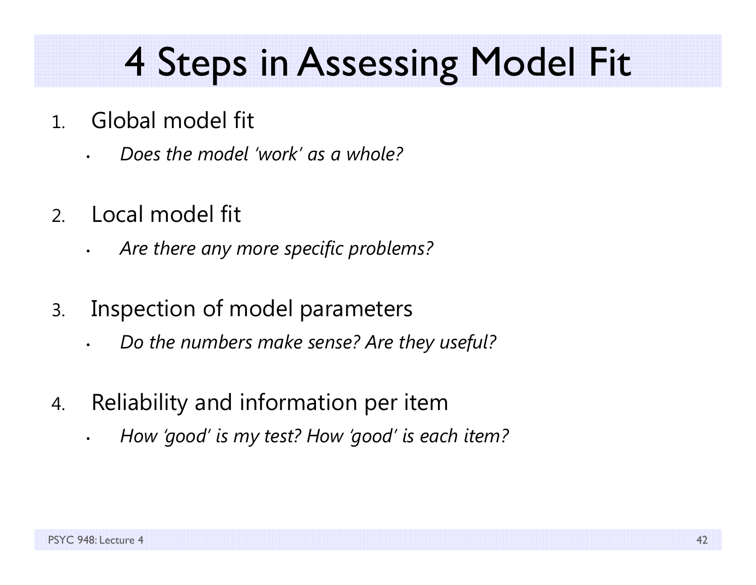# 4 Steps in Assessing Model Fit

1. Global model fit
   - *Does the model 'work' as a whole?*

2. Local model fit
   - *Are there any more specific problems?*

3. Inspection of model parameters
   - *Do the numbers make sense? Are they useful?*

4. Reliability and information per item
   - *How 'good' is my test? How 'good' is each item?*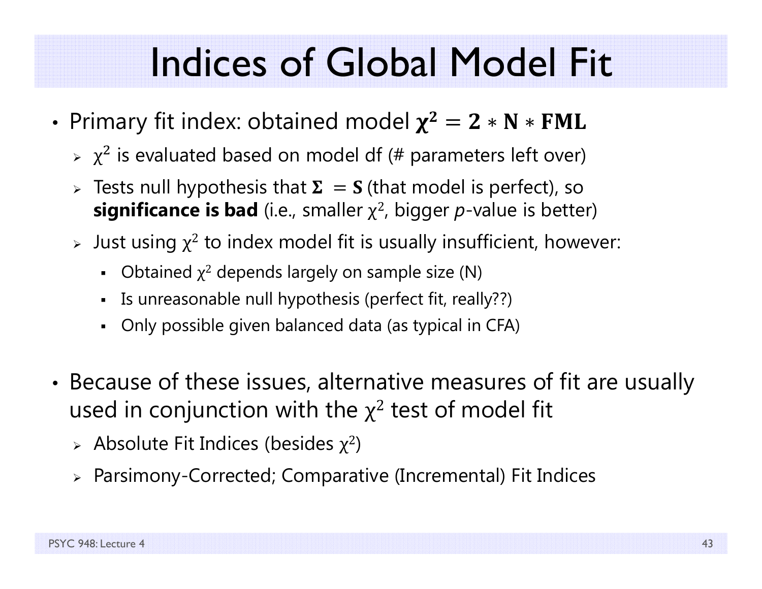# Indices of Global Model Fit

- Primary fit index: obtained model $\boldsymbol{\chi^2 = 2 * \mathbf{N} * \mathbf{FML}}$
  - $\chi^2$ is evaluated based on model df (# parameters left over)
  - Tests null hypothesis that $\boldsymbol{\Sigma} = \boldsymbol{S}$ (that model is perfect), so **significance is bad** (i.e., smaller $\chi^2$, bigger *p*-value is better)
  - Just using $\chi^2$ to index model fit is usually insufficient, however:
    - Obtained $\chi^2$ depends largely on sample size (N)
    - Is unreasonable null hypothesis (perfect fit, really??)
    - Only possible given balanced data (as typical in CFA)

- Because of these issues, alternative measures of fit are usually used in conjunction with the $\chi^2$ test of model fit
  - Absolute Fit Indices (besides $\chi^2$)
  - Parsimony-Corrected; Comparative (Incremental) Fit Indices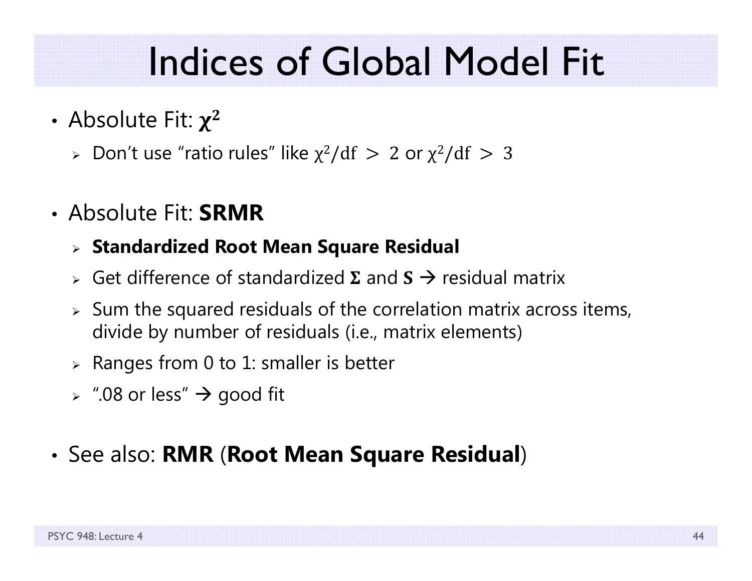# Indices of Global Model Fit

- Absolute Fit: $\boldsymbol{\chi^2}$
  - Don't use "ratio rules" like $\chi^2/\mathrm{df} > 2$ or $\chi^2/\mathrm{df} > 3$

- Absolute Fit: **SRMR**
  - **Standardized Root Mean Square Residual**
  - Get difference of standardized $\boldsymbol{\Sigma}$ and $\boldsymbol{S}$ → residual matrix
  - Sum the squared residuals of the correlation matrix across items, divide by number of residuals (i.e., matrix elements)
  - Ranges from 0 to 1: smaller is better
  - ".08 or less" → good fit

- See also: **RMR** (**Root Mean Square Residual**)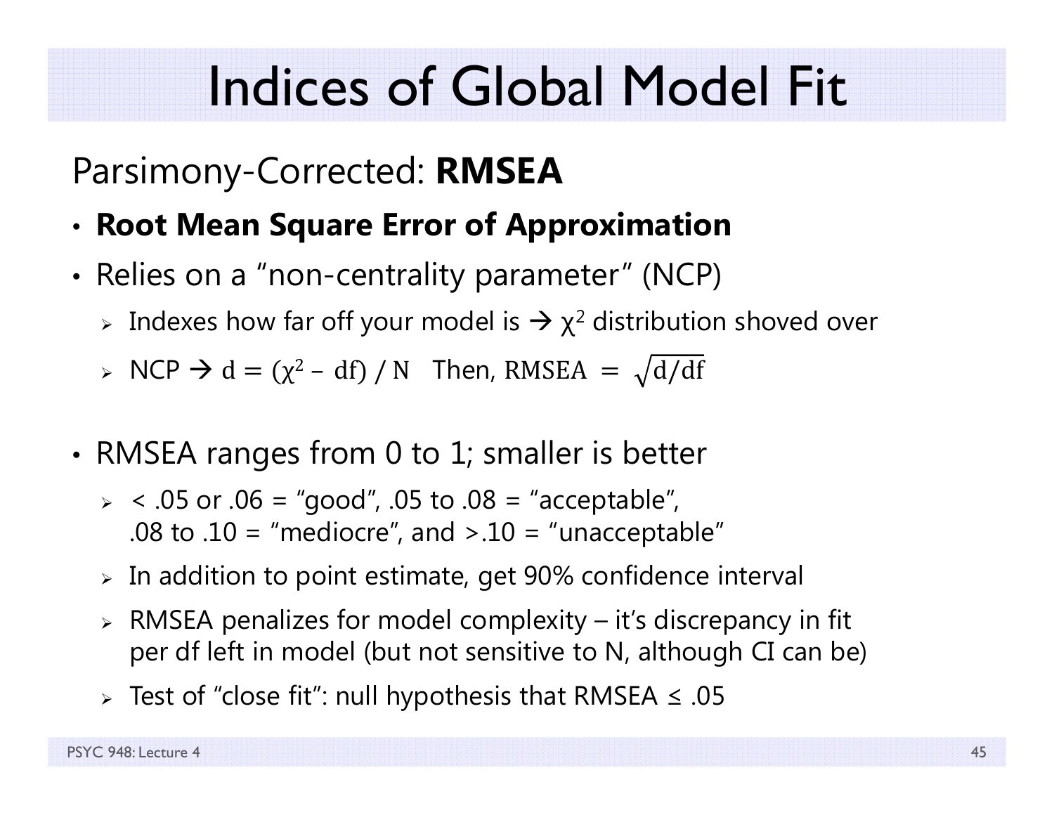# Indices of Global Model Fit

## Parsimony-Corrected: **RMSEA**

- **Root Mean Square Error of Approximation**
- Relies on a "non-centrality parameter" (NCP)
  - Indexes how far off your model is → $\chi^2$ distribution shoved over
  - NCP → $d = (\chi^2 - df) / N$ Then, $RMSEA = \sqrt{d/df}$

- RMSEA ranges from 0 to 1; smaller is better
  - < .05 or .06 = "good", .05 to .08 = "acceptable", .08 to .10 = "mediocre", and >.10 = "unacceptable"
  - In addition to point estimate, get 90% confidence interval
  - RMSEA penalizes for model complexity – it's discrepancy in fit per df left in model (but not sensitive to N, although CI can be)
  - Test of "close fit": null hypothesis that RMSEA ≤ .05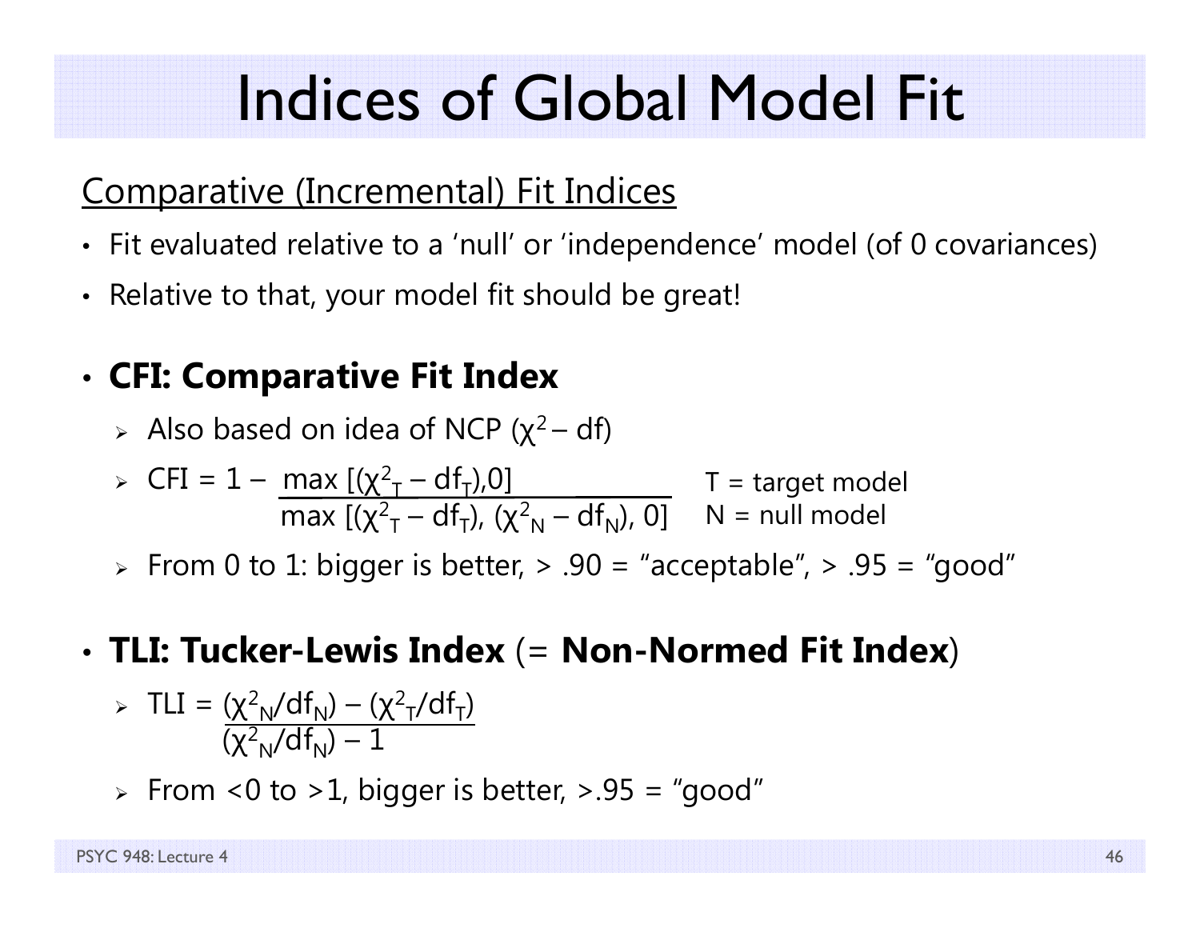# Indices of Global Model Fit

<u>Comparative (Incremental) Fit Indices</u>

- Fit evaluated relative to a 'null' or 'independence' model (of 0 covariances)
- Relative to that, your model fit should be great!

- **CFI: Comparative Fit Index**
  - Also based on idea of NCP ($\chi^2$ – df)
  - $CFI = 1 - \dfrac{\max[(\chi^2_T - df_T), 0]}{\max[(\chi^2_T - df_T), (\chi^2_N - df_N), 0]}$  T = target model, N = null model
  - From 0 to 1: bigger is better, > .90 = "acceptable", > .95 = "good"

- **TLI: Tucker-Lewis Index** (= **Non-Normed Fit Index**)
  - $TLI = \dfrac{(\chi^2_N/df_N) - (\chi^2_T/df_T)}{(\chi^2_N/df_N) - 1}$
  - From <0 to >1, bigger is better, >.95 = "good"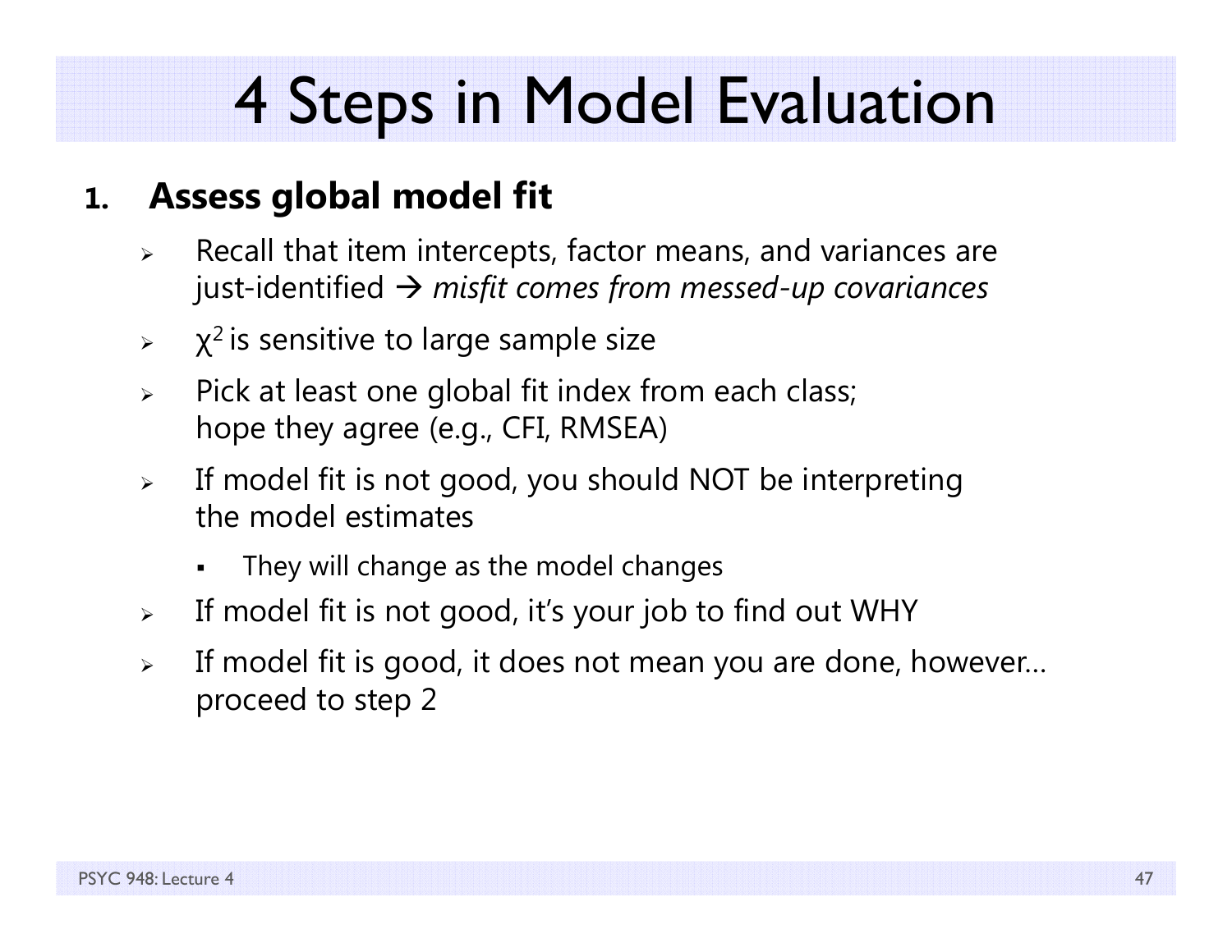# 4 Steps in Model Evaluation

1. **Assess global model fit**
   - Recall that item intercepts, factor means, and variances are just-identified → *misfit comes from messed-up covariances*
   - $\chi^2$ is sensitive to large sample size
   - Pick at least one global fit index from each class; hope they agree (e.g., CFI, RMSEA)
   - If model fit is not good, you should NOT be interpreting the model estimates
     - They will change as the model changes
   - If model fit is not good, it's your job to find out WHY
   - If model fit is good, it does not mean you are done, however… proceed to step 2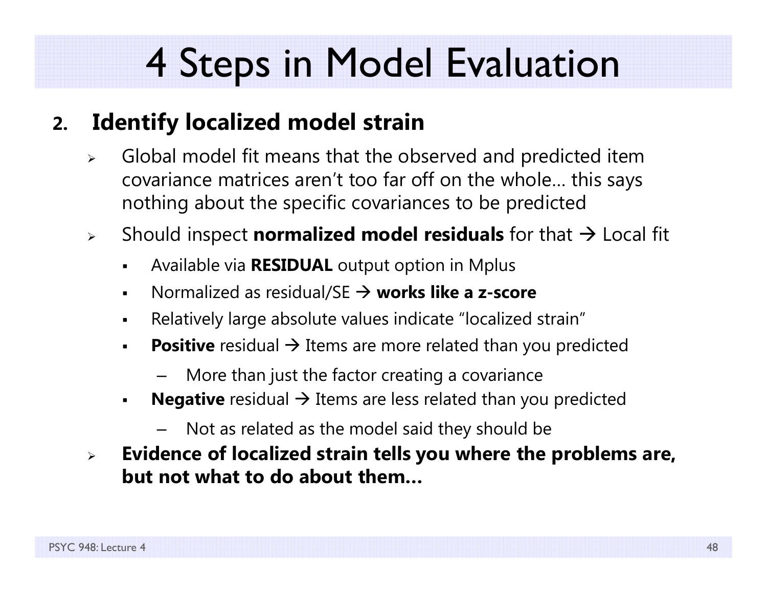# 4 Steps in Model Evaluation

2. **Identify localized model strain**
   - Global model fit means that the observed and predicted item covariance matrices aren't too far off on the whole… this says nothing about the specific covariances to be predicted
   - Should inspect **normalized model residuals** for that → Local fit
     - Available via **RESIDUAL** output option in Mplus
     - Normalized as residual/SE → **works like a z-score**
     - Relatively large absolute values indicate "localized strain"
     - **Positive** residual → Items are more related than you predicted
       - More than just the factor creating a covariance
     - **Negative** residual → Items are less related than you predicted
       - Not as related as the model said they should be
   - **Evidence of localized strain tells you where the problems are, but not what to do about them…**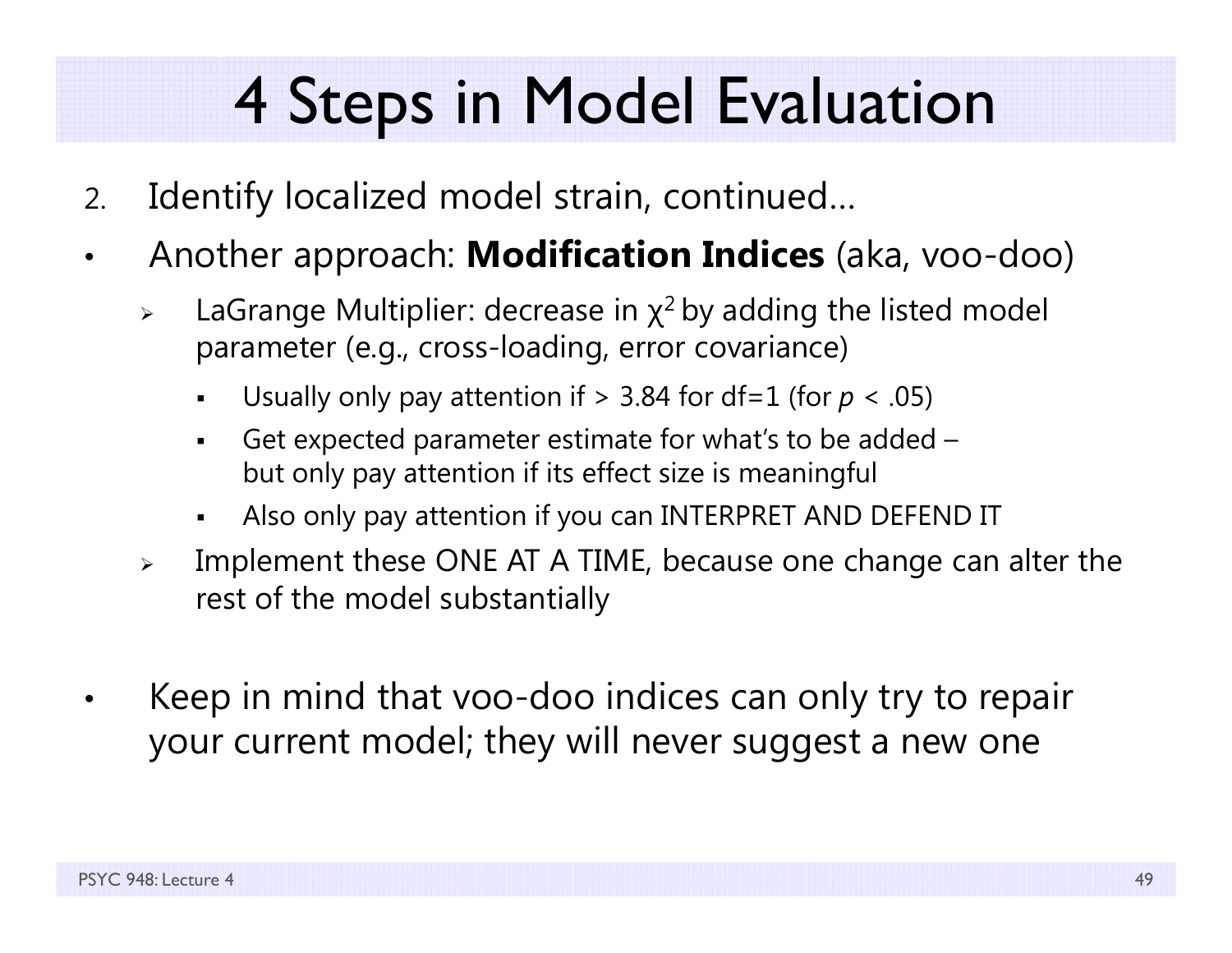# 4 Steps in Model Evaluation

2. Identify localized model strain, continued…

- Another approach: **Modification Indices** (aka, voo-doo)
  - LaGrange Multiplier: decrease in $\chi^2$ by adding the listed model parameter (e.g., cross-loading, error covariance)
    - Usually only pay attention if > 3.84 for df=1 (for $p < .05$)
    - Get expected parameter estimate for what's to be added – but only pay attention if its effect size is meaningful
    - Also only pay attention if you can INTERPRET AND DEFEND IT
  - Implement these ONE AT A TIME, because one change can alter the rest of the model substantially

- Keep in mind that voo-doo indices can only try to repair your current model; they will never suggest a new one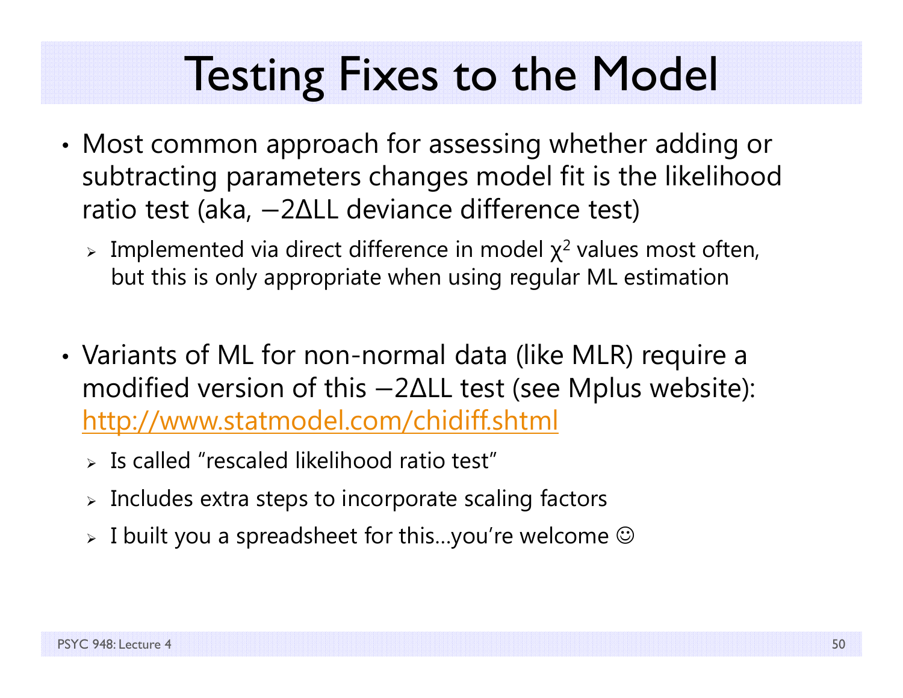# Testing Fixes to the Model

- Most common approach for assessing whether adding or subtracting parameters changes model fit is the likelihood ratio test (aka, $-2\Delta LL$ deviance difference test)
  - Implemented via direct difference in model $\chi^2$ values most often, but this is only appropriate when using regular ML estimation

- Variants of ML for non-normal data (like MLR) require a modified version of this $-2\Delta LL$ test (see Mplus website): [http://www.statmodel.com/chidiff.shtml](http://www.statmodel.com/chidiff.shtml)
  - Is called "rescaled likelihood ratio test"
  - Includes extra steps to incorporate scaling factors
  - I built you a spreadsheet for this…you're welcome ☺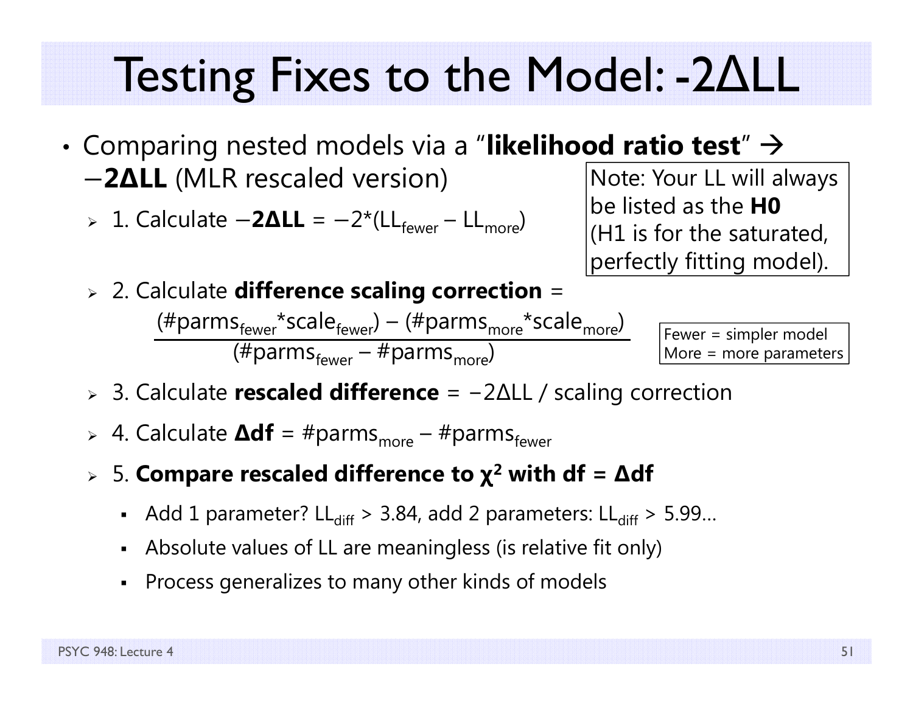# Testing Fixes to the Model: -2ΔLL

- Comparing nested models via a "**likelihood ratio test**" → **−2ΔLL** (MLR rescaled version)
  - 1. Calculate **−2ΔLL** = $-2*(LL_{fewer} - LL_{more})$
  - 2. Calculate **difference scaling correction** =

$$\frac{(\#parms_{fewer} * scale_{fewer}) - (\#parms_{more} * scale_{more})}{(\#parms_{fewer} - \#parms_{more})}$$

  - 3. Calculate **rescaled difference** = −2ΔLL / scaling correction
  - 4. Calculate **Δdf** = $\#parms_{more} - \#parms_{fewer}$
  - 5. **Compare rescaled difference to $\chi^2$ with df = Δdf**
    - Add 1 parameter? $LL_{diff} > 3.84$, add 2 parameters: $LL_{diff} > 5.99$…
    - Absolute values of LL are meaningless (is relative fit only)
    - Process generalizes to many other kinds of models

Note: Your LL will always be listed as the **H0** (H1 is for the saturated, perfectly fitting model).

Fewer = simpler model
More = more parameters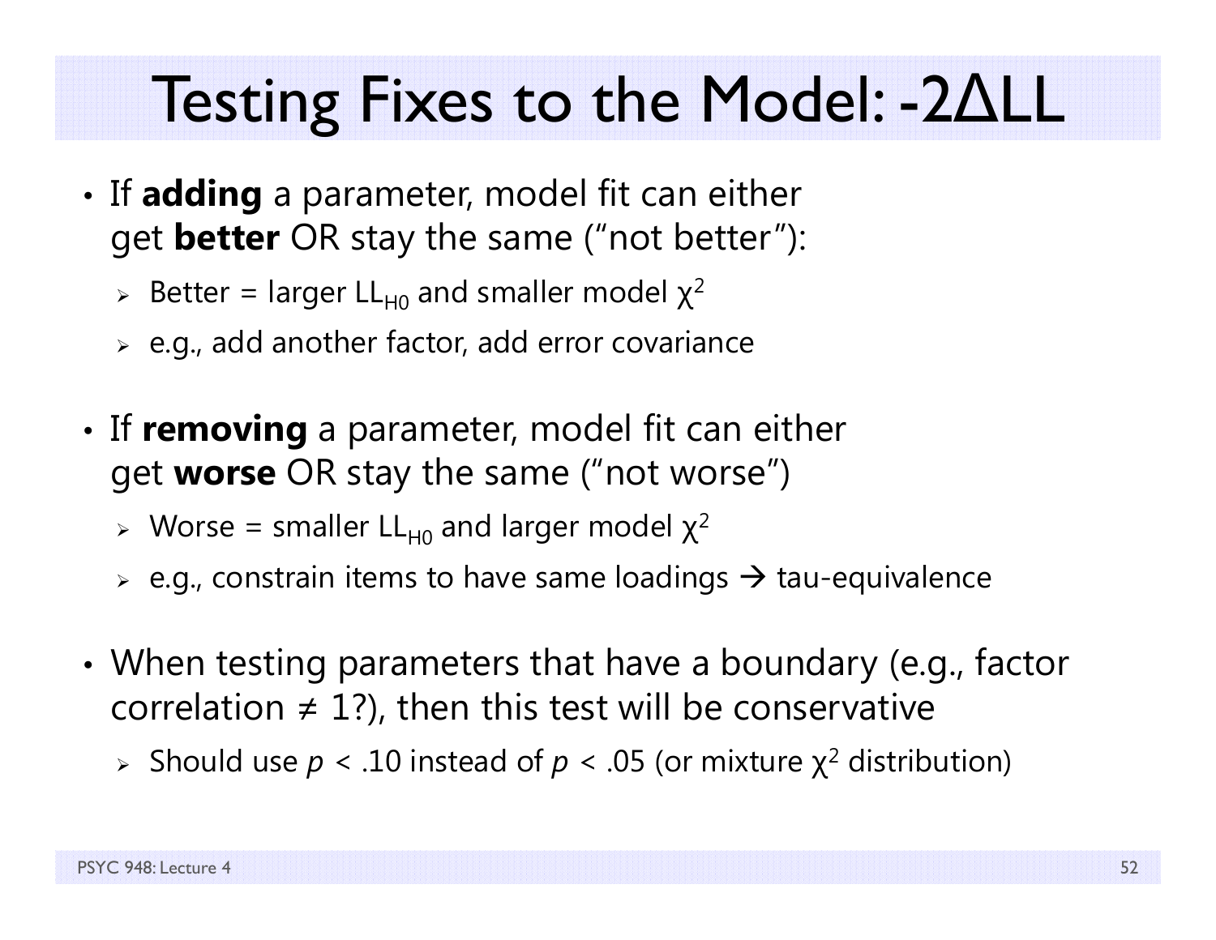# Testing Fixes to the Model: $-2\Delta LL$

- If **adding** a parameter, model fit can either get **better** OR stay the same ("not better"):
  - Better = larger $LL_{H0}$ and smaller model $\chi^2$
  - e.g., add another factor, add error covariance

- If **removing** a parameter, model fit can either get **worse** OR stay the same ("not worse")
  - Worse = smaller $LL_{H0}$ and larger model $\chi^2$
  - e.g., constrain items to have same loadings → tau-equivalence

- When testing parameters that have a boundary (e.g., factor correlation $\neq 1$?), then this test will be conservative
  - Should use $p < .10$ instead of $p < .05$ (or mixture $\chi^2$ distribution)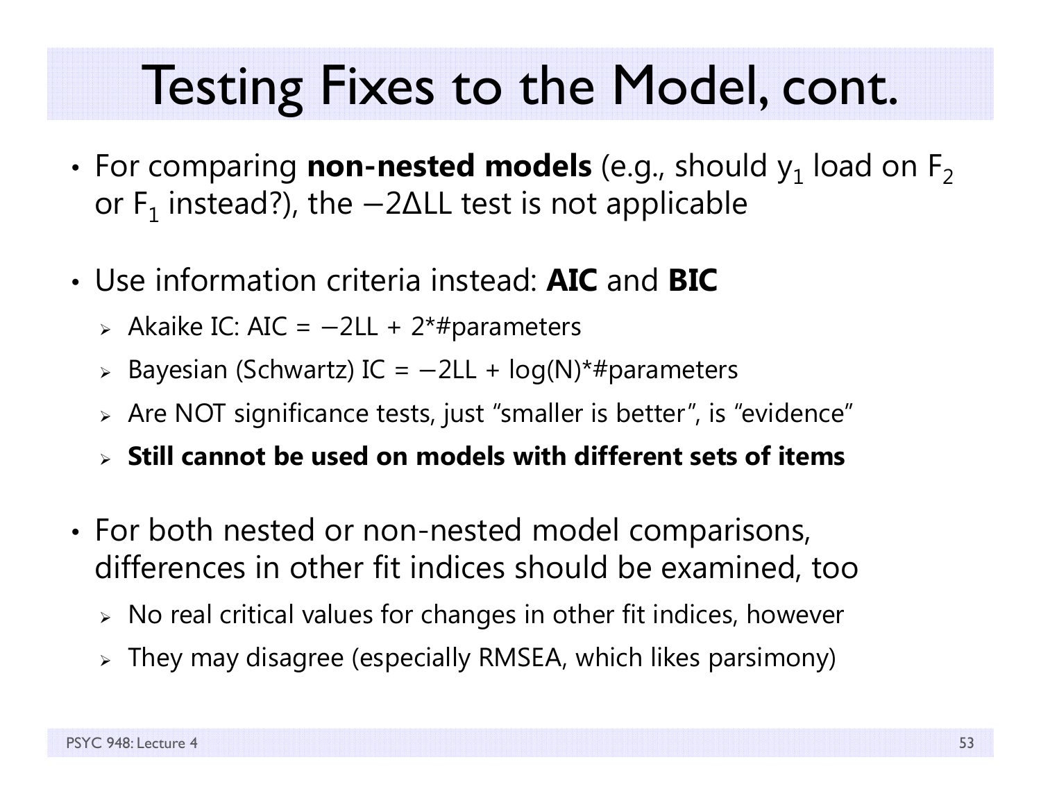# Testing Fixes to the Model, cont.

- For comparing **non-nested models** (e.g., should $y_1$ load on $F_2$ or $F_1$ instead?), the $-2\Delta LL$ test is not applicable

- Use information criteria instead: **AIC** and **BIC**
  - Akaike IC: AIC = $-2LL + 2$*#parameters
  - Bayesian (Schwartz) IC = $-2LL + \log(N)$*#parameters
  - Are NOT significance tests, just "smaller is better", is "evidence"
  - **Still cannot be used on models with different sets of items**

- For both nested or non-nested model comparisons, differences in other fit indices should be examined, too
  - No real critical values for changes in other fit indices, however
  - They may disagree (especially RMSEA, which likes parsimony)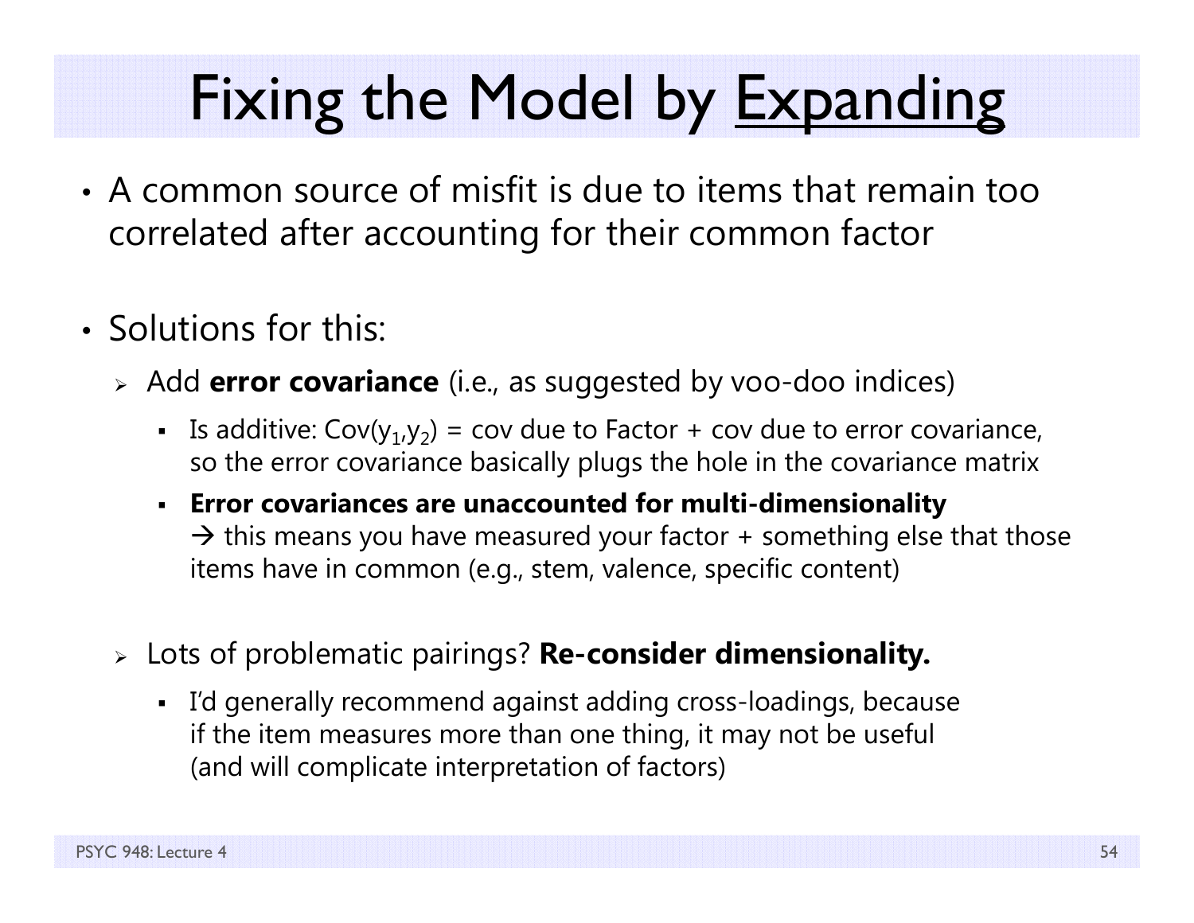# Fixing the Model by <u>Expanding</u>

- A common source of misfit is due to items that remain too correlated after accounting for their common factor

- Solutions for this:
  - Add **error covariance** (i.e., as suggested by voo-doo indices)
    - Is additive: $Cov(y_1, y_2)$ = cov due to Factor + cov due to error covariance, so the error covariance basically plugs the hole in the covariance matrix
    - **Error covariances are unaccounted for multi-dimensionality** → this means you have measured your factor + something else that those items have in common (e.g., stem, valence, specific content)

  - Lots of problematic pairings? **Re-consider dimensionality.**
    - I'd generally recommend against adding cross-loadings, because if the item measures more than one thing, it may not be useful (and will complicate interpretation of factors)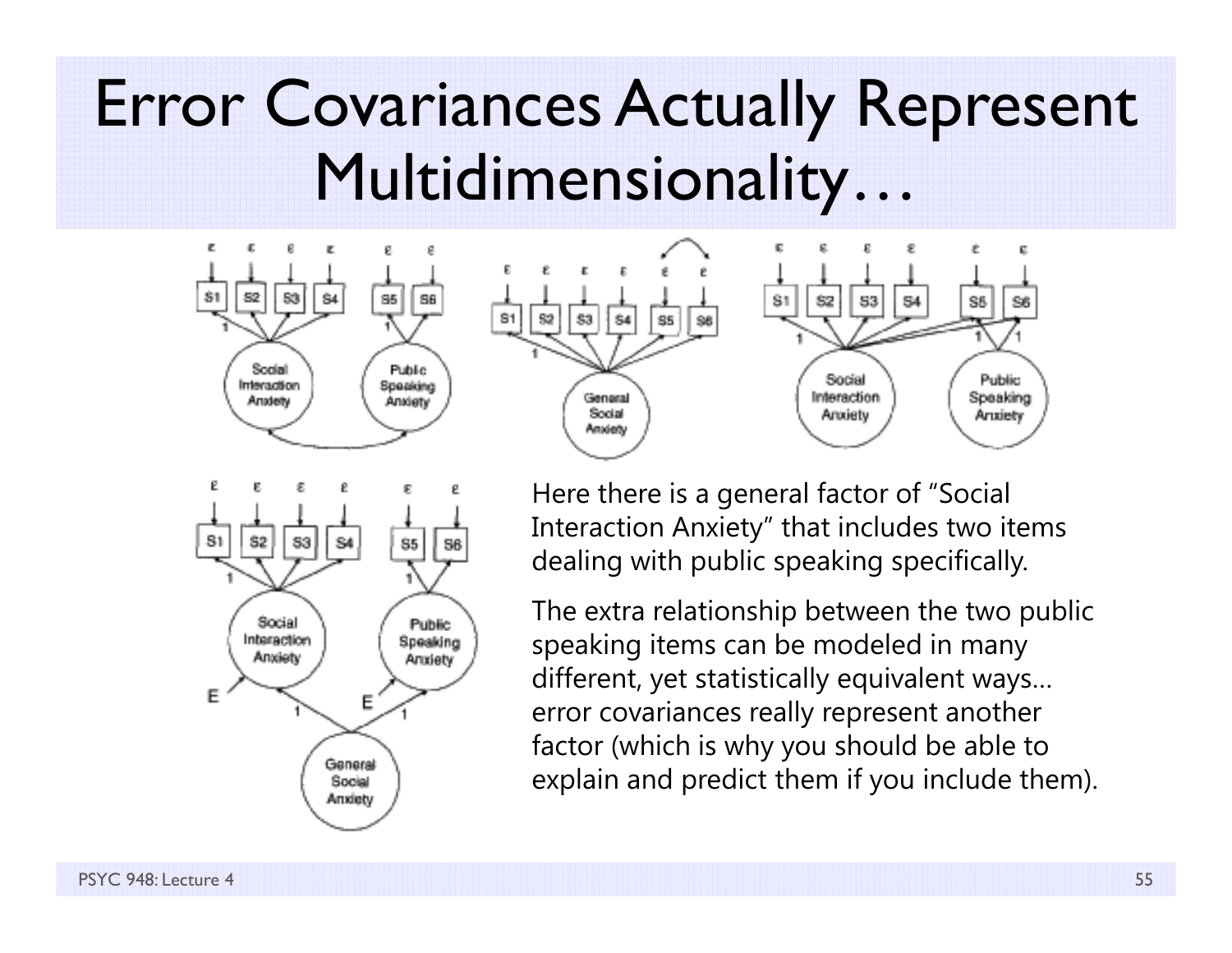# Error Covariances Actually Represent Multidimensionality…

Here there is a general factor of "Social Interaction Anxiety" that includes two items dealing with public speaking specifically.

The extra relationship between the two public speaking items can be modeled in many different, yet statistically equivalent ways… error covariances really represent another factor (which is why you should be able to explain and predict them if you include them).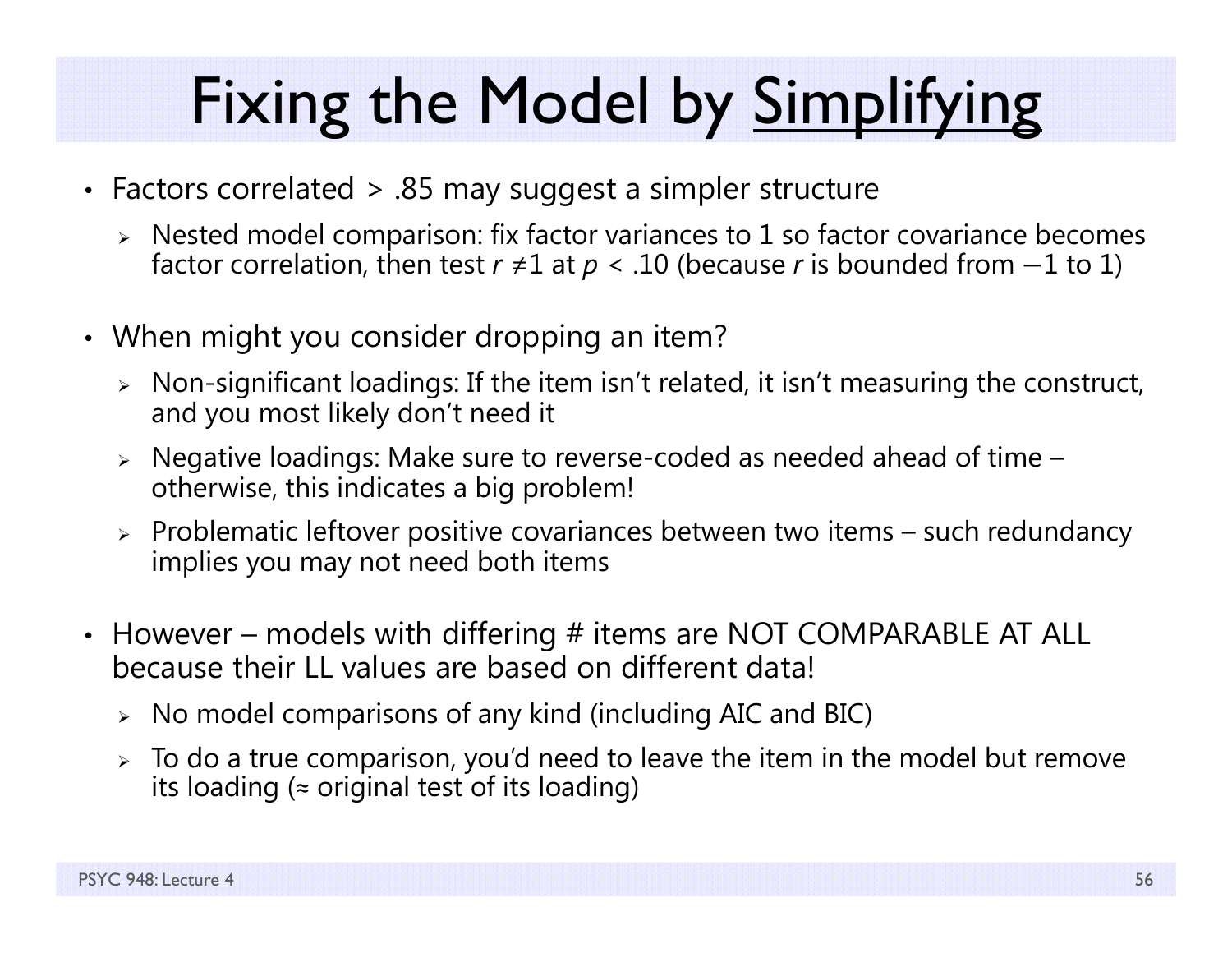# Fixing the Model by Simplifying

- Factors correlated > .85 may suggest a simpler structure
  - Nested model comparison: fix factor variances to 1 so factor covariance becomes factor correlation, then test $r \neq 1$ at $p < .10$ (because $r$ is bounded from $-1$ to 1)

- When might you consider dropping an item?
  - Non-significant loadings: If the item isn't related, it isn't measuring the construct, and you most likely don't need it
  - Negative loadings: Make sure to reverse-coded as needed ahead of time – otherwise, this indicates a big problem!
  - Problematic leftover positive covariances between two items – such redundancy implies you may not need both items

- However – models with differing # items are NOT COMPARABLE AT ALL because their LL values are based on different data!
  - No model comparisons of any kind (including AIC and BIC)
  - To do a true comparison, you'd need to leave the item in the model but remove its loading (≈ original test of its loading)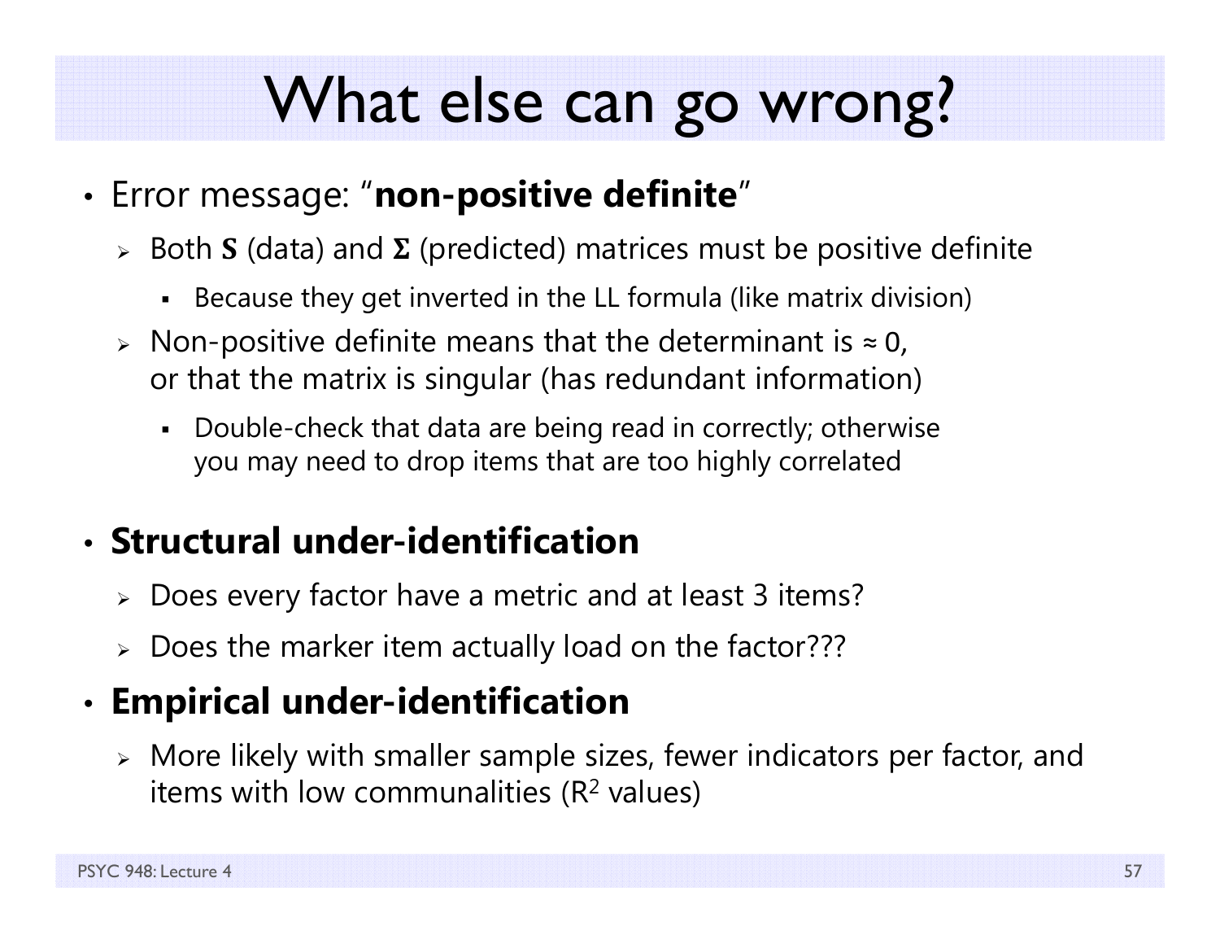# What else can go wrong?

- Error message: "**non-positive definite**"
  - Both $\mathbf{S}$ (data) and $\mathbf{\Sigma}$ (predicted) matrices must be positive definite
    - Because they get inverted in the LL formula (like matrix division)
  - Non-positive definite means that the determinant is $\approx 0$, or that the matrix is singular (has redundant information)
    - Double-check that data are being read in correctly; otherwise you may need to drop items that are too highly correlated

- **Structural under-identification**
  - Does every factor have a metric and at least 3 items?
  - Does the marker item actually load on the factor???

- **Empirical under-identification**
  - More likely with smaller sample sizes, fewer indicators per factor, and items with low communalities ($R^2$ values)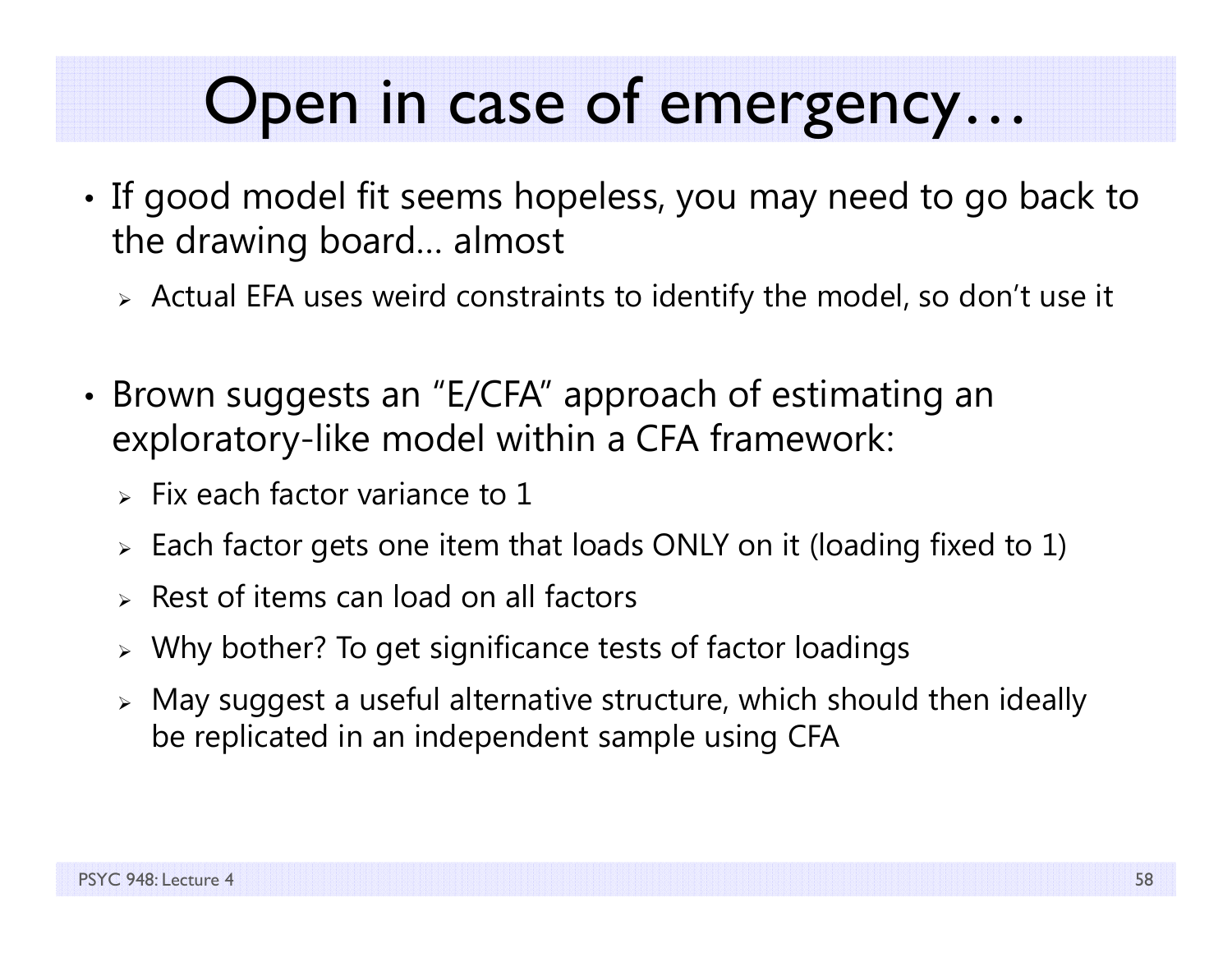# Open in case of emergency…

- If good model fit seems hopeless, you may need to go back to the drawing board… almost
  - Actual EFA uses weird constraints to identify the model, so don't use it

- Brown suggests an "E/CFA" approach of estimating an exploratory-like model within a CFA framework:
  - Fix each factor variance to 1
  - Each factor gets one item that loads ONLY on it (loading fixed to 1)
  - Rest of items can load on all factors
  - Why bother? To get significance tests of factor loadings
  - May suggest a useful alternative structure, which should then ideally be replicated in an independent sample using CFA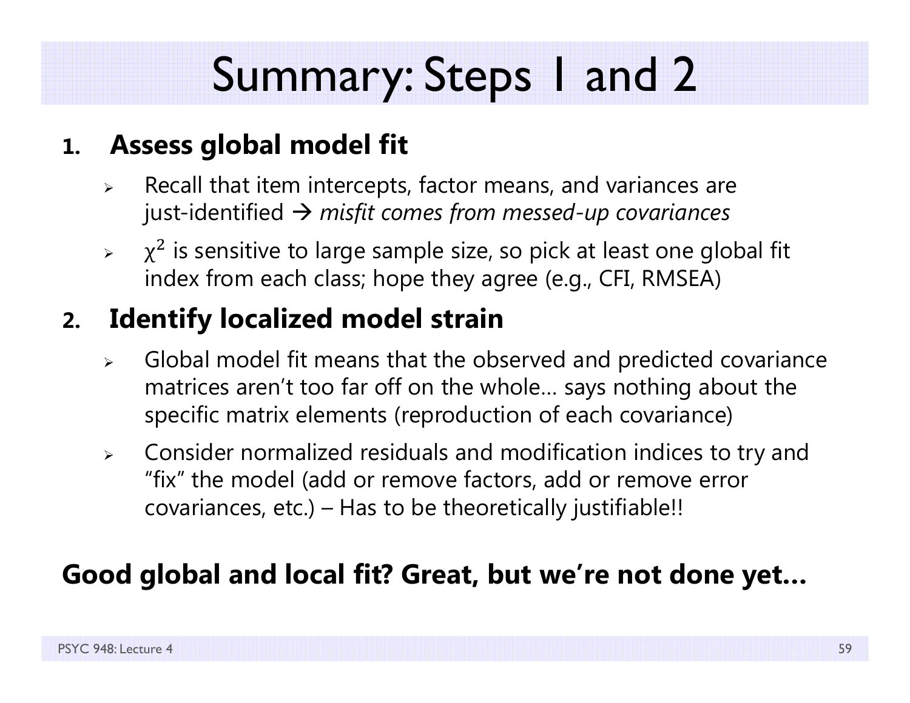# Summary: Steps 1 and 2

1. **Assess global model fit**
   - Recall that item intercepts, factor means, and variances are just-identified → *misfit comes from messed-up covariances*
   - $\chi^2$ is sensitive to large sample size, so pick at least one global fit index from each class; hope they agree (e.g., CFI, RMSEA)

2. **Identify localized model strain**
   - Global model fit means that the observed and predicted covariance matrices aren't too far off on the whole… says nothing about the specific matrix elements (reproduction of each covariance)
   - Consider normalized residuals and modification indices to try and "fix" the model (add or remove factors, add or remove error covariances, etc.) – Has to be theoretically justifiable!!

**Good global and local fit? Great, but we're not done yet…**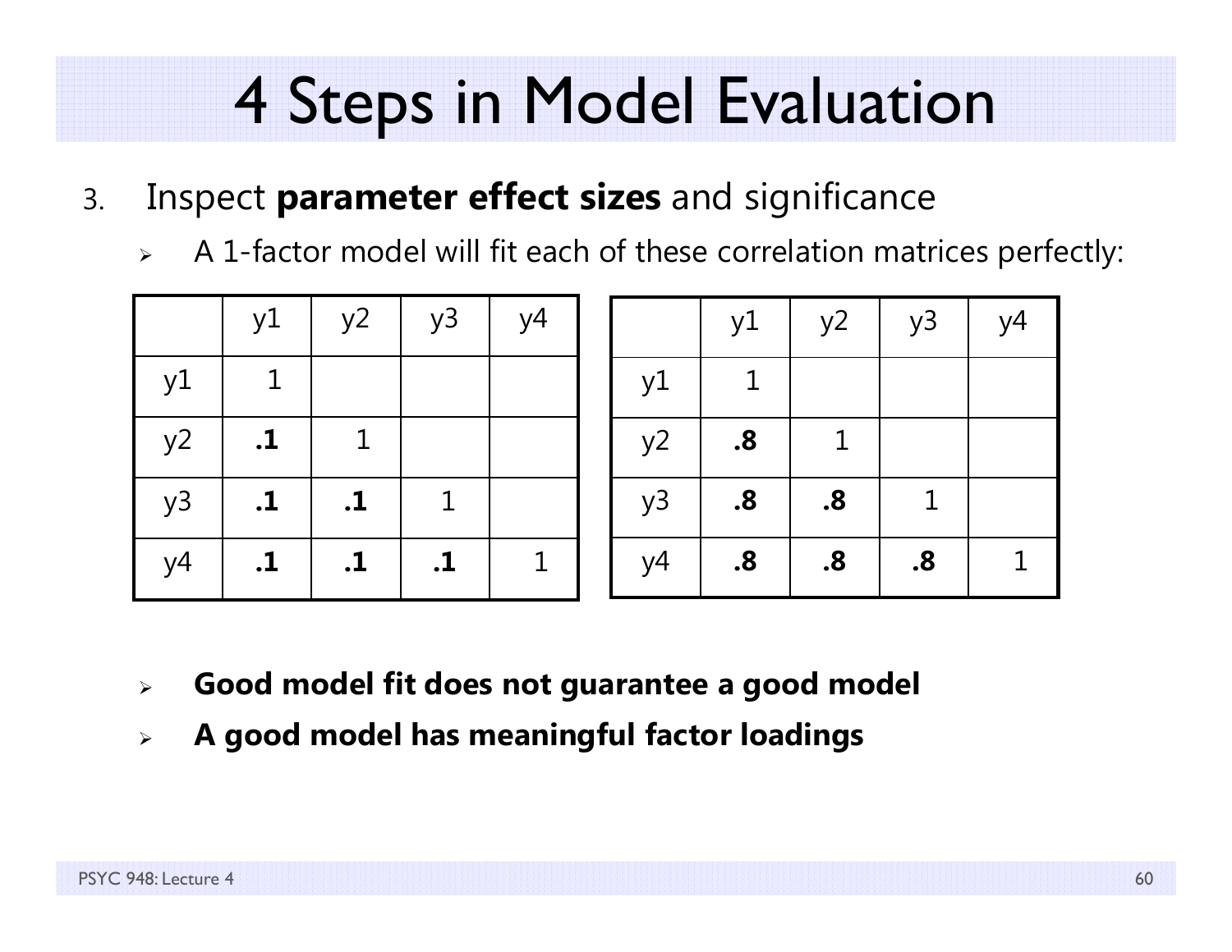# 4 Steps in Model Evaluation

3. Inspect **parameter effect sizes** and significance
   - A 1-factor model will fit each of these correlation matrices perfectly:

| | y1 | y2 | y3 | y4 |
|---|---|---|---|---|
| y1 | 1 | | | |
| y2 | **.1** | 1 | | |
| y3 | **.1** | **.1** | 1 | |
| y4 | **.1** | **.1** | **.1** | 1 |

| | y1 | y2 | y3 | y4 |
|---|---|---|---|---|
| y1 | 1 | | | |
| y2 | **.8** | 1 | | |
| y3 | **.8** | **.8** | 1 | |
| y4 | **.8** | **.8** | **.8** | 1 |

   - **Good model fit does not guarantee a good model**
   - **A good model has meaningful factor loadings**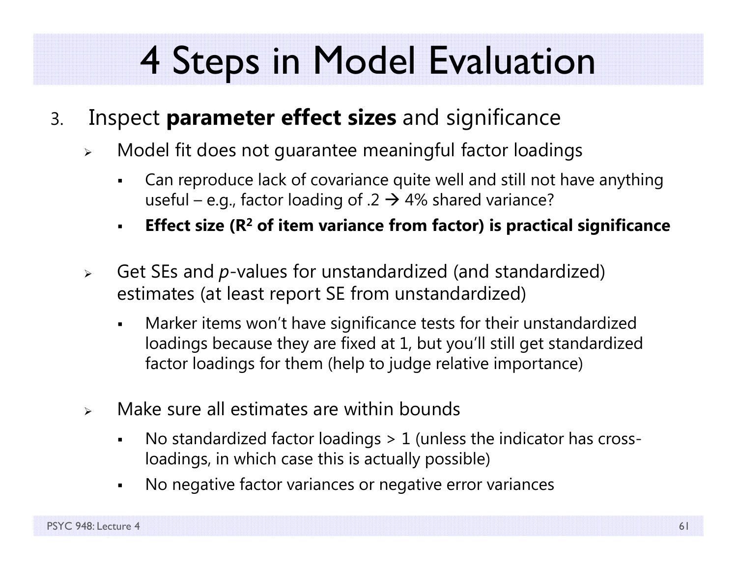# 4 Steps in Model Evaluation

3. Inspect **parameter effect sizes** and significance
   - Model fit does not guarantee meaningful factor loadings
     - Can reproduce lack of covariance quite well and still not have anything useful – e.g., factor loading of .2 → 4% shared variance?
     - **Effect size ($R^2$ of item variance from factor) is practical significance**
   - Get SEs and *p*-values for unstandardized (and standardized) estimates (at least report SE from unstandardized)
     - Marker items won't have significance tests for their unstandardized loadings because they are fixed at 1, but you'll still get standardized factor loadings for them (help to judge relative importance)
   - Make sure all estimates are within bounds
     - No standardized factor loadings > 1 (unless the indicator has cross-loadings, in which case this is actually possible)
     - No negative factor variances or negative error variances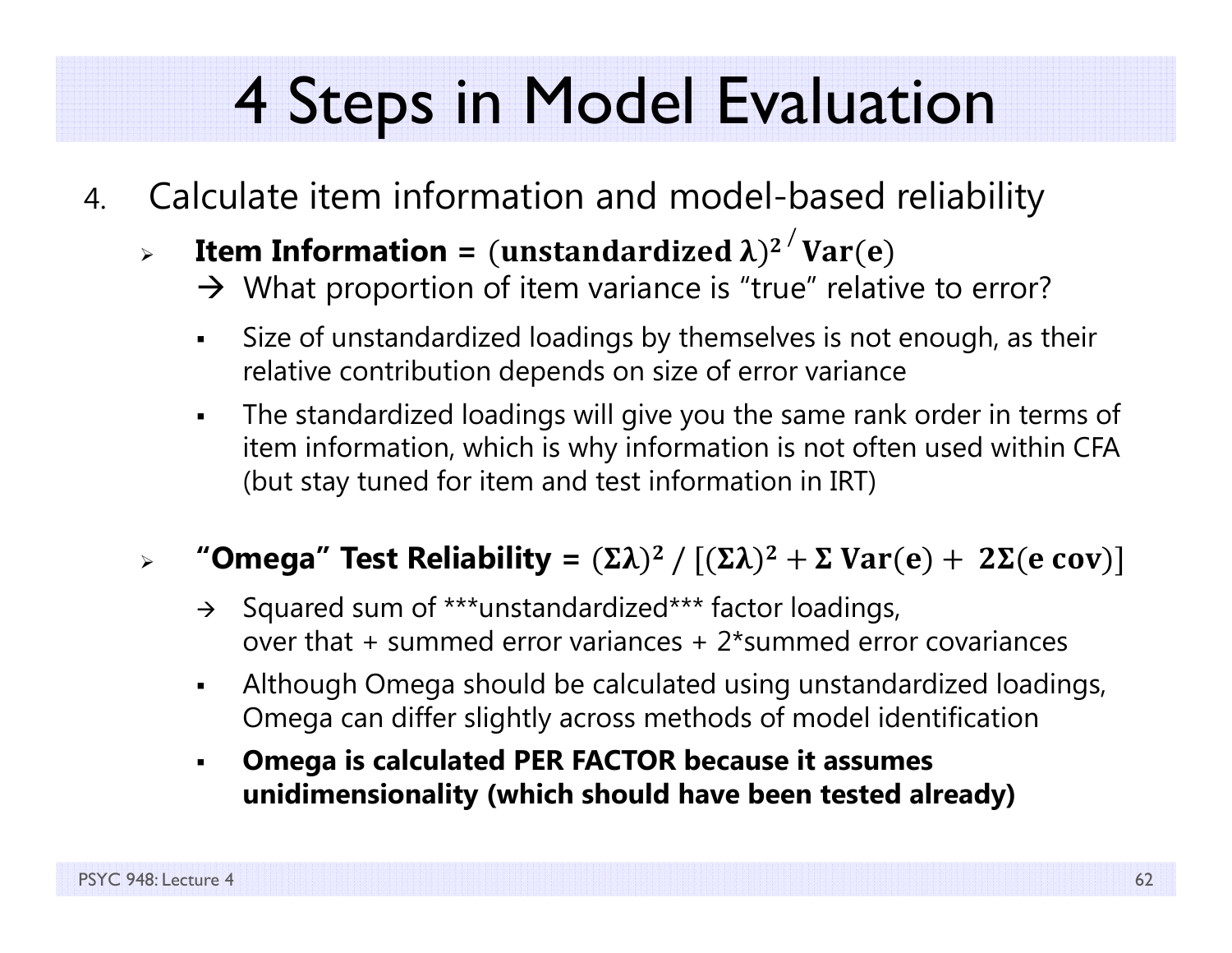# 4 Steps in Model Evaluation

4. Calculate item information and model-based reliability
   - **Item Information =** $(\textbf{unstandardized}\ \boldsymbol{\lambda})^2 / \textbf{Var}(\mathbf{e})$
     → What proportion of item variance is "true" relative to error?
     - Size of unstandardized loadings by themselves is not enough, as their relative contribution depends on size of error variance
     - The standardized loadings will give you the same rank order in terms of item information, which is why information is not often used within CFA (but stay tuned for item and test information in IRT)
   - **"Omega" Test Reliability =** $(\boldsymbol{\Sigma\lambda})^2 \,/\, [(\boldsymbol{\Sigma\lambda})^2 + \boldsymbol{\Sigma}\ \textbf{Var}(\mathbf{e}) + \ \mathbf{2\Sigma}(\mathbf{e}\ \textbf{cov})]$
     - → Squared sum of ***unstandardized*** factor loadings, over that + summed error variances + 2*summed error covariances
     - Although Omega should be calculated using unstandardized loadings, Omega can differ slightly across methods of model identification
     - **Omega is calculated PER FACTOR because it assumes unidimensionality (which should have been tested already)**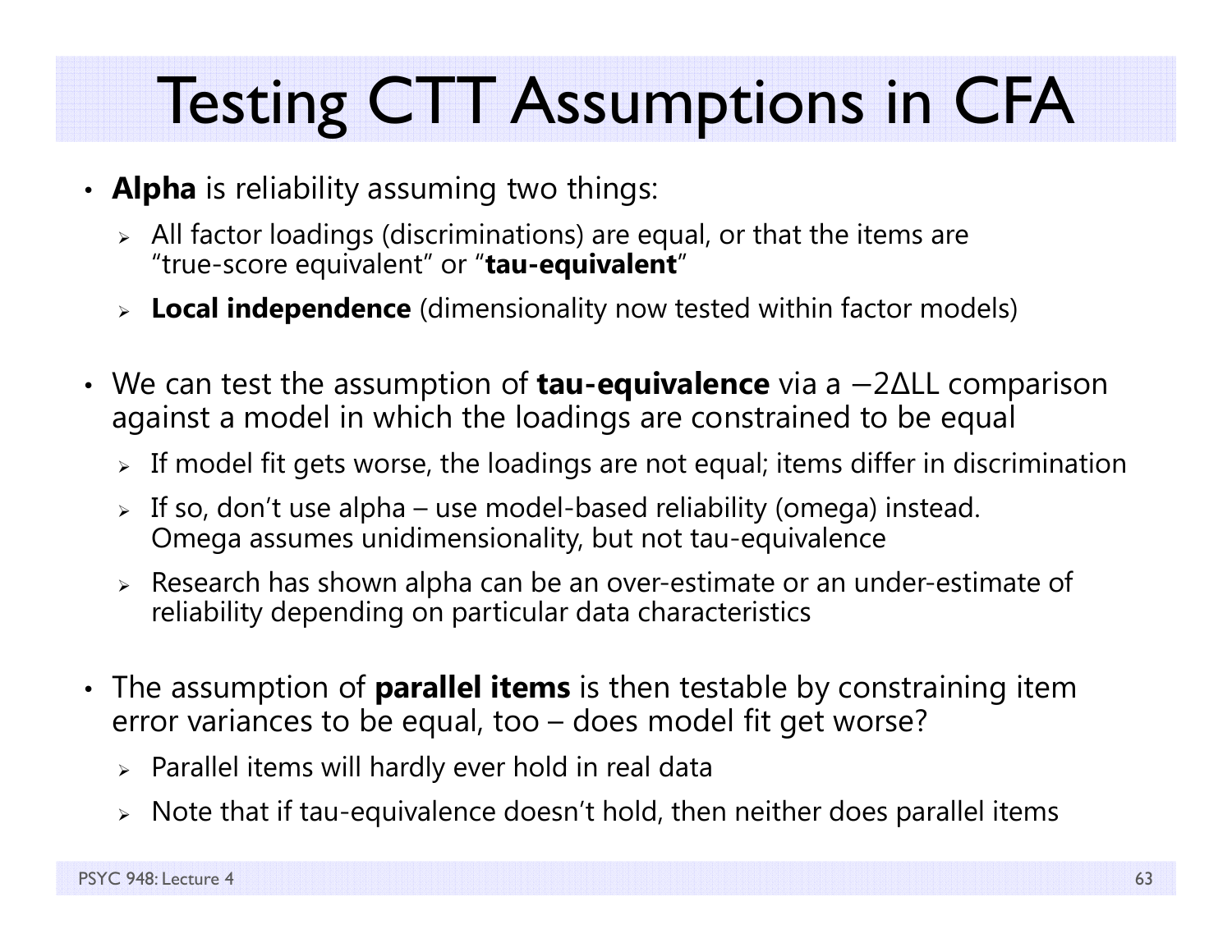# Testing CTT Assumptions in CFA

- **Alpha** is reliability assuming two things:
  - All factor loadings (discriminations) are equal, or that the items are "true-score equivalent" or "**tau-equivalent**"
  - **Local independence** (dimensionality now tested within factor models)
- We can test the assumption of **tau-equivalence** via a $-2\Delta LL$ comparison against a model in which the loadings are constrained to be equal
  - If model fit gets worse, the loadings are not equal; items differ in discrimination
  - If so, don't use alpha – use model-based reliability (omega) instead. Omega assumes unidimensionality, but not tau-equivalence
  - Research has shown alpha can be an over-estimate or an under-estimate of reliability depending on particular data characteristics
- The assumption of **parallel items** is then testable by constraining item error variances to be equal, too – does model fit get worse?
  - Parallel items will hardly ever hold in real data
  - Note that if tau-equivalence doesn't hold, then neither does parallel items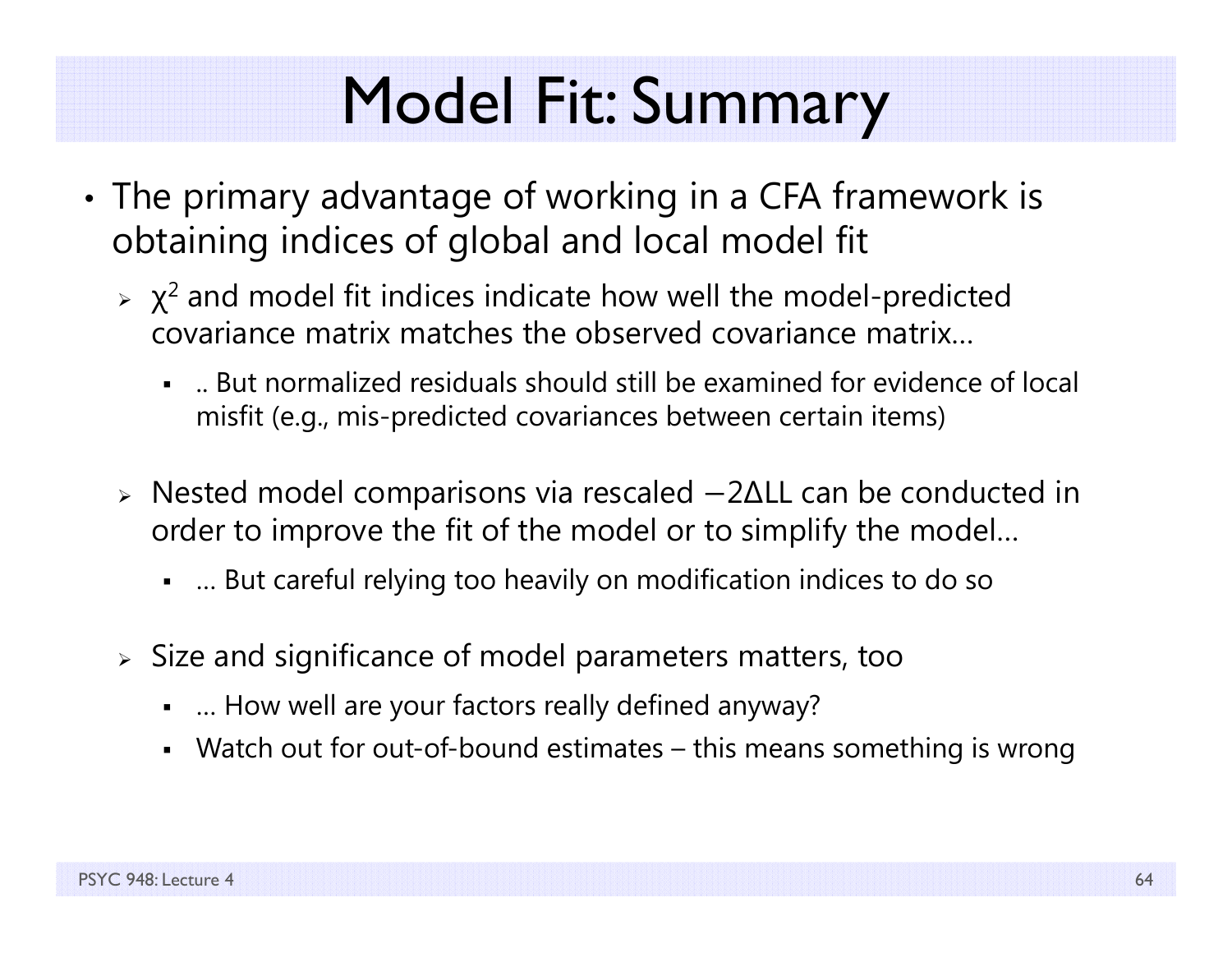# Model Fit: Summary

- The primary advantage of working in a CFA framework is obtaining indices of global and local model fit
  - $\chi^2$ and model fit indices indicate how well the model-predicted covariance matrix matches the observed covariance matrix…
    - .. But normalized residuals should still be examined for evidence of local misfit (e.g., mis-predicted covariances between certain items)
  - Nested model comparisons via rescaled $-2\Delta LL$ can be conducted in order to improve the fit of the model or to simplify the model…
    - … But careful relying too heavily on modification indices to do so
  - Size and significance of model parameters matters, too
    - … How well are your factors really defined anyway?
    - Watch out for out-of-bound estimates – this means something is wrong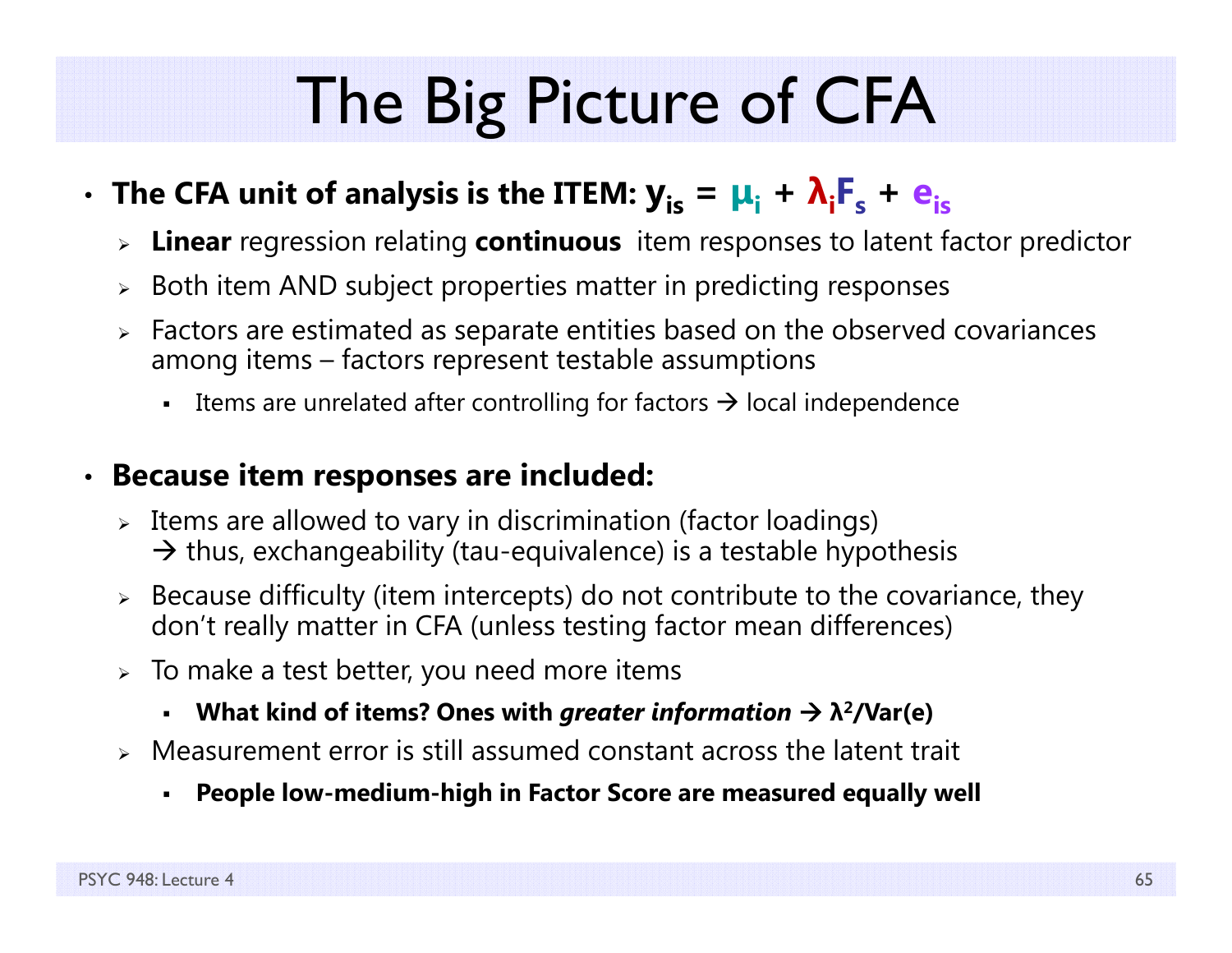# The Big Picture of CFA

- **The CFA unit of analysis is the ITEM: $y_{is} = \mu_i + \lambda_i F_s + e_{is}$**
  - **Linear** regression relating **continuous** item responses to latent factor predictor
  - Both item AND subject properties matter in predicting responses
  - Factors are estimated as separate entities based on the observed covariances among items – factors represent testable assumptions
    - Items are unrelated after controlling for factors → local independence
- **Because item responses are included:**
  - Items are allowed to vary in discrimination (factor loadings) → thus, exchangeability (tau-equivalence) is a testable hypothesis
  - Because difficulty (item intercepts) do not contribute to the covariance, they don't really matter in CFA (unless testing factor mean differences)
  - To make a test better, you need more items
    - **What kind of items? Ones with *greater information* → $\lambda^2$/Var(e)**
  - Measurement error is still assumed constant across the latent trait
    - **People low-medium-high in Factor Score are measured equally well**